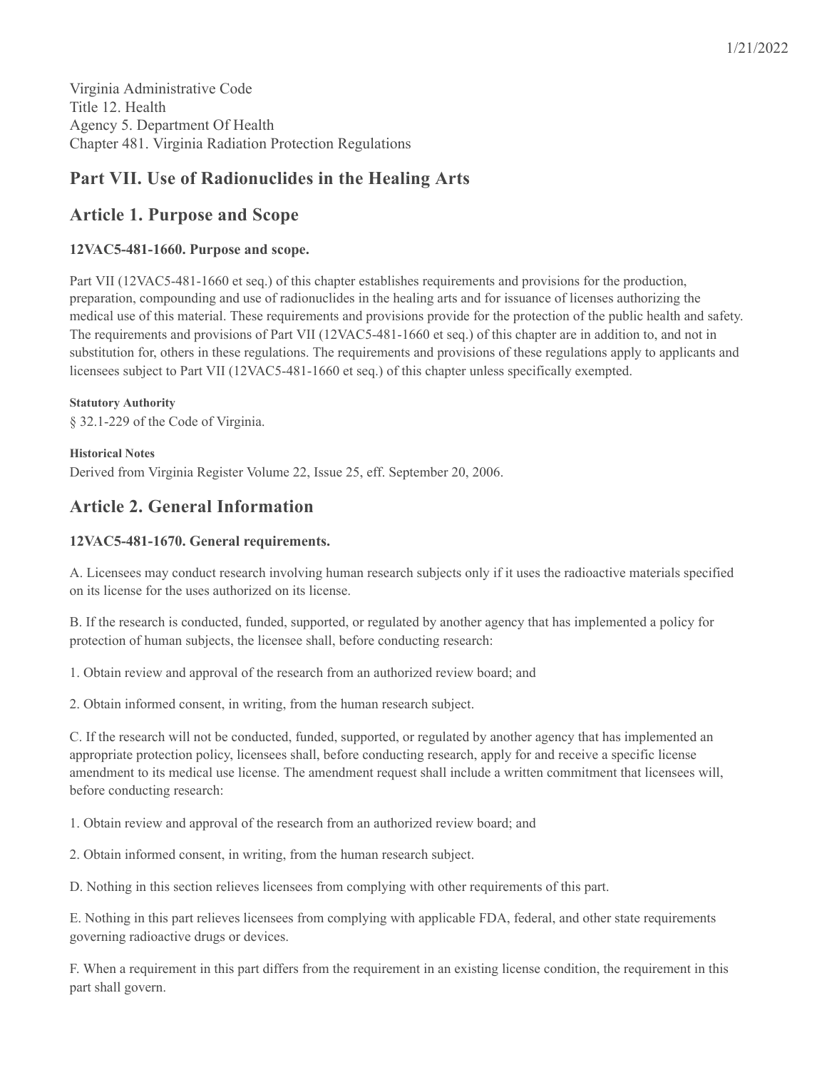Virginia Administrative Code
Title 12. Health
Agency 5. Department Of Health
Chapter 481. Virginia Radiation Protection Regulations

## Part VII. Use of Radionuclides in the Healing Arts

## Article 1. Purpose and Scope

### 12VAC5-481-1660. Purpose and scope.

Part VII (12VAC5-481-1660 et seq.) of this chapter establishes requirements and provisions for the production, preparation, compounding and use of radionuclides in the healing arts and for issuance of licenses authorizing the medical use of this material. These requirements and provisions provide for the protection of the public health and safety. The requirements and provisions of Part VII (12VAC5-481-1660 et seq.) of this chapter are in addition to, and not in substitution for, others in these regulations. The requirements and provisions of these regulations apply to applicants and licensees subject to Part VII (12VAC5-481-1660 et seq.) of this chapter unless specifically exempted.

**Statutory Authority**

§ 32.1-229 of the Code of Virginia.

**Historical Notes**

Derived from Virginia Register Volume 22, Issue 25, eff. September 20, 2006.

## Article 2. General Information

### 12VAC5-481-1670. General requirements.

A. Licensees may conduct research involving human research subjects only if it uses the radioactive materials specified on its license for the uses authorized on its license.

B. If the research is conducted, funded, supported, or regulated by another agency that has implemented a policy for protection of human subjects, the licensee shall, before conducting research:

1. Obtain review and approval of the research from an authorized review board; and

2. Obtain informed consent, in writing, from the human research subject.

C. If the research will not be conducted, funded, supported, or regulated by another agency that has implemented an appropriate protection policy, licensees shall, before conducting research, apply for and receive a specific license amendment to its medical use license. The amendment request shall include a written commitment that licensees will, before conducting research:

1. Obtain review and approval of the research from an authorized review board; and

2. Obtain informed consent, in writing, from the human research subject.

D. Nothing in this section relieves licensees from complying with other requirements of this part.

E. Nothing in this part relieves licensees from complying with applicable FDA, federal, and other state requirements governing radioactive drugs or devices.

F. When a requirement in this part differs from the requirement in an existing license condition, the requirement in this part shall govern.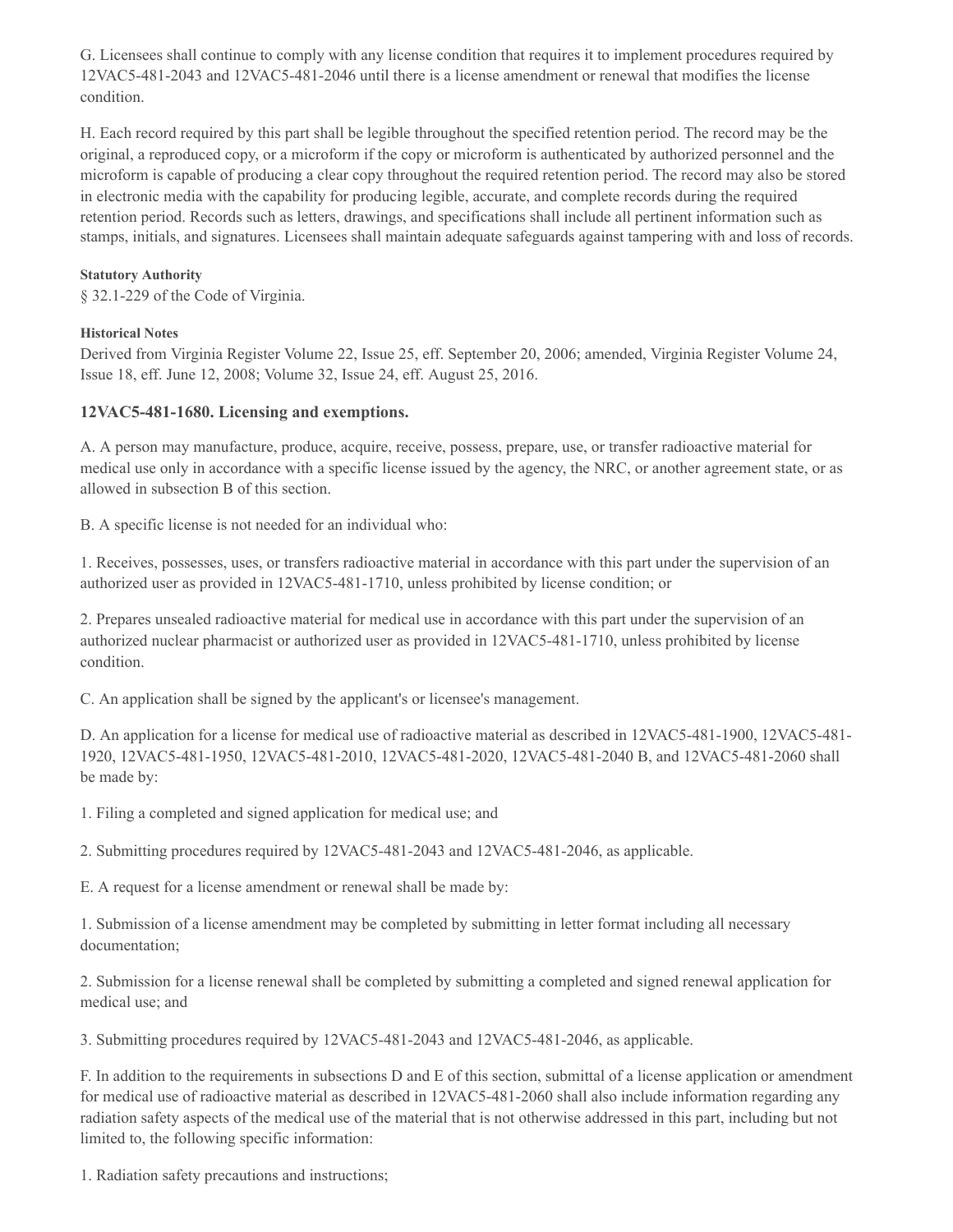G. Licensees shall continue to comply with any license condition that requires it to implement procedures required by 12VAC5-481-2043 and 12VAC5-481-2046 until there is a license amendment or renewal that modifies the license condition.

H. Each record required by this part shall be legible throughout the specified retention period. The record may be the original, a reproduced copy, or a microform if the copy or microform is authenticated by authorized personnel and the microform is capable of producing a clear copy throughout the required retention period. The record may also be stored in electronic media with the capability for producing legible, accurate, and complete records during the required retention period. Records such as letters, drawings, and specifications shall include all pertinent information such as stamps, initials, and signatures. Licensees shall maintain adequate safeguards against tampering with and loss of records.

**Statutory Authority**

§ 32.1-229 of the Code of Virginia.

**Historical Notes**

Derived from Virginia Register Volume 22, Issue 25, eff. September 20, 2006; amended, Virginia Register Volume 24, Issue 18, eff. June 12, 2008; Volume 32, Issue 24, eff. August 25, 2016.

### 12VAC5-481-1680. Licensing and exemptions.

A. A person may manufacture, produce, acquire, receive, possess, prepare, use, or transfer radioactive material for medical use only in accordance with a specific license issued by the agency, the NRC, or another agreement state, or as allowed in subsection B of this section.

B. A specific license is not needed for an individual who:

1. Receives, possesses, uses, or transfers radioactive material in accordance with this part under the supervision of an authorized user as provided in 12VAC5-481-1710, unless prohibited by license condition; or

2. Prepares unsealed radioactive material for medical use in accordance with this part under the supervision of an authorized nuclear pharmacist or authorized user as provided in 12VAC5-481-1710, unless prohibited by license condition.

C. An application shall be signed by the applicant's or licensee's management.

D. An application for a license for medical use of radioactive material as described in 12VAC5-481-1900, 12VAC5-481-1920, 12VAC5-481-1950, 12VAC5-481-2010, 12VAC5-481-2020, 12VAC5-481-2040 B, and 12VAC5-481-2060 shall be made by:

1. Filing a completed and signed application for medical use; and

2. Submitting procedures required by 12VAC5-481-2043 and 12VAC5-481-2046, as applicable.

E. A request for a license amendment or renewal shall be made by:

1. Submission of a license amendment may be completed by submitting in letter format including all necessary documentation;

2. Submission for a license renewal shall be completed by submitting a completed and signed renewal application for medical use; and

3. Submitting procedures required by 12VAC5-481-2043 and 12VAC5-481-2046, as applicable.

F. In addition to the requirements in subsections D and E of this section, submittal of a license application or amendment for medical use of radioactive material as described in 12VAC5-481-2060 shall also include information regarding any radiation safety aspects of the medical use of the material that is not otherwise addressed in this part, including but not limited to, the following specific information:

1. Radiation safety precautions and instructions;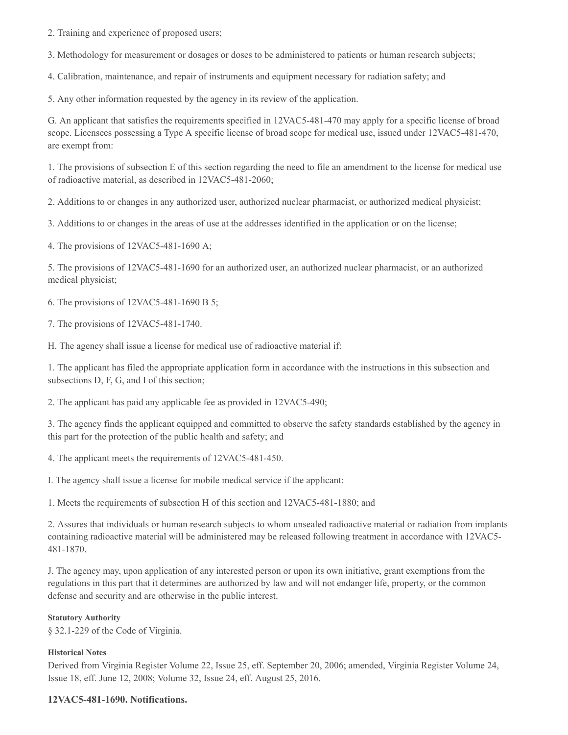2. Training and experience of proposed users;

3. Methodology for measurement or dosages or doses to be administered to patients or human research subjects;

4. Calibration, maintenance, and repair of instruments and equipment necessary for radiation safety; and

5. Any other information requested by the agency in its review of the application.

G. An applicant that satisfies the requirements specified in 12VAC5-481-470 may apply for a specific license of broad scope. Licensees possessing a Type A specific license of broad scope for medical use, issued under 12VAC5-481-470, are exempt from:

1. The provisions of subsection E of this section regarding the need to file an amendment to the license for medical use of radioactive material, as described in 12VAC5-481-2060;

2. Additions to or changes in any authorized user, authorized nuclear pharmacist, or authorized medical physicist;

3. Additions to or changes in the areas of use at the addresses identified in the application or on the license;

4. The provisions of 12VAC5-481-1690 A;

5. The provisions of 12VAC5-481-1690 for an authorized user, an authorized nuclear pharmacist, or an authorized medical physicist;

6. The provisions of 12VAC5-481-1690 B 5;

7. The provisions of 12VAC5-481-1740.

H. The agency shall issue a license for medical use of radioactive material if:

1. The applicant has filed the appropriate application form in accordance with the instructions in this subsection and subsections D, F, G, and I of this section;

2. The applicant has paid any applicable fee as provided in 12VAC5-490;

3. The agency finds the applicant equipped and committed to observe the safety standards established by the agency in this part for the protection of the public health and safety; and

4. The applicant meets the requirements of 12VAC5-481-450.

I. The agency shall issue a license for mobile medical service if the applicant:

1. Meets the requirements of subsection H of this section and 12VAC5-481-1880; and

2. Assures that individuals or human research subjects to whom unsealed radioactive material or radiation from implants containing radioactive material will be administered may be released following treatment in accordance with 12VAC5-481-1870.

J. The agency may, upon application of any interested person or upon its own initiative, grant exemptions from the regulations in this part that it determines are authorized by law and will not endanger life, property, or the common defense and security and are otherwise in the public interest.

**Statutory Authority**

§ 32.1-229 of the Code of Virginia.

**Historical Notes**

Derived from Virginia Register Volume 22, Issue 25, eff. September 20, 2006; amended, Virginia Register Volume 24, Issue 18, eff. June 12, 2008; Volume 32, Issue 24, eff. August 25, 2016.

### 12VAC5-481-1690. Notifications.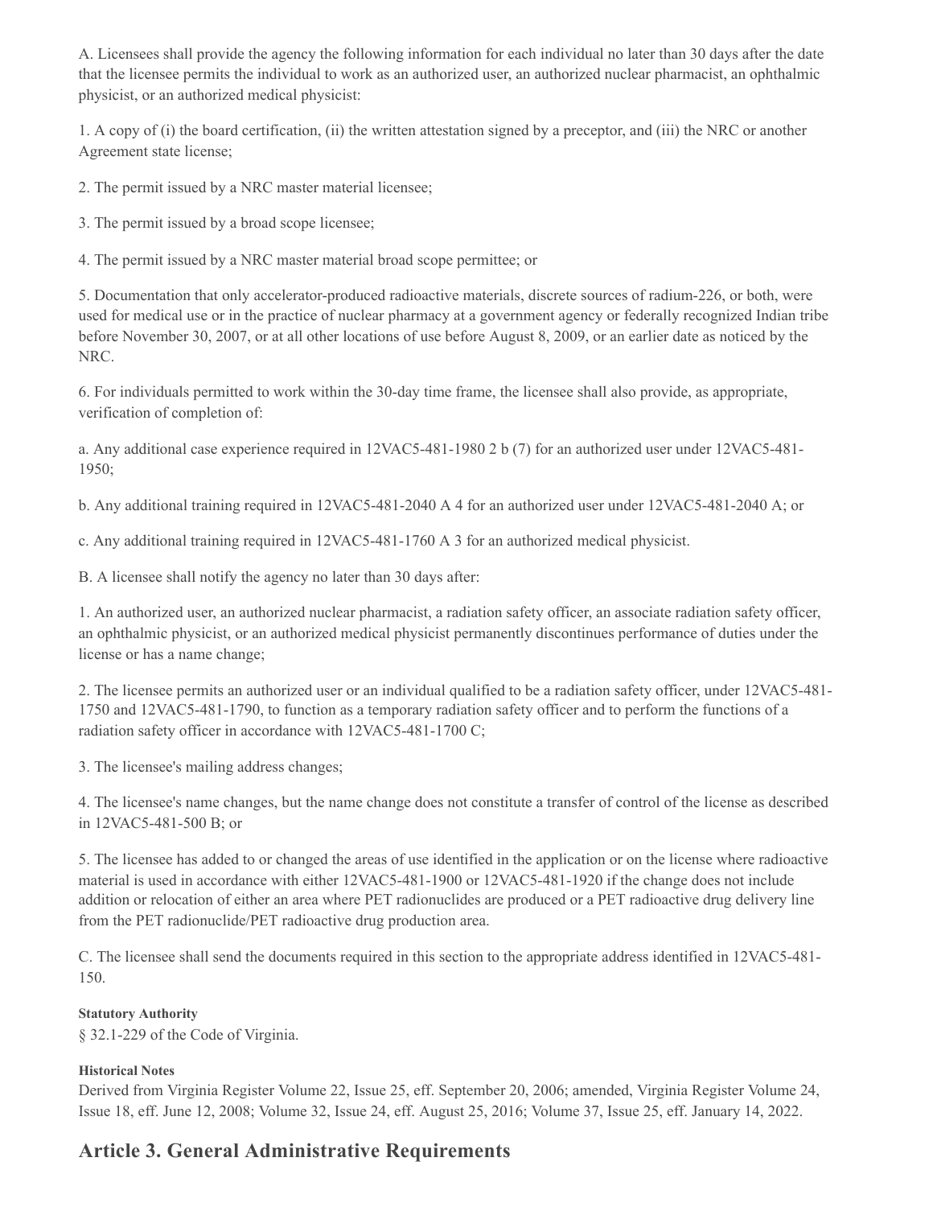A. Licensees shall provide the agency the following information for each individual no later than 30 days after the date that the licensee permits the individual to work as an authorized user, an authorized nuclear pharmacist, an ophthalmic physicist, or an authorized medical physicist:

1. A copy of (i) the board certification, (ii) the written attestation signed by a preceptor, and (iii) the NRC or another Agreement state license;

2. The permit issued by a NRC master material licensee;

3. The permit issued by a broad scope licensee;

4. The permit issued by a NRC master material broad scope permittee; or

5. Documentation that only accelerator-produced radioactive materials, discrete sources of radium-226, or both, were used for medical use or in the practice of nuclear pharmacy at a government agency or federally recognized Indian tribe before November 30, 2007, or at all other locations of use before August 8, 2009, or an earlier date as noticed by the NRC.

6. For individuals permitted to work within the 30-day time frame, the licensee shall also provide, as appropriate, verification of completion of:

a. Any additional case experience required in 12VAC5-481-1980 2 b (7) for an authorized user under 12VAC5-481-1950;

b. Any additional training required in 12VAC5-481-2040 A 4 for an authorized user under 12VAC5-481-2040 A; or

c. Any additional training required in 12VAC5-481-1760 A 3 for an authorized medical physicist.

B. A licensee shall notify the agency no later than 30 days after:

1. An authorized user, an authorized nuclear pharmacist, a radiation safety officer, an associate radiation safety officer, an ophthalmic physicist, or an authorized medical physicist permanently discontinues performance of duties under the license or has a name change;

2. The licensee permits an authorized user or an individual qualified to be a radiation safety officer, under 12VAC5-481-1750 and 12VAC5-481-1790, to function as a temporary radiation safety officer and to perform the functions of a radiation safety officer in accordance with 12VAC5-481-1700 C;

3. The licensee's mailing address changes;

4. The licensee's name changes, but the name change does not constitute a transfer of control of the license as described in 12VAC5-481-500 B; or

5. The licensee has added to or changed the areas of use identified in the application or on the license where radioactive material is used in accordance with either 12VAC5-481-1900 or 12VAC5-481-1920 if the change does not include addition or relocation of either an area where PET radionuclides are produced or a PET radioactive drug delivery line from the PET radionuclide/PET radioactive drug production area.

C. The licensee shall send the documents required in this section to the appropriate address identified in 12VAC5-481-150.

**Statutory Authority**

§ 32.1-229 of the Code of Virginia.

**Historical Notes**

Derived from Virginia Register Volume 22, Issue 25, eff. September 20, 2006; amended, Virginia Register Volume 24, Issue 18, eff. June 12, 2008; Volume 32, Issue 24, eff. August 25, 2016; Volume 37, Issue 25, eff. January 14, 2022.

## Article 3. General Administrative Requirements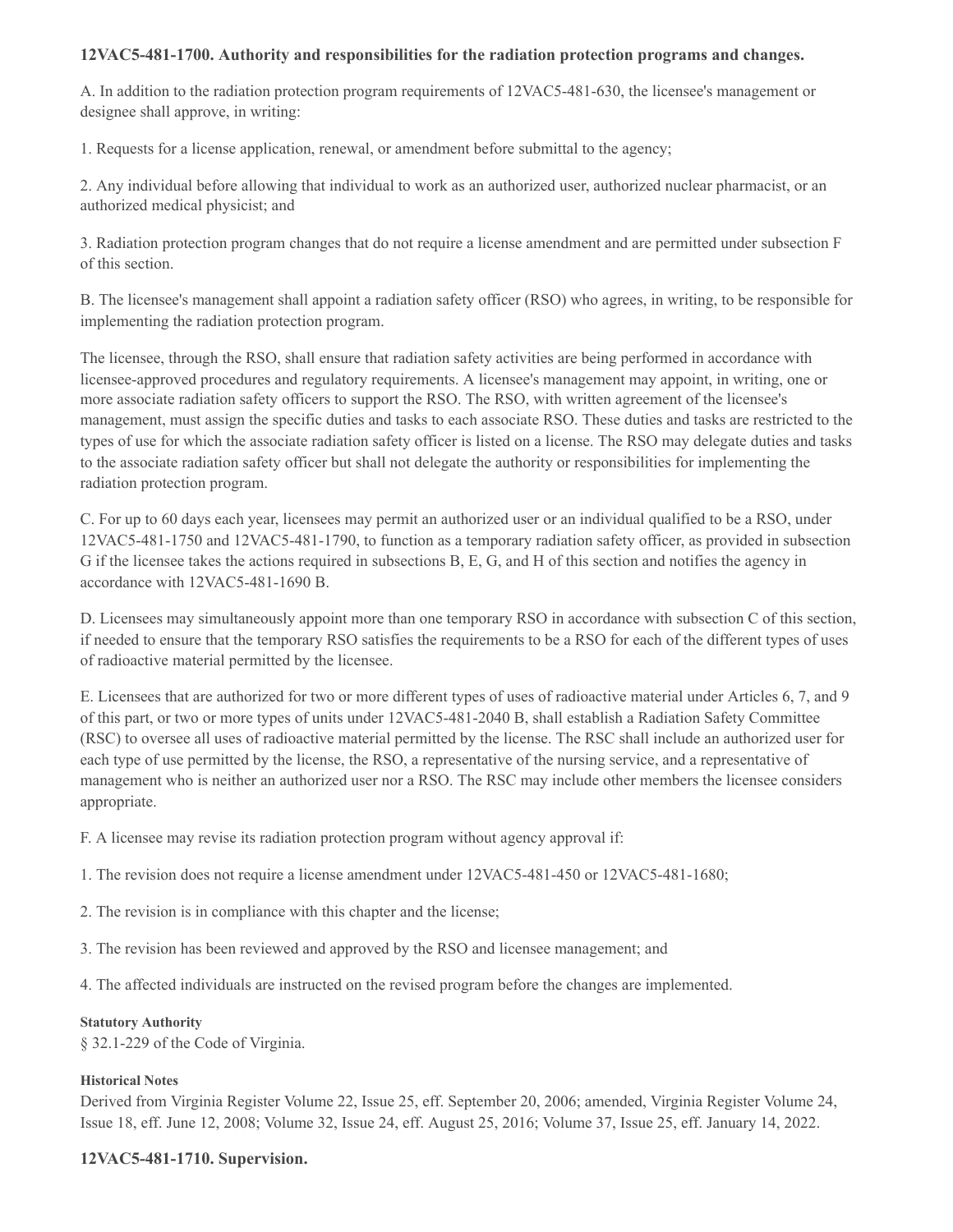### 12VAC5-481-1700. Authority and responsibilities for the radiation protection programs and changes.

A. In addition to the radiation protection program requirements of 12VAC5-481-630, the licensee's management or designee shall approve, in writing:

1. Requests for a license application, renewal, or amendment before submittal to the agency;

2. Any individual before allowing that individual to work as an authorized user, authorized nuclear pharmacist, or an authorized medical physicist; and

3. Radiation protection program changes that do not require a license amendment and are permitted under subsection F of this section.

B. The licensee's management shall appoint a radiation safety officer (RSO) who agrees, in writing, to be responsible for implementing the radiation protection program.

The licensee, through the RSO, shall ensure that radiation safety activities are being performed in accordance with licensee-approved procedures and regulatory requirements. A licensee's management may appoint, in writing, one or more associate radiation safety officers to support the RSO. The RSO, with written agreement of the licensee's management, must assign the specific duties and tasks to each associate RSO. These duties and tasks are restricted to the types of use for which the associate radiation safety officer is listed on a license. The RSO may delegate duties and tasks to the associate radiation safety officer but shall not delegate the authority or responsibilities for implementing the radiation protection program.

C. For up to 60 days each year, licensees may permit an authorized user or an individual qualified to be a RSO, under 12VAC5-481-1750 and 12VAC5-481-1790, to function as a temporary radiation safety officer, as provided in subsection G if the licensee takes the actions required in subsections B, E, G, and H of this section and notifies the agency in accordance with 12VAC5-481-1690 B.

D. Licensees may simultaneously appoint more than one temporary RSO in accordance with subsection C of this section, if needed to ensure that the temporary RSO satisfies the requirements to be a RSO for each of the different types of uses of radioactive material permitted by the licensee.

E. Licensees that are authorized for two or more different types of uses of radioactive material under Articles 6, 7, and 9 of this part, or two or more types of units under 12VAC5-481-2040 B, shall establish a Radiation Safety Committee (RSC) to oversee all uses of radioactive material permitted by the license. The RSC shall include an authorized user for each type of use permitted by the license, the RSO, a representative of the nursing service, and a representative of management who is neither an authorized user nor a RSO. The RSC may include other members the licensee considers appropriate.

F. A licensee may revise its radiation protection program without agency approval if:

1. The revision does not require a license amendment under 12VAC5-481-450 or 12VAC5-481-1680;

2. The revision is in compliance with this chapter and the license;

3. The revision has been reviewed and approved by the RSO and licensee management; and

4. The affected individuals are instructed on the revised program before the changes are implemented.

**Statutory Authority**

§ 32.1-229 of the Code of Virginia.

**Historical Notes**

Derived from Virginia Register Volume 22, Issue 25, eff. September 20, 2006; amended, Virginia Register Volume 24, Issue 18, eff. June 12, 2008; Volume 32, Issue 24, eff. August 25, 2016; Volume 37, Issue 25, eff. January 14, 2022.

### 12VAC5-481-1710. Supervision.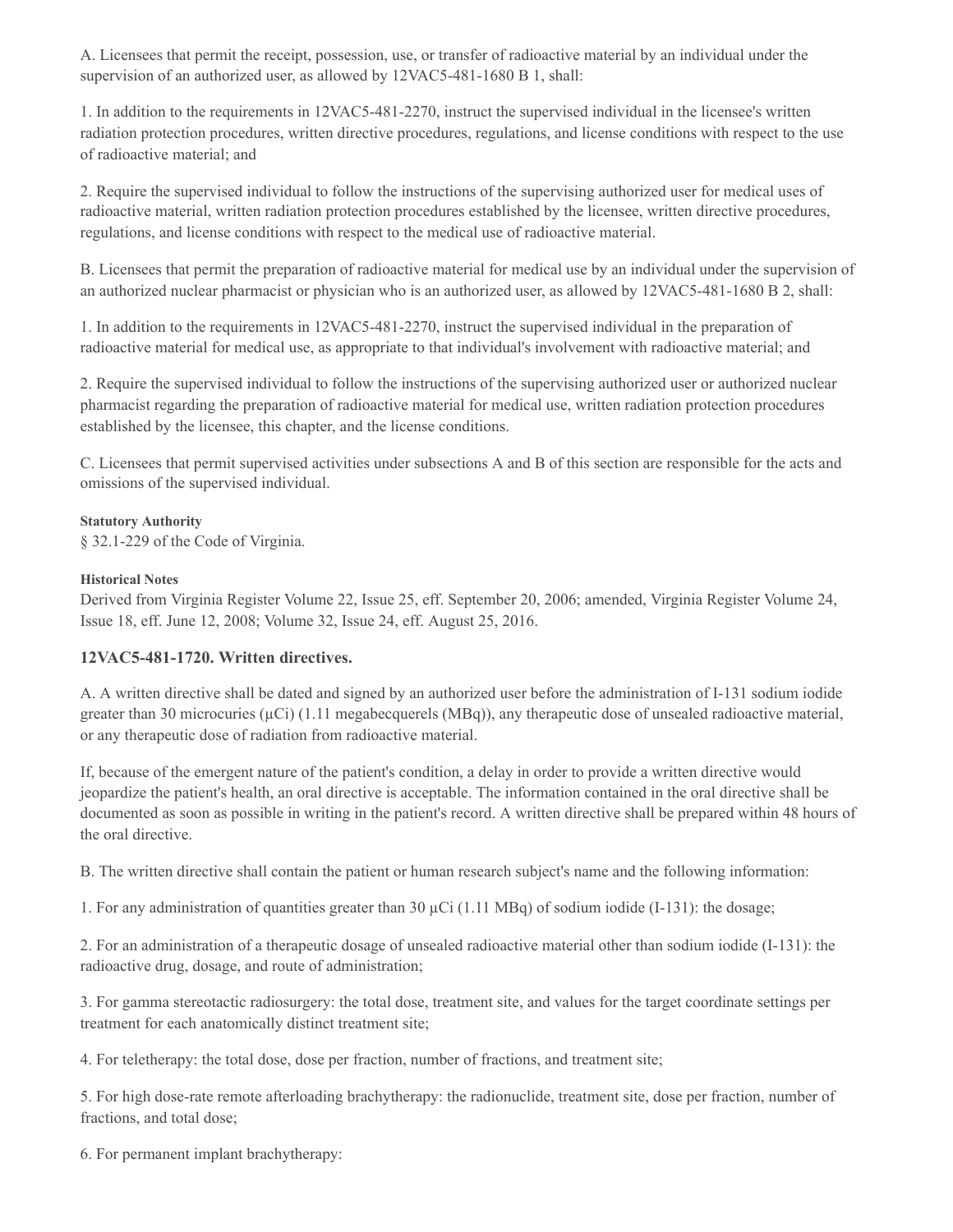A. Licensees that permit the receipt, possession, use, or transfer of radioactive material by an individual under the supervision of an authorized user, as allowed by 12VAC5-481-1680 B 1, shall:

1. In addition to the requirements in 12VAC5-481-2270, instruct the supervised individual in the licensee's written radiation protection procedures, written directive procedures, regulations, and license conditions with respect to the use of radioactive material; and

2. Require the supervised individual to follow the instructions of the supervising authorized user for medical uses of radioactive material, written radiation protection procedures established by the licensee, written directive procedures, regulations, and license conditions with respect to the medical use of radioactive material.

B. Licensees that permit the preparation of radioactive material for medical use by an individual under the supervision of an authorized nuclear pharmacist or physician who is an authorized user, as allowed by 12VAC5-481-1680 B 2, shall:

1. In addition to the requirements in 12VAC5-481-2270, instruct the supervised individual in the preparation of radioactive material for medical use, as appropriate to that individual's involvement with radioactive material; and

2. Require the supervised individual to follow the instructions of the supervising authorized user or authorized nuclear pharmacist regarding the preparation of radioactive material for medical use, written radiation protection procedures established by the licensee, this chapter, and the license conditions.

C. Licensees that permit supervised activities under subsections A and B of this section are responsible for the acts and omissions of the supervised individual.

**Statutory Authority**

§ 32.1-229 of the Code of Virginia.

**Historical Notes**

Derived from Virginia Register Volume 22, Issue 25, eff. September 20, 2006; amended, Virginia Register Volume 24, Issue 18, eff. June 12, 2008; Volume 32, Issue 24, eff. August 25, 2016.

### 12VAC5-481-1720. Written directives.

A. A written directive shall be dated and signed by an authorized user before the administration of I-131 sodium iodide greater than 30 microcuries (μCi) (1.11 megabecquerels (MBq)), any therapeutic dose of unsealed radioactive material, or any therapeutic dose of radiation from radioactive material.

If, because of the emergent nature of the patient's condition, a delay in order to provide a written directive would jeopardize the patient's health, an oral directive is acceptable. The information contained in the oral directive shall be documented as soon as possible in writing in the patient's record. A written directive shall be prepared within 48 hours of the oral directive.

B. The written directive shall contain the patient or human research subject's name and the following information:

1. For any administration of quantities greater than 30 μCi (1.11 MBq) of sodium iodide (I-131): the dosage;

2. For an administration of a therapeutic dosage of unsealed radioactive material other than sodium iodide (I-131): the radioactive drug, dosage, and route of administration;

3. For gamma stereotactic radiosurgery: the total dose, treatment site, and values for the target coordinate settings per treatment for each anatomically distinct treatment site;

4. For teletherapy: the total dose, dose per fraction, number of fractions, and treatment site;

5. For high dose-rate remote afterloading brachytherapy: the radionuclide, treatment site, dose per fraction, number of fractions, and total dose;

6. For permanent implant brachytherapy: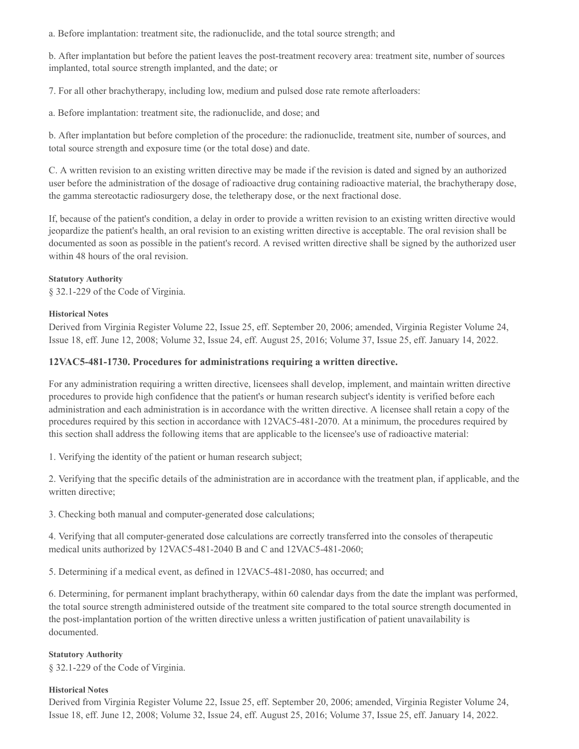a. Before implantation: treatment site, the radionuclide, and the total source strength; and

b. After implantation but before the patient leaves the post-treatment recovery area: treatment site, number of sources implanted, total source strength implanted, and the date; or

7. For all other brachytherapy, including low, medium and pulsed dose rate remote afterloaders:

a. Before implantation: treatment site, the radionuclide, and dose; and

b. After implantation but before completion of the procedure: the radionuclide, treatment site, number of sources, and total source strength and exposure time (or the total dose) and date.

C. A written revision to an existing written directive may be made if the revision is dated and signed by an authorized user before the administration of the dosage of radioactive drug containing radioactive material, the brachytherapy dose, the gamma stereotactic radiosurgery dose, the teletherapy dose, or the next fractional dose.

If, because of the patient's condition, a delay in order to provide a written revision to an existing written directive would jeopardize the patient's health, an oral revision to an existing written directive is acceptable. The oral revision shall be documented as soon as possible in the patient's record. A revised written directive shall be signed by the authorized user within 48 hours of the oral revision.

**Statutory Authority**

§ 32.1-229 of the Code of Virginia.

**Historical Notes**

Derived from Virginia Register Volume 22, Issue 25, eff. September 20, 2006; amended, Virginia Register Volume 24, Issue 18, eff. June 12, 2008; Volume 32, Issue 24, eff. August 25, 2016; Volume 37, Issue 25, eff. January 14, 2022.

### 12VAC5-481-1730. Procedures for administrations requiring a written directive.

For any administration requiring a written directive, licensees shall develop, implement, and maintain written directive procedures to provide high confidence that the patient's or human research subject's identity is verified before each administration and each administration is in accordance with the written directive. A licensee shall retain a copy of the procedures required by this section in accordance with 12VAC5-481-2070. At a minimum, the procedures required by this section shall address the following items that are applicable to the licensee's use of radioactive material:

1. Verifying the identity of the patient or human research subject;

2. Verifying that the specific details of the administration are in accordance with the treatment plan, if applicable, and the written directive;

3. Checking both manual and computer-generated dose calculations;

4. Verifying that all computer-generated dose calculations are correctly transferred into the consoles of therapeutic medical units authorized by 12VAC5-481-2040 B and C and 12VAC5-481-2060;

5. Determining if a medical event, as defined in 12VAC5-481-2080, has occurred; and

6. Determining, for permanent implant brachytherapy, within 60 calendar days from the date the implant was performed, the total source strength administered outside of the treatment site compared to the total source strength documented in the post-implantation portion of the written directive unless a written justification of patient unavailability is documented.

**Statutory Authority**

§ 32.1-229 of the Code of Virginia.

**Historical Notes**

Derived from Virginia Register Volume 22, Issue 25, eff. September 20, 2006; amended, Virginia Register Volume 24, Issue 18, eff. June 12, 2008; Volume 32, Issue 24, eff. August 25, 2016; Volume 37, Issue 25, eff. January 14, 2022.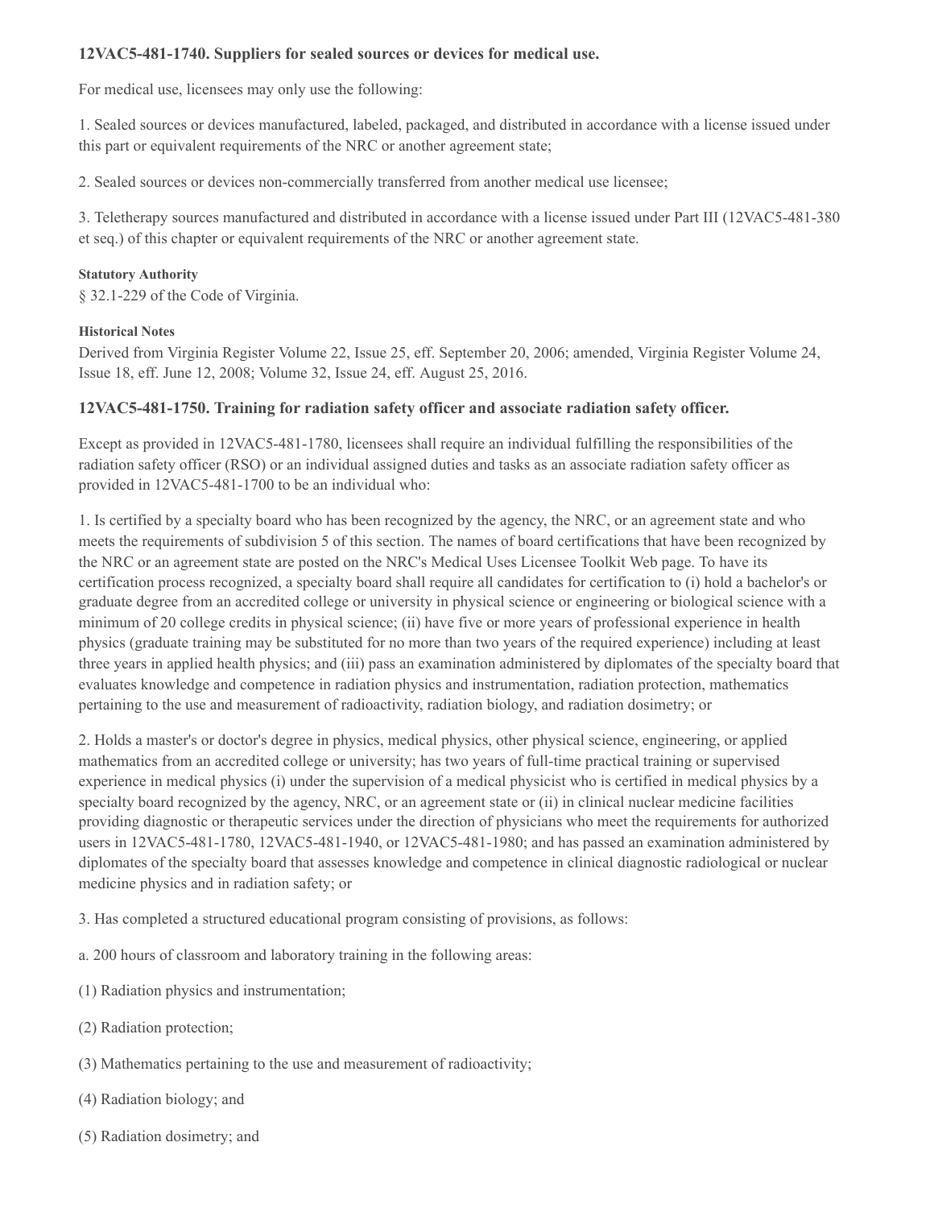### 12VAC5-481-1740. Suppliers for sealed sources or devices for medical use.

For medical use, licensees may only use the following:

1. Sealed sources or devices manufactured, labeled, packaged, and distributed in accordance with a license issued under this part or equivalent requirements of the NRC or another agreement state;

2. Sealed sources or devices non-commercially transferred from another medical use licensee;

3. Teletherapy sources manufactured and distributed in accordance with a license issued under Part III (12VAC5-481-380 et seq.) of this chapter or equivalent requirements of the NRC or another agreement state.

**Statutory Authority**

§ 32.1-229 of the Code of Virginia.

**Historical Notes**

Derived from Virginia Register Volume 22, Issue 25, eff. September 20, 2006; amended, Virginia Register Volume 24, Issue 18, eff. June 12, 2008; Volume 32, Issue 24, eff. August 25, 2016.

### 12VAC5-481-1750. Training for radiation safety officer and associate radiation safety officer.

Except as provided in 12VAC5-481-1780, licensees shall require an individual fulfilling the responsibilities of the radiation safety officer (RSO) or an individual assigned duties and tasks as an associate radiation safety officer as provided in 12VAC5-481-1700 to be an individual who:

1. Is certified by a specialty board who has been recognized by the agency, the NRC, or an agreement state and who meets the requirements of subdivision 5 of this section. The names of board certifications that have been recognized by the NRC or an agreement state are posted on the NRC's Medical Uses Licensee Toolkit Web page. To have its certification process recognized, a specialty board shall require all candidates for certification to (i) hold a bachelor's or graduate degree from an accredited college or university in physical science or engineering or biological science with a minimum of 20 college credits in physical science; (ii) have five or more years of professional experience in health physics (graduate training may be substituted for no more than two years of the required experience) including at least three years in applied health physics; and (iii) pass an examination administered by diplomates of the specialty board that evaluates knowledge and competence in radiation physics and instrumentation, radiation protection, mathematics pertaining to the use and measurement of radioactivity, radiation biology, and radiation dosimetry; or

2. Holds a master's or doctor's degree in physics, medical physics, other physical science, engineering, or applied mathematics from an accredited college or university; has two years of full-time practical training or supervised experience in medical physics (i) under the supervision of a medical physicist who is certified in medical physics by a specialty board recognized by the agency, NRC, or an agreement state or (ii) in clinical nuclear medicine facilities providing diagnostic or therapeutic services under the direction of physicians who meet the requirements for authorized users in 12VAC5-481-1780, 12VAC5-481-1940, or 12VAC5-481-1980; and has passed an examination administered by diplomates of the specialty board that assesses knowledge and competence in clinical diagnostic radiological or nuclear medicine physics and in radiation safety; or

3. Has completed a structured educational program consisting of provisions, as follows:

a. 200 hours of classroom and laboratory training in the following areas:

(1) Radiation physics and instrumentation;

(2) Radiation protection;

(3) Mathematics pertaining to the use and measurement of radioactivity;

(4) Radiation biology; and

(5) Radiation dosimetry; and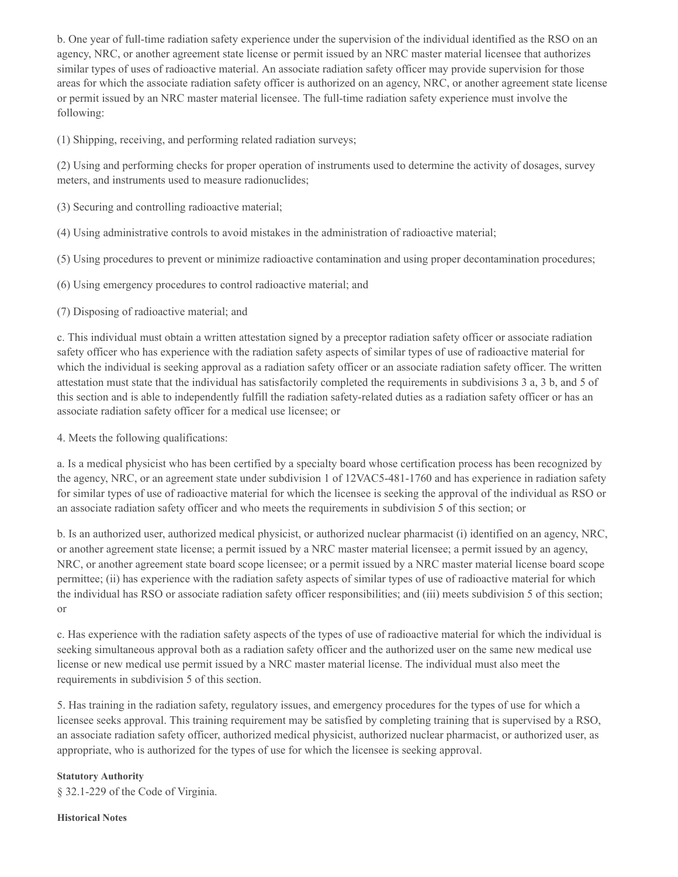b. One year of full-time radiation safety experience under the supervision of the individual identified as the RSO on an agency, NRC, or another agreement state license or permit issued by an NRC master material licensee that authorizes similar types of uses of radioactive material. An associate radiation safety officer may provide supervision for those areas for which the associate radiation safety officer is authorized on an agency, NRC, or another agreement state license or permit issued by an NRC master material licensee. The full-time radiation safety experience must involve the following:

(1) Shipping, receiving, and performing related radiation surveys;

(2) Using and performing checks for proper operation of instruments used to determine the activity of dosages, survey meters, and instruments used to measure radionuclides;

(3) Securing and controlling radioactive material;

(4) Using administrative controls to avoid mistakes in the administration of radioactive material;

(5) Using procedures to prevent or minimize radioactive contamination and using proper decontamination procedures;

(6) Using emergency procedures to control radioactive material; and

(7) Disposing of radioactive material; and

c. This individual must obtain a written attestation signed by a preceptor radiation safety officer or associate radiation safety officer who has experience with the radiation safety aspects of similar types of use of radioactive material for which the individual is seeking approval as a radiation safety officer or an associate radiation safety officer. The written attestation must state that the individual has satisfactorily completed the requirements in subdivisions 3 a, 3 b, and 5 of this section and is able to independently fulfill the radiation safety-related duties as a radiation safety officer or has an associate radiation safety officer for a medical use licensee; or

4. Meets the following qualifications:

a. Is a medical physicist who has been certified by a specialty board whose certification process has been recognized by the agency, NRC, or an agreement state under subdivision 1 of 12VAC5-481-1760 and has experience in radiation safety for similar types of use of radioactive material for which the licensee is seeking the approval of the individual as RSO or an associate radiation safety officer and who meets the requirements in subdivision 5 of this section; or

b. Is an authorized user, authorized medical physicist, or authorized nuclear pharmacist (i) identified on an agency, NRC, or another agreement state license; a permit issued by a NRC master material licensee; a permit issued by an agency, NRC, or another agreement state board scope licensee; or a permit issued by a NRC master material license board scope permittee; (ii) has experience with the radiation safety aspects of similar types of use of radioactive material for which the individual has RSO or associate radiation safety officer responsibilities; and (iii) meets subdivision 5 of this section; or

c. Has experience with the radiation safety aspects of the types of use of radioactive material for which the individual is seeking simultaneous approval both as a radiation safety officer and the authorized user on the same new medical use license or new medical use permit issued by a NRC master material license. The individual must also meet the requirements in subdivision 5 of this section.

5. Has training in the radiation safety, regulatory issues, and emergency procedures for the types of use for which a licensee seeks approval. This training requirement may be satisfied by completing training that is supervised by a RSO, an associate radiation safety officer, authorized medical physicist, authorized nuclear pharmacist, or authorized user, as appropriate, who is authorized for the types of use for which the licensee is seeking approval.

**Statutory Authority**

§ 32.1-229 of the Code of Virginia.

**Historical Notes**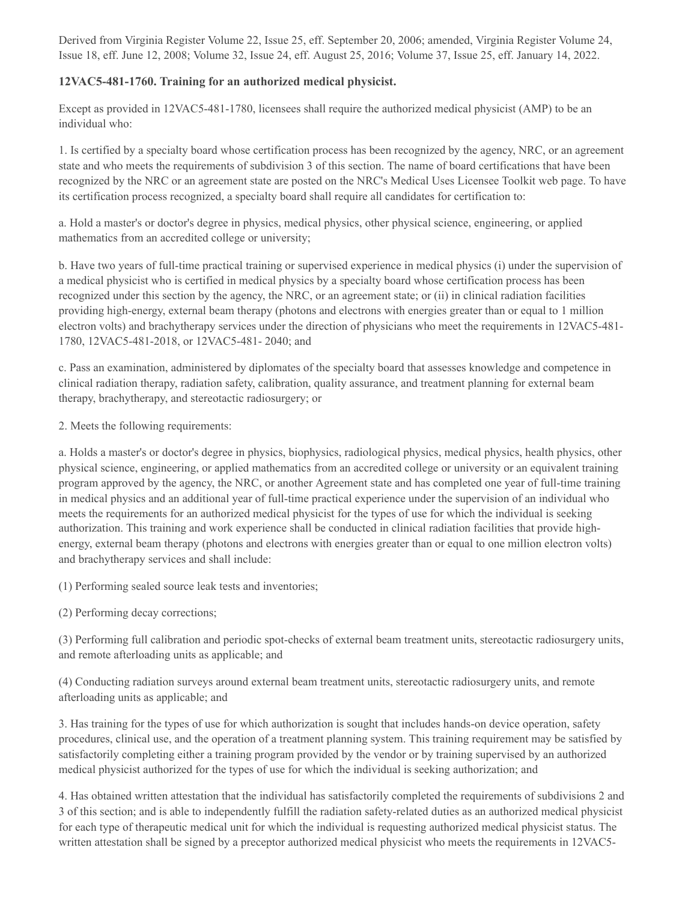Derived from Virginia Register Volume 22, Issue 25, eff. September 20, 2006; amended, Virginia Register Volume 24, Issue 18, eff. June 12, 2008; Volume 32, Issue 24, eff. August 25, 2016; Volume 37, Issue 25, eff. January 14, 2022.

**12VAC5-481-1760. Training for an authorized medical physicist.**

Except as provided in 12VAC5-481-1780, licensees shall require the authorized medical physicist (AMP) to be an individual who:

1. Is certified by a specialty board whose certification process has been recognized by the agency, NRC, or an agreement state and who meets the requirements of subdivision 3 of this section. The name of board certifications that have been recognized by the NRC or an agreement state are posted on the NRC's Medical Uses Licensee Toolkit web page. To have its certification process recognized, a specialty board shall require all candidates for certification to:

a. Hold a master's or doctor's degree in physics, medical physics, other physical science, engineering, or applied mathematics from an accredited college or university;

b. Have two years of full-time practical training or supervised experience in medical physics (i) under the supervision of a medical physicist who is certified in medical physics by a specialty board whose certification process has been recognized under this section by the agency, the NRC, or an agreement state; or (ii) in clinical radiation facilities providing high-energy, external beam therapy (photons and electrons with energies greater than or equal to 1 million electron volts) and brachytherapy services under the direction of physicians who meet the requirements in 12VAC5-481-1780, 12VAC5-481-2018, or 12VAC5-481- 2040; and

c. Pass an examination, administered by diplomates of the specialty board that assesses knowledge and competence in clinical radiation therapy, radiation safety, calibration, quality assurance, and treatment planning for external beam therapy, brachytherapy, and stereotactic radiosurgery; or

2. Meets the following requirements:

a. Holds a master's or doctor's degree in physics, biophysics, radiological physics, medical physics, health physics, other physical science, engineering, or applied mathematics from an accredited college or university or an equivalent training program approved by the agency, the NRC, or another Agreement state and has completed one year of full-time training in medical physics and an additional year of full-time practical experience under the supervision of an individual who meets the requirements for an authorized medical physicist for the types of use for which the individual is seeking authorization. This training and work experience shall be conducted in clinical radiation facilities that provide high-energy, external beam therapy (photons and electrons with energies greater than or equal to one million electron volts) and brachytherapy services and shall include:

(1) Performing sealed source leak tests and inventories;

(2) Performing decay corrections;

(3) Performing full calibration and periodic spot-checks of external beam treatment units, stereotactic radiosurgery units, and remote afterloading units as applicable; and

(4) Conducting radiation surveys around external beam treatment units, stereotactic radiosurgery units, and remote afterloading units as applicable; and

3. Has training for the types of use for which authorization is sought that includes hands-on device operation, safety procedures, clinical use, and the operation of a treatment planning system. This training requirement may be satisfied by satisfactorily completing either a training program provided by the vendor or by training supervised by an authorized medical physicist authorized for the types of use for which the individual is seeking authorization; and

4. Has obtained written attestation that the individual has satisfactorily completed the requirements of subdivisions 2 and 3 of this section; and is able to independently fulfill the radiation safety-related duties as an authorized medical physicist for each type of therapeutic medical unit for which the individual is requesting authorized medical physicist status. The written attestation shall be signed by a preceptor authorized medical physicist who meets the requirements in 12VAC5-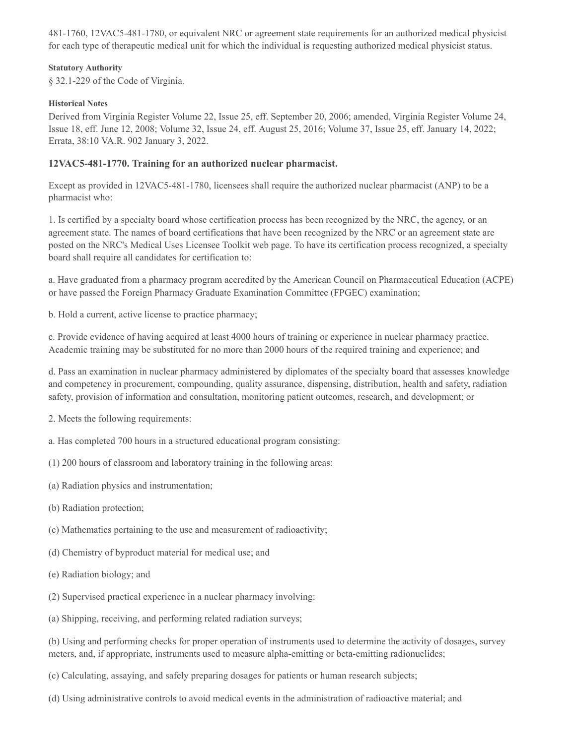481-1760, 12VAC5-481-1780, or equivalent NRC or agreement state requirements for an authorized medical physicist for each type of therapeutic medical unit for which the individual is requesting authorized medical physicist status.

**Statutory Authority**

§ 32.1-229 of the Code of Virginia.

**Historical Notes**

Derived from Virginia Register Volume 22, Issue 25, eff. September 20, 2006; amended, Virginia Register Volume 24, Issue 18, eff. June 12, 2008; Volume 32, Issue 24, eff. August 25, 2016; Volume 37, Issue 25, eff. January 14, 2022; Errata, 38:10 VA.R. 902 January 3, 2022.

### 12VAC5-481-1770. Training for an authorized nuclear pharmacist.

Except as provided in 12VAC5-481-1780, licensees shall require the authorized nuclear pharmacist (ANP) to be a pharmacist who:

1. Is certified by a specialty board whose certification process has been recognized by the NRC, the agency, or an agreement state. The names of board certifications that have been recognized by the NRC or an agreement state are posted on the NRC's Medical Uses Licensee Toolkit web page. To have its certification process recognized, a specialty board shall require all candidates for certification to:

a. Have graduated from a pharmacy program accredited by the American Council on Pharmaceutical Education (ACPE) or have passed the Foreign Pharmacy Graduate Examination Committee (FPGEC) examination;

b. Hold a current, active license to practice pharmacy;

c. Provide evidence of having acquired at least 4000 hours of training or experience in nuclear pharmacy practice. Academic training may be substituted for no more than 2000 hours of the required training and experience; and

d. Pass an examination in nuclear pharmacy administered by diplomates of the specialty board that assesses knowledge and competency in procurement, compounding, quality assurance, dispensing, distribution, health and safety, radiation safety, provision of information and consultation, monitoring patient outcomes, research, and development; or

2. Meets the following requirements:

a. Has completed 700 hours in a structured educational program consisting:

(1) 200 hours of classroom and laboratory training in the following areas:

(a) Radiation physics and instrumentation;

(b) Radiation protection;

(c) Mathematics pertaining to the use and measurement of radioactivity;

(d) Chemistry of byproduct material for medical use; and

(e) Radiation biology; and

(2) Supervised practical experience in a nuclear pharmacy involving:

(a) Shipping, receiving, and performing related radiation surveys;

(b) Using and performing checks for proper operation of instruments used to determine the activity of dosages, survey meters, and, if appropriate, instruments used to measure alpha-emitting or beta-emitting radionuclides;

(c) Calculating, assaying, and safely preparing dosages for patients or human research subjects;

(d) Using administrative controls to avoid medical events in the administration of radioactive material; and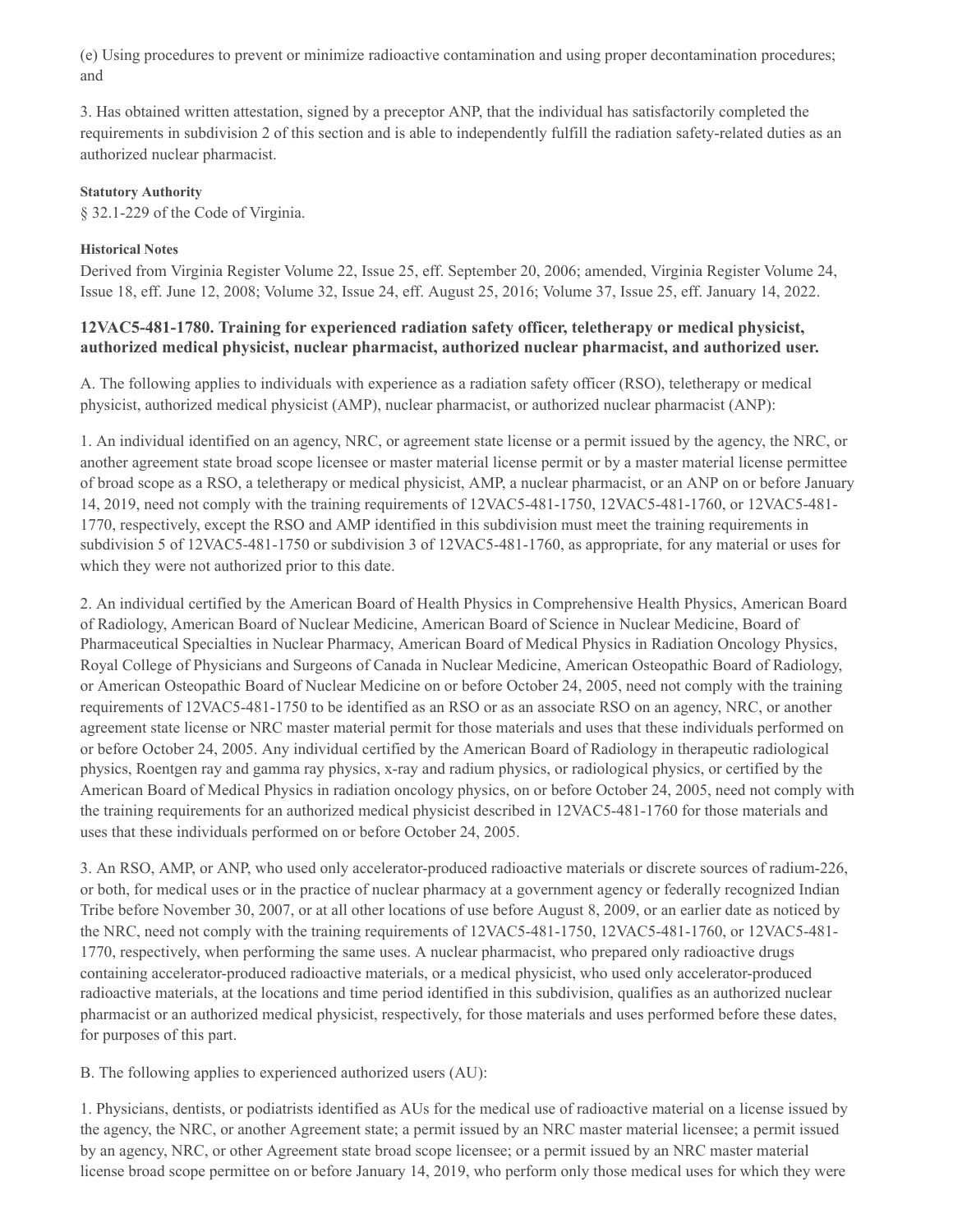(e) Using procedures to prevent or minimize radioactive contamination and using proper decontamination procedures; and

3. Has obtained written attestation, signed by a preceptor ANP, that the individual has satisfactorily completed the requirements in subdivision 2 of this section and is able to independently fulfill the radiation safety-related duties as an authorized nuclear pharmacist.

**Statutory Authority**

§ 32.1-229 of the Code of Virginia.

**Historical Notes**

Derived from Virginia Register Volume 22, Issue 25, eff. September 20, 2006; amended, Virginia Register Volume 24, Issue 18, eff. June 12, 2008; Volume 32, Issue 24, eff. August 25, 2016; Volume 37, Issue 25, eff. January 14, 2022.

### 12VAC5-481-1780. Training for experienced radiation safety officer, teletherapy or medical physicist, authorized medical physicist, nuclear pharmacist, authorized nuclear pharmacist, and authorized user.

A. The following applies to individuals with experience as a radiation safety officer (RSO), teletherapy or medical physicist, authorized medical physicist (AMP), nuclear pharmacist, or authorized nuclear pharmacist (ANP):

1. An individual identified on an agency, NRC, or agreement state license or a permit issued by the agency, the NRC, or another agreement state broad scope licensee or master material license permit or by a master material license permittee of broad scope as a RSO, a teletherapy or medical physicist, AMP, a nuclear pharmacist, or an ANP on or before January 14, 2019, need not comply with the training requirements of 12VAC5-481-1750, 12VAC5-481-1760, or 12VAC5-481-1770, respectively, except the RSO and AMP identified in this subdivision must meet the training requirements in subdivision 5 of 12VAC5-481-1750 or subdivision 3 of 12VAC5-481-1760, as appropriate, for any material or uses for which they were not authorized prior to this date.

2. An individual certified by the American Board of Health Physics in Comprehensive Health Physics, American Board of Radiology, American Board of Nuclear Medicine, American Board of Science in Nuclear Medicine, Board of Pharmaceutical Specialties in Nuclear Pharmacy, American Board of Medical Physics in Radiation Oncology Physics, Royal College of Physicians and Surgeons of Canada in Nuclear Medicine, American Osteopathic Board of Radiology, or American Osteopathic Board of Nuclear Medicine on or before October 24, 2005, need not comply with the training requirements of 12VAC5-481-1750 to be identified as an RSO or as an associate RSO on an agency, NRC, or another agreement state license or NRC master material permit for those materials and uses that these individuals performed on or before October 24, 2005. Any individual certified by the American Board of Radiology in therapeutic radiological physics, Roentgen ray and gamma ray physics, x-ray and radium physics, or radiological physics, or certified by the American Board of Medical Physics in radiation oncology physics, on or before October 24, 2005, need not comply with the training requirements for an authorized medical physicist described in 12VAC5-481-1760 for those materials and uses that these individuals performed on or before October 24, 2005.

3. An RSO, AMP, or ANP, who used only accelerator-produced radioactive materials or discrete sources of radium-226, or both, for medical uses or in the practice of nuclear pharmacy at a government agency or federally recognized Indian Tribe before November 30, 2007, or at all other locations of use before August 8, 2009, or an earlier date as noticed by the NRC, need not comply with the training requirements of 12VAC5-481-1750, 12VAC5-481-1760, or 12VAC5-481-1770, respectively, when performing the same uses. A nuclear pharmacist, who prepared only radioactive drugs containing accelerator-produced radioactive materials, or a medical physicist, who used only accelerator-produced radioactive materials, at the locations and time period identified in this subdivision, qualifies as an authorized nuclear pharmacist or an authorized medical physicist, respectively, for those materials and uses performed before these dates, for purposes of this part.

B. The following applies to experienced authorized users (AU):

1. Physicians, dentists, or podiatrists identified as AUs for the medical use of radioactive material on a license issued by the agency, the NRC, or another Agreement state; a permit issued by an NRC master material licensee; a permit issued by an agency, NRC, or other Agreement state broad scope licensee; or a permit issued by an NRC master material license broad scope permittee on or before January 14, 2019, who perform only those medical uses for which they were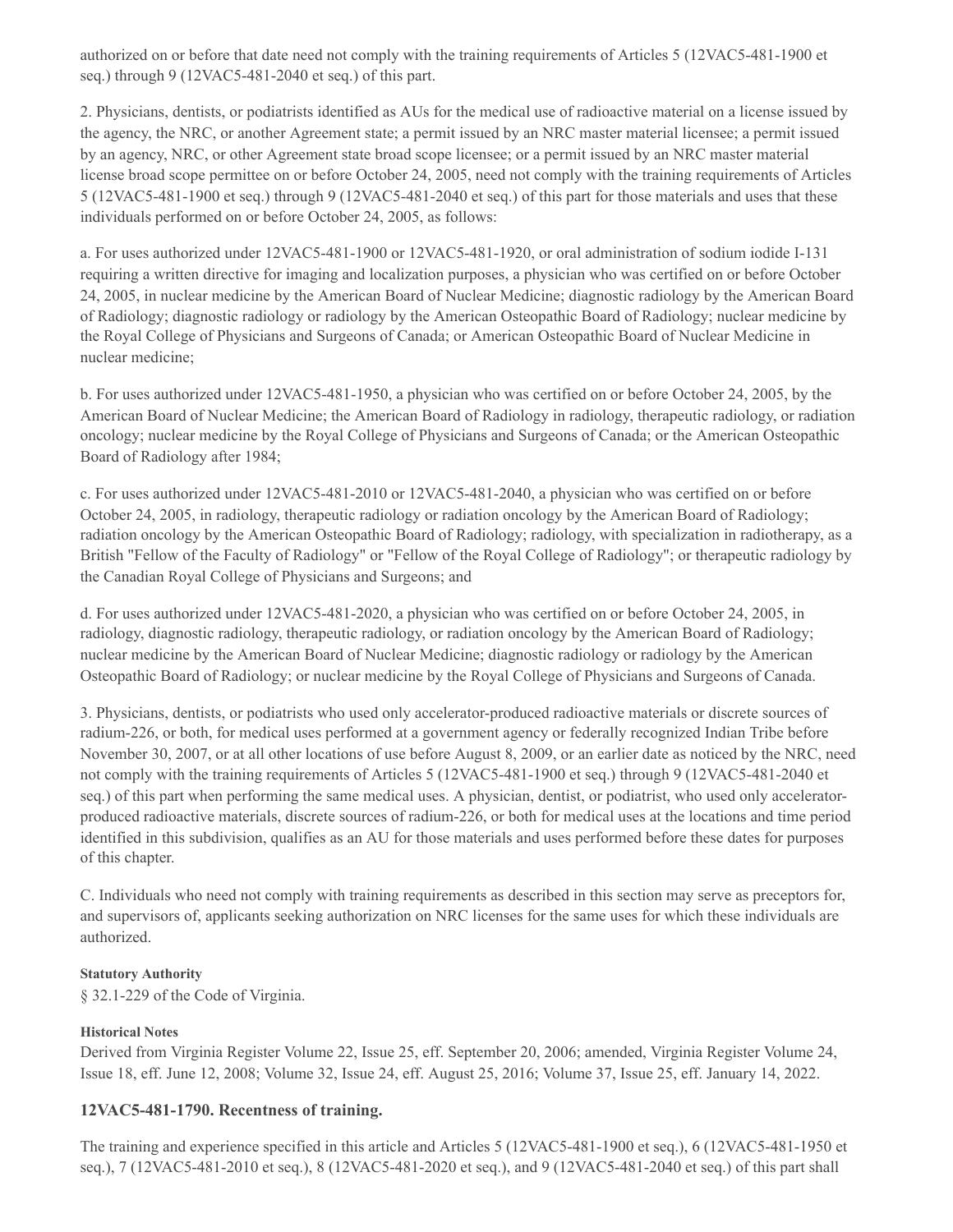authorized on or before that date need not comply with the training requirements of Articles 5 (12VAC5-481-1900 et seq.) through 9 (12VAC5-481-2040 et seq.) of this part.

2. Physicians, dentists, or podiatrists identified as AUs for the medical use of radioactive material on a license issued by the agency, the NRC, or another Agreement state; a permit issued by an NRC master material licensee; a permit issued by an agency, NRC, or other Agreement state broad scope licensee; or a permit issued by an NRC master material license broad scope permittee on or before October 24, 2005, need not comply with the training requirements of Articles 5 (12VAC5-481-1900 et seq.) through 9 (12VAC5-481-2040 et seq.) of this part for those materials and uses that these individuals performed on or before October 24, 2005, as follows:

a. For uses authorized under 12VAC5-481-1900 or 12VAC5-481-1920, or oral administration of sodium iodide I-131 requiring a written directive for imaging and localization purposes, a physician who was certified on or before October 24, 2005, in nuclear medicine by the American Board of Nuclear Medicine; diagnostic radiology by the American Board of Radiology; diagnostic radiology or radiology by the American Osteopathic Board of Radiology; nuclear medicine by the Royal College of Physicians and Surgeons of Canada; or American Osteopathic Board of Nuclear Medicine in nuclear medicine;

b. For uses authorized under 12VAC5-481-1950, a physician who was certified on or before October 24, 2005, by the American Board of Nuclear Medicine; the American Board of Radiology in radiology, therapeutic radiology, or radiation oncology; nuclear medicine by the Royal College of Physicians and Surgeons of Canada; or the American Osteopathic Board of Radiology after 1984;

c. For uses authorized under 12VAC5-481-2010 or 12VAC5-481-2040, a physician who was certified on or before October 24, 2005, in radiology, therapeutic radiology or radiation oncology by the American Board of Radiology; radiation oncology by the American Osteopathic Board of Radiology; radiology, with specialization in radiotherapy, as a British "Fellow of the Faculty of Radiology" or "Fellow of the Royal College of Radiology"; or therapeutic radiology by the Canadian Royal College of Physicians and Surgeons; and

d. For uses authorized under 12VAC5-481-2020, a physician who was certified on or before October 24, 2005, in radiology, diagnostic radiology, therapeutic radiology, or radiation oncology by the American Board of Radiology; nuclear medicine by the American Board of Nuclear Medicine; diagnostic radiology or radiology by the American Osteopathic Board of Radiology; or nuclear medicine by the Royal College of Physicians and Surgeons of Canada.

3. Physicians, dentists, or podiatrists who used only accelerator-produced radioactive materials or discrete sources of radium-226, or both, for medical uses performed at a government agency or federally recognized Indian Tribe before November 30, 2007, or at all other locations of use before August 8, 2009, or an earlier date as noticed by the NRC, need not comply with the training requirements of Articles 5 (12VAC5-481-1900 et seq.) through 9 (12VAC5-481-2040 et seq.) of this part when performing the same medical uses. A physician, dentist, or podiatrist, who used only accelerator-produced radioactive materials, discrete sources of radium-226, or both for medical uses at the locations and time period identified in this subdivision, qualifies as an AU for those materials and uses performed before these dates for purposes of this chapter.

C. Individuals who need not comply with training requirements as described in this section may serve as preceptors for, and supervisors of, applicants seeking authorization on NRC licenses for the same uses for which these individuals are authorized.

**Statutory Authority**

§ 32.1-229 of the Code of Virginia.

**Historical Notes**

Derived from Virginia Register Volume 22, Issue 25, eff. September 20, 2006; amended, Virginia Register Volume 24, Issue 18, eff. June 12, 2008; Volume 32, Issue 24, eff. August 25, 2016; Volume 37, Issue 25, eff. January 14, 2022.

### 12VAC5-481-1790. Recentness of training.

The training and experience specified in this article and Articles 5 (12VAC5-481-1900 et seq.), 6 (12VAC5-481-1950 et seq.), 7 (12VAC5-481-2010 et seq.), 8 (12VAC5-481-2020 et seq.), and 9 (12VAC5-481-2040 et seq.) of this part shall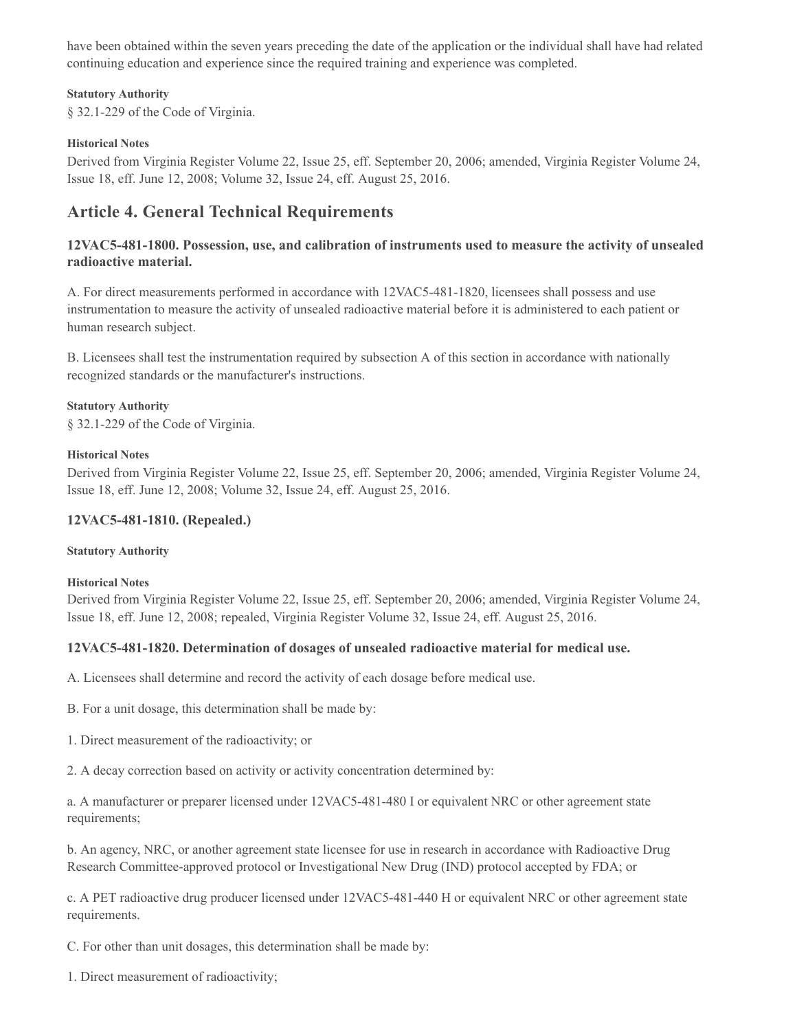have been obtained within the seven years preceding the date of the application or the individual shall have had related continuing education and experience since the required training and experience was completed.

**Statutory Authority**

§ 32.1-229 of the Code of Virginia.

**Historical Notes**

Derived from Virginia Register Volume 22, Issue 25, eff. September 20, 2006; amended, Virginia Register Volume 24, Issue 18, eff. June 12, 2008; Volume 32, Issue 24, eff. August 25, 2016.

## Article 4. General Technical Requirements

### 12VAC5-481-1800. Possession, use, and calibration of instruments used to measure the activity of unsealed radioactive material.

A. For direct measurements performed in accordance with 12VAC5-481-1820, licensees shall possess and use instrumentation to measure the activity of unsealed radioactive material before it is administered to each patient or human research subject.

B. Licensees shall test the instrumentation required by subsection A of this section in accordance with nationally recognized standards or the manufacturer's instructions.

**Statutory Authority**

§ 32.1-229 of the Code of Virginia.

**Historical Notes**

Derived from Virginia Register Volume 22, Issue 25, eff. September 20, 2006; amended, Virginia Register Volume 24, Issue 18, eff. June 12, 2008; Volume 32, Issue 24, eff. August 25, 2016.

### 12VAC5-481-1810. (Repealed.)

**Statutory Authority**

**Historical Notes**

Derived from Virginia Register Volume 22, Issue 25, eff. September 20, 2006; amended, Virginia Register Volume 24, Issue 18, eff. June 12, 2008; repealed, Virginia Register Volume 32, Issue 24, eff. August 25, 2016.

### 12VAC5-481-1820. Determination of dosages of unsealed radioactive material for medical use.

A. Licensees shall determine and record the activity of each dosage before medical use.

B. For a unit dosage, this determination shall be made by:

1. Direct measurement of the radioactivity; or

2. A decay correction based on activity or activity concentration determined by:

a. A manufacturer or preparer licensed under 12VAC5-481-480 I or equivalent NRC or other agreement state requirements;

b. An agency, NRC, or another agreement state licensee for use in research in accordance with Radioactive Drug Research Committee-approved protocol or Investigational New Drug (IND) protocol accepted by FDA; or

c. A PET radioactive drug producer licensed under 12VAC5-481-440 H or equivalent NRC or other agreement state requirements.

C. For other than unit dosages, this determination shall be made by:

1. Direct measurement of radioactivity;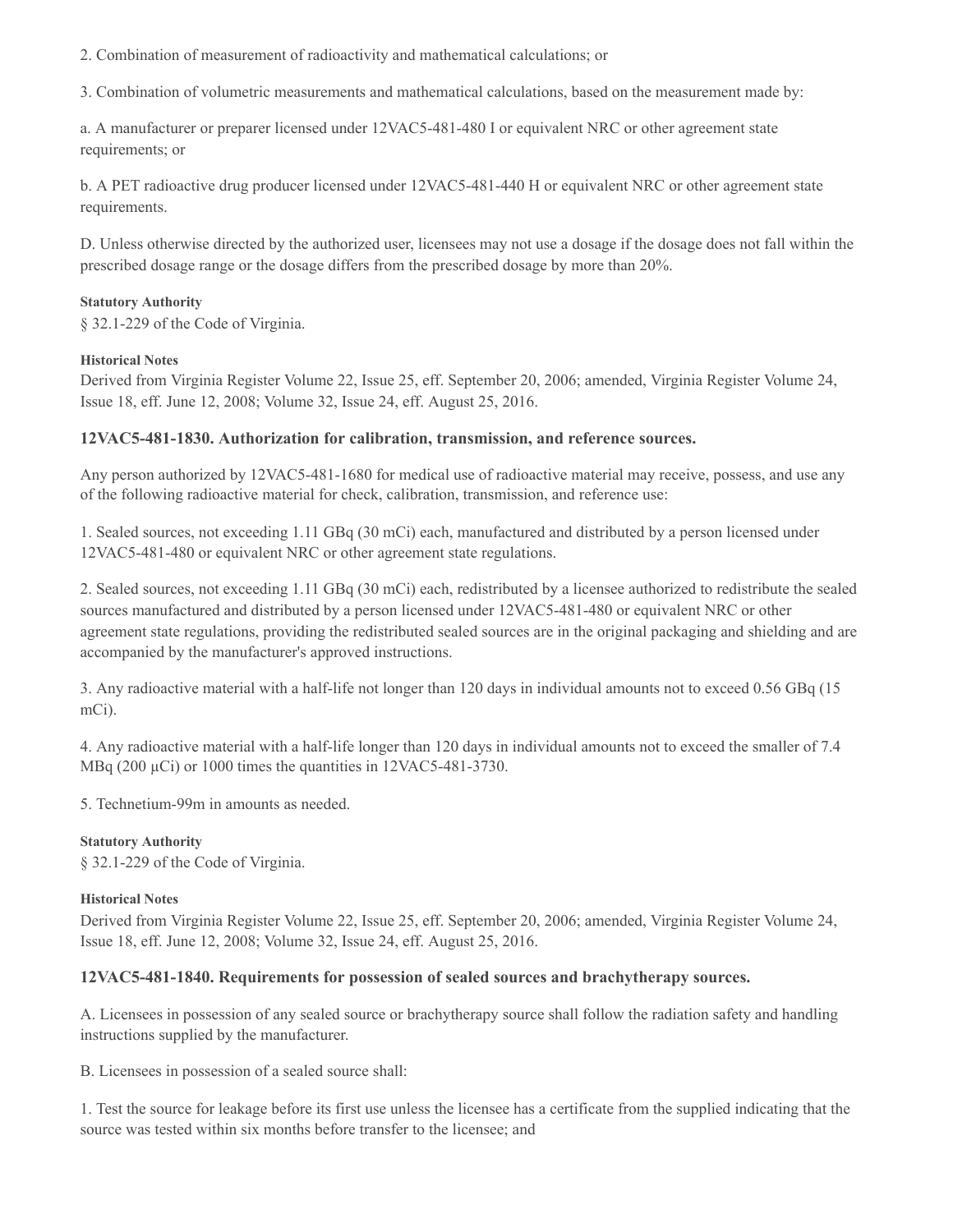2. Combination of measurement of radioactivity and mathematical calculations; or

3. Combination of volumetric measurements and mathematical calculations, based on the measurement made by:

a. A manufacturer or preparer licensed under 12VAC5-481-480 I or equivalent NRC or other agreement state requirements; or

b. A PET radioactive drug producer licensed under 12VAC5-481-440 H or equivalent NRC or other agreement state requirements.

D. Unless otherwise directed by the authorized user, licensees may not use a dosage if the dosage does not fall within the prescribed dosage range or the dosage differs from the prescribed dosage by more than 20%.

**Statutory Authority**

§ 32.1-229 of the Code of Virginia.

**Historical Notes**

Derived from Virginia Register Volume 22, Issue 25, eff. September 20, 2006; amended, Virginia Register Volume 24, Issue 18, eff. June 12, 2008; Volume 32, Issue 24, eff. August 25, 2016.

### 12VAC5-481-1830. Authorization for calibration, transmission, and reference sources.

Any person authorized by 12VAC5-481-1680 for medical use of radioactive material may receive, possess, and use any of the following radioactive material for check, calibration, transmission, and reference use:

1. Sealed sources, not exceeding 1.11 GBq (30 mCi) each, manufactured and distributed by a person licensed under 12VAC5-481-480 or equivalent NRC or other agreement state regulations.

2. Sealed sources, not exceeding 1.11 GBq (30 mCi) each, redistributed by a licensee authorized to redistribute the sealed sources manufactured and distributed by a person licensed under 12VAC5-481-480 or equivalent NRC or other agreement state regulations, providing the redistributed sealed sources are in the original packaging and shielding and are accompanied by the manufacturer's approved instructions.

3. Any radioactive material with a half-life not longer than 120 days in individual amounts not to exceed 0.56 GBq (15 mCi).

4. Any radioactive material with a half-life longer than 120 days in individual amounts not to exceed the smaller of 7.4 MBq (200 μCi) or 1000 times the quantities in 12VAC5-481-3730.

5. Technetium-99m in amounts as needed.

**Statutory Authority**

§ 32.1-229 of the Code of Virginia.

**Historical Notes**

Derived from Virginia Register Volume 22, Issue 25, eff. September 20, 2006; amended, Virginia Register Volume 24, Issue 18, eff. June 12, 2008; Volume 32, Issue 24, eff. August 25, 2016.

### 12VAC5-481-1840. Requirements for possession of sealed sources and brachytherapy sources.

A. Licensees in possession of any sealed source or brachytherapy source shall follow the radiation safety and handling instructions supplied by the manufacturer.

B. Licensees in possession of a sealed source shall:

1. Test the source for leakage before its first use unless the licensee has a certificate from the supplied indicating that the source was tested within six months before transfer to the licensee; and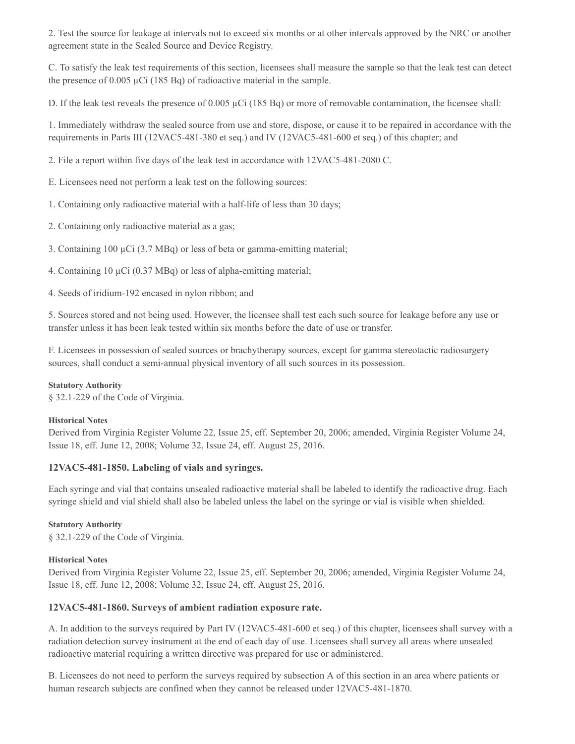2. Test the source for leakage at intervals not to exceed six months or at other intervals approved by the NRC or another agreement state in the Sealed Source and Device Registry.

C. To satisfy the leak test requirements of this section, licensees shall measure the sample so that the leak test can detect the presence of 0.005 µCi (185 Bq) of radioactive material in the sample.

D. If the leak test reveals the presence of 0.005 µCi (185 Bq) or more of removable contamination, the licensee shall:

1. Immediately withdraw the sealed source from use and store, dispose, or cause it to be repaired in accordance with the requirements in Parts III (12VAC5-481-380 et seq.) and IV (12VAC5-481-600 et seq.) of this chapter; and

2. File a report within five days of the leak test in accordance with 12VAC5-481-2080 C.

E. Licensees need not perform a leak test on the following sources:

1. Containing only radioactive material with a half-life of less than 30 days;

2. Containing only radioactive material as a gas;

3. Containing 100 µCi (3.7 MBq) or less of beta or gamma-emitting material;

4. Containing 10 µCi (0.37 MBq) or less of alpha-emitting material;

4. Seeds of iridium-192 encased in nylon ribbon; and

5. Sources stored and not being used. However, the licensee shall test each such source for leakage before any use or transfer unless it has been leak tested within six months before the date of use or transfer.

F. Licensees in possession of sealed sources or brachytherapy sources, except for gamma stereotactic radiosurgery sources, shall conduct a semi-annual physical inventory of all such sources in its possession.

**Statutory Authority**

§ 32.1-229 of the Code of Virginia.

**Historical Notes**

Derived from Virginia Register Volume 22, Issue 25, eff. September 20, 2006; amended, Virginia Register Volume 24, Issue 18, eff. June 12, 2008; Volume 32, Issue 24, eff. August 25, 2016.

### 12VAC5-481-1850. Labeling of vials and syringes.

Each syringe and vial that contains unsealed radioactive material shall be labeled to identify the radioactive drug. Each syringe shield and vial shield shall also be labeled unless the label on the syringe or vial is visible when shielded.

**Statutory Authority**

§ 32.1-229 of the Code of Virginia.

**Historical Notes**

Derived from Virginia Register Volume 22, Issue 25, eff. September 20, 2006; amended, Virginia Register Volume 24, Issue 18, eff. June 12, 2008; Volume 32, Issue 24, eff. August 25, 2016.

### 12VAC5-481-1860. Surveys of ambient radiation exposure rate.

A. In addition to the surveys required by Part IV (12VAC5-481-600 et seq.) of this chapter, licensees shall survey with a radiation detection survey instrument at the end of each day of use. Licensees shall survey all areas where unsealed radioactive material requiring a written directive was prepared for use or administered.

B. Licensees do not need to perform the surveys required by subsection A of this section in an area where patients or human research subjects are confined when they cannot be released under 12VAC5-481-1870.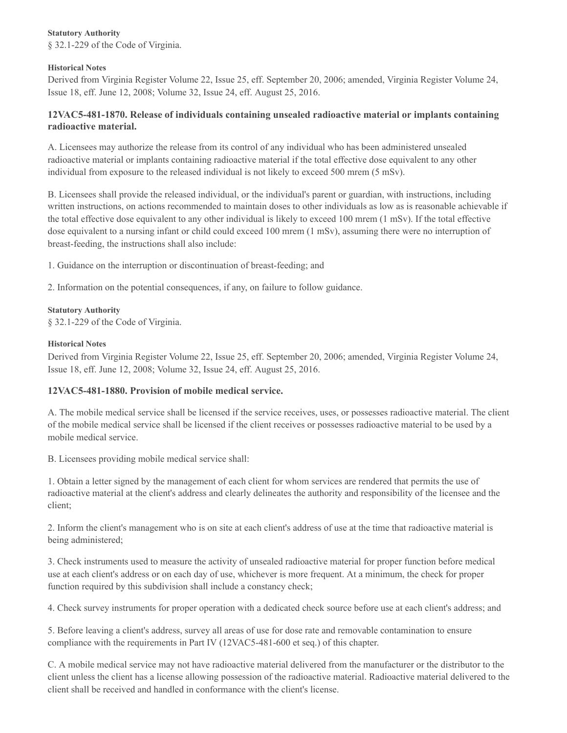**Statutory Authority**

§ 32.1-229 of the Code of Virginia.

**Historical Notes**

Derived from Virginia Register Volume 22, Issue 25, eff. September 20, 2006; amended, Virginia Register Volume 24, Issue 18, eff. June 12, 2008; Volume 32, Issue 24, eff. August 25, 2016.

### 12VAC5-481-1870. Release of individuals containing unsealed radioactive material or implants containing radioactive material.

A. Licensees may authorize the release from its control of any individual who has been administered unsealed radioactive material or implants containing radioactive material if the total effective dose equivalent to any other individual from exposure to the released individual is not likely to exceed 500 mrem (5 mSv).

B. Licensees shall provide the released individual, or the individual's parent or guardian, with instructions, including written instructions, on actions recommended to maintain doses to other individuals as low as is reasonable achievable if the total effective dose equivalent to any other individual is likely to exceed 100 mrem (1 mSv). If the total effective dose equivalent to a nursing infant or child could exceed 100 mrem (1 mSv), assuming there were no interruption of breast-feeding, the instructions shall also include:

1. Guidance on the interruption or discontinuation of breast-feeding; and

2. Information on the potential consequences, if any, on failure to follow guidance.

**Statutory Authority**

§ 32.1-229 of the Code of Virginia.

**Historical Notes**

Derived from Virginia Register Volume 22, Issue 25, eff. September 20, 2006; amended, Virginia Register Volume 24, Issue 18, eff. June 12, 2008; Volume 32, Issue 24, eff. August 25, 2016.

### 12VAC5-481-1880. Provision of mobile medical service.

A. The mobile medical service shall be licensed if the service receives, uses, or possesses radioactive material. The client of the mobile medical service shall be licensed if the client receives or possesses radioactive material to be used by a mobile medical service.

B. Licensees providing mobile medical service shall:

1. Obtain a letter signed by the management of each client for whom services are rendered that permits the use of radioactive material at the client's address and clearly delineates the authority and responsibility of the licensee and the client;

2. Inform the client's management who is on site at each client's address of use at the time that radioactive material is being administered;

3. Check instruments used to measure the activity of unsealed radioactive material for proper function before medical use at each client's address or on each day of use, whichever is more frequent. At a minimum, the check for proper function required by this subdivision shall include a constancy check;

4. Check survey instruments for proper operation with a dedicated check source before use at each client's address; and

5. Before leaving a client's address, survey all areas of use for dose rate and removable contamination to ensure compliance with the requirements in Part IV (12VAC5-481-600 et seq.) of this chapter.

C. A mobile medical service may not have radioactive material delivered from the manufacturer or the distributor to the client unless the client has a license allowing possession of the radioactive material. Radioactive material delivered to the client shall be received and handled in conformance with the client's license.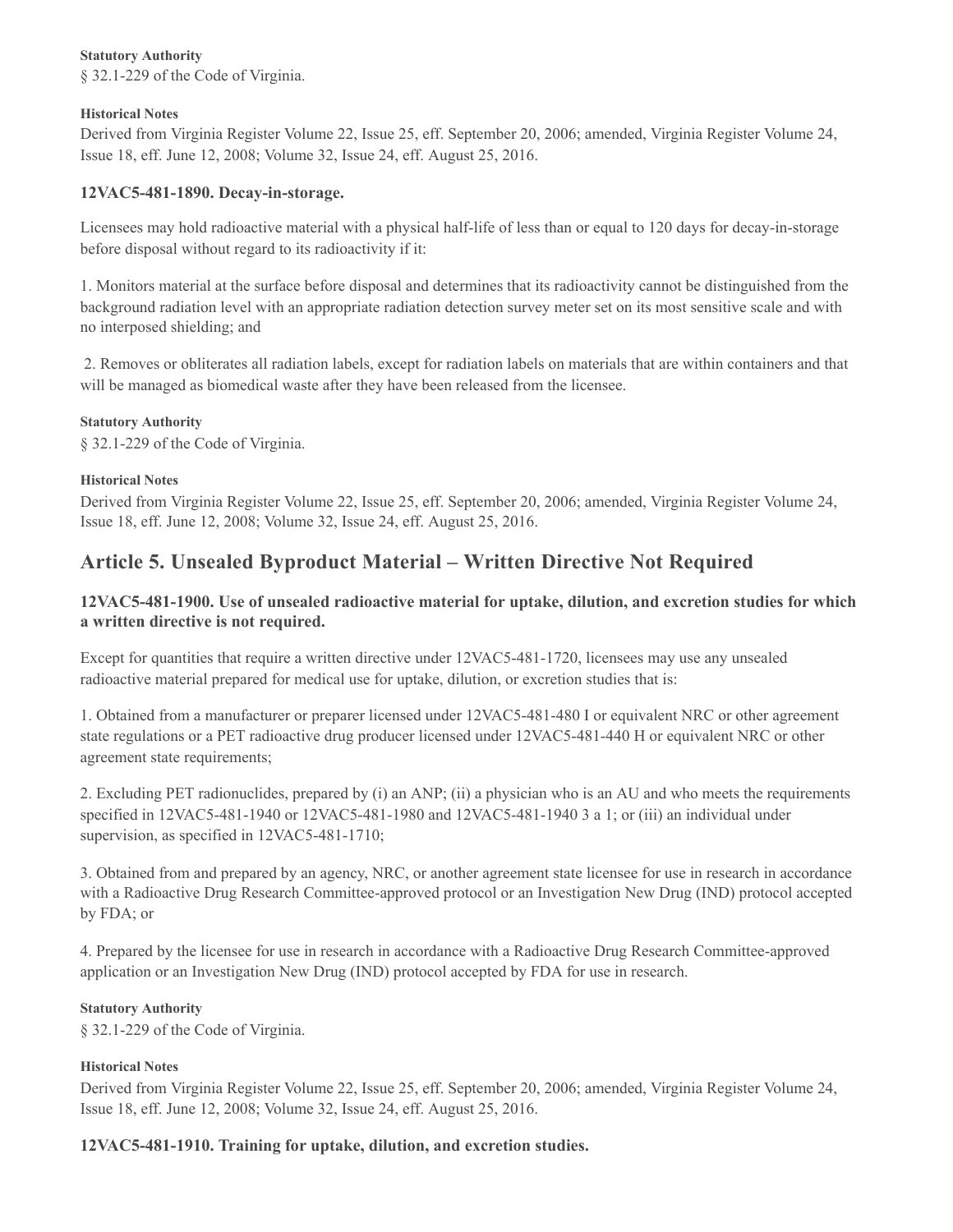**Statutory Authority**

§ 32.1-229 of the Code of Virginia.

**Historical Notes**

Derived from Virginia Register Volume 22, Issue 25, eff. September 20, 2006; amended, Virginia Register Volume 24, Issue 18, eff. June 12, 2008; Volume 32, Issue 24, eff. August 25, 2016.

### 12VAC5-481-1890. Decay-in-storage.

Licensees may hold radioactive material with a physical half-life of less than or equal to 120 days for decay-in-storage before disposal without regard to its radioactivity if it:

1. Monitors material at the surface before disposal and determines that its radioactivity cannot be distinguished from the background radiation level with an appropriate radiation detection survey meter set on its most sensitive scale and with no interposed shielding; and

2. Removes or obliterates all radiation labels, except for radiation labels on materials that are within containers and that will be managed as biomedical waste after they have been released from the licensee.

**Statutory Authority**

§ 32.1-229 of the Code of Virginia.

**Historical Notes**

Derived from Virginia Register Volume 22, Issue 25, eff. September 20, 2006; amended, Virginia Register Volume 24, Issue 18, eff. June 12, 2008; Volume 32, Issue 24, eff. August 25, 2016.

## Article 5. Unsealed Byproduct Material – Written Directive Not Required

### 12VAC5-481-1900. Use of unsealed radioactive material for uptake, dilution, and excretion studies for which a written directive is not required.

Except for quantities that require a written directive under 12VAC5-481-1720, licensees may use any unsealed radioactive material prepared for medical use for uptake, dilution, or excretion studies that is:

1. Obtained from a manufacturer or preparer licensed under 12VAC5-481-480 I or equivalent NRC or other agreement state regulations or a PET radioactive drug producer licensed under 12VAC5-481-440 H or equivalent NRC or other agreement state requirements;

2. Excluding PET radionuclides, prepared by (i) an ANP; (ii) a physician who is an AU and who meets the requirements specified in 12VAC5-481-1940 or 12VAC5-481-1980 and 12VAC5-481-1940 3 a 1; or (iii) an individual under supervision, as specified in 12VAC5-481-1710;

3. Obtained from and prepared by an agency, NRC, or another agreement state licensee for use in research in accordance with a Radioactive Drug Research Committee-approved protocol or an Investigation New Drug (IND) protocol accepted by FDA; or

4. Prepared by the licensee for use in research in accordance with a Radioactive Drug Research Committee-approved application or an Investigation New Drug (IND) protocol accepted by FDA for use in research.

**Statutory Authority**

§ 32.1-229 of the Code of Virginia.

**Historical Notes**

Derived from Virginia Register Volume 22, Issue 25, eff. September 20, 2006; amended, Virginia Register Volume 24, Issue 18, eff. June 12, 2008; Volume 32, Issue 24, eff. August 25, 2016.

### 12VAC5-481-1910. Training for uptake, dilution, and excretion studies.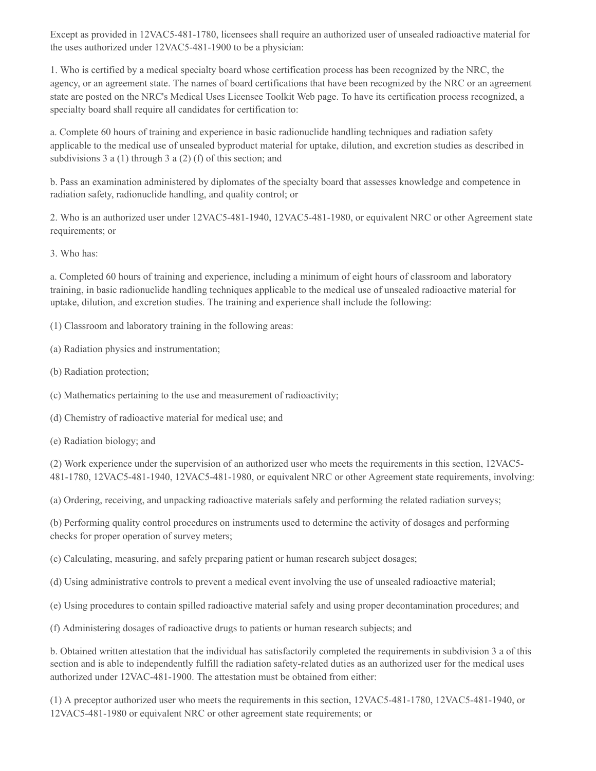Except as provided in 12VAC5-481-1780, licensees shall require an authorized user of unsealed radioactive material for the uses authorized under 12VAC5-481-1900 to be a physician:

1. Who is certified by a medical specialty board whose certification process has been recognized by the NRC, the agency, or an agreement state. The names of board certifications that have been recognized by the NRC or an agreement state are posted on the NRC's Medical Uses Licensee Toolkit Web page. To have its certification process recognized, a specialty board shall require all candidates for certification to:

a. Complete 60 hours of training and experience in basic radionuclide handling techniques and radiation safety applicable to the medical use of unsealed byproduct material for uptake, dilution, and excretion studies as described in subdivisions 3 a (1) through 3 a (2) (f) of this section; and

b. Pass an examination administered by diplomates of the specialty board that assesses knowledge and competence in radiation safety, radionuclide handling, and quality control; or

2. Who is an authorized user under 12VAC5-481-1940, 12VAC5-481-1980, or equivalent NRC or other Agreement state requirements; or

3. Who has:

a. Completed 60 hours of training and experience, including a minimum of eight hours of classroom and laboratory training, in basic radionuclide handling techniques applicable to the medical use of unsealed radioactive material for uptake, dilution, and excretion studies. The training and experience shall include the following:

(1) Classroom and laboratory training in the following areas:

(a) Radiation physics and instrumentation;

(b) Radiation protection;

(c) Mathematics pertaining to the use and measurement of radioactivity;

(d) Chemistry of radioactive material for medical use; and

(e) Radiation biology; and

(2) Work experience under the supervision of an authorized user who meets the requirements in this section, 12VAC5-481-1780, 12VAC5-481-1940, 12VAC5-481-1980, or equivalent NRC or other Agreement state requirements, involving:

(a) Ordering, receiving, and unpacking radioactive materials safely and performing the related radiation surveys;

(b) Performing quality control procedures on instruments used to determine the activity of dosages and performing checks for proper operation of survey meters;

(c) Calculating, measuring, and safely preparing patient or human research subject dosages;

(d) Using administrative controls to prevent a medical event involving the use of unsealed radioactive material;

(e) Using procedures to contain spilled radioactive material safely and using proper decontamination procedures; and

(f) Administering dosages of radioactive drugs to patients or human research subjects; and

b. Obtained written attestation that the individual has satisfactorily completed the requirements in subdivision 3 a of this section and is able to independently fulfill the radiation safety-related duties as an authorized user for the medical uses authorized under 12VAC-481-1900. The attestation must be obtained from either:

(1) A preceptor authorized user who meets the requirements in this section, 12VAC5-481-1780, 12VAC5-481-1940, or 12VAC5-481-1980 or equivalent NRC or other agreement state requirements; or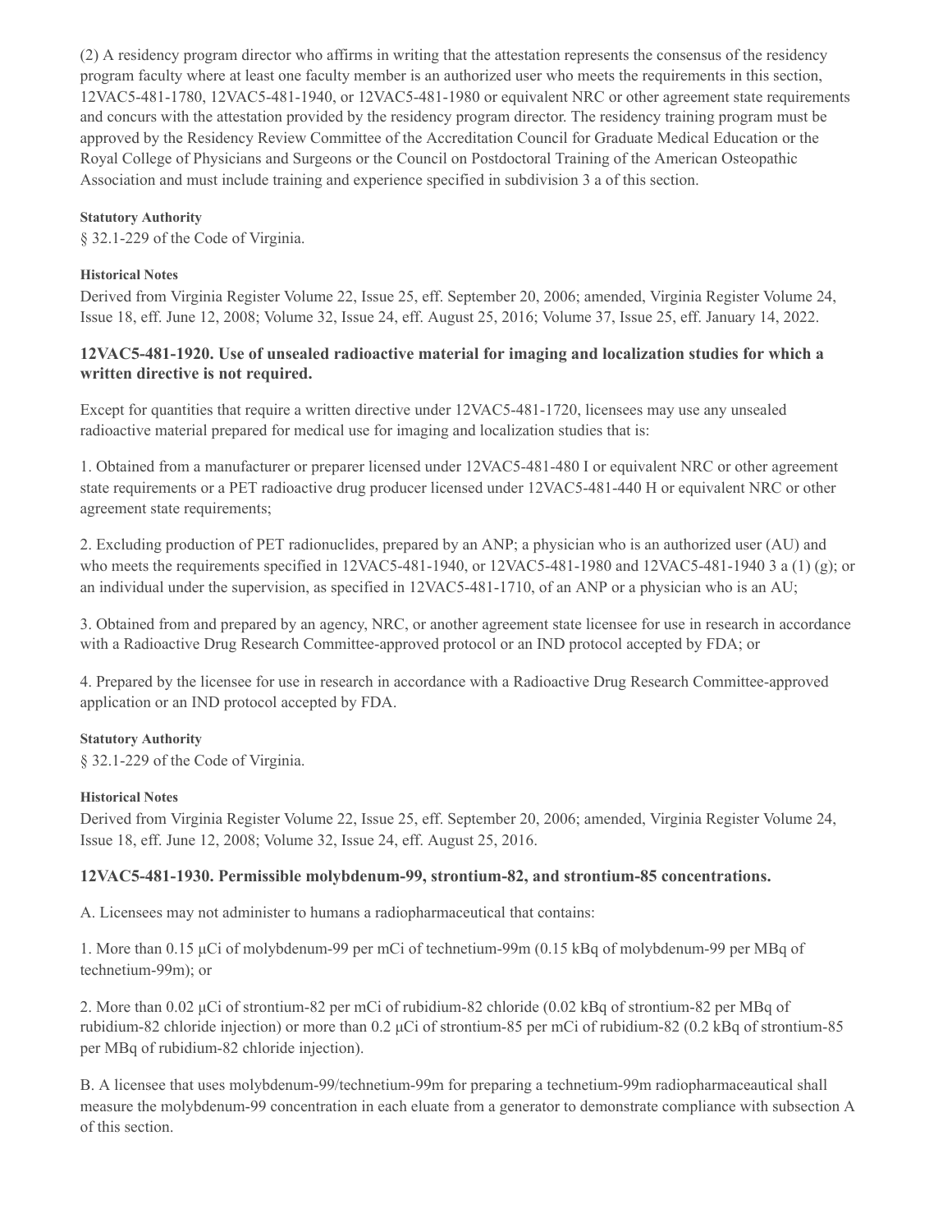(2) A residency program director who affirms in writing that the attestation represents the consensus of the residency program faculty where at least one faculty member is an authorized user who meets the requirements in this section, 12VAC5-481-1780, 12VAC5-481-1940, or 12VAC5-481-1980 or equivalent NRC or other agreement state requirements and concurs with the attestation provided by the residency program director. The residency training program must be approved by the Residency Review Committee of the Accreditation Council for Graduate Medical Education or the Royal College of Physicians and Surgeons or the Council on Postdoctoral Training of the American Osteopathic Association and must include training and experience specified in subdivision 3 a of this section.

**Statutory Authority**

§ 32.1-229 of the Code of Virginia.

**Historical Notes**

Derived from Virginia Register Volume 22, Issue 25, eff. September 20, 2006; amended, Virginia Register Volume 24, Issue 18, eff. June 12, 2008; Volume 32, Issue 24, eff. August 25, 2016; Volume 37, Issue 25, eff. January 14, 2022.

### 12VAC5-481-1920. Use of unsealed radioactive material for imaging and localization studies for which a written directive is not required.

Except for quantities that require a written directive under 12VAC5-481-1720, licensees may use any unsealed radioactive material prepared for medical use for imaging and localization studies that is:

1. Obtained from a manufacturer or preparer licensed under 12VAC5-481-480 I or equivalent NRC or other agreement state requirements or a PET radioactive drug producer licensed under 12VAC5-481-440 H or equivalent NRC or other agreement state requirements;

2. Excluding production of PET radionuclides, prepared by an ANP; a physician who is an authorized user (AU) and who meets the requirements specified in 12VAC5-481-1940, or 12VAC5-481-1980 and 12VAC5-481-1940 3 a (1) (g); or an individual under the supervision, as specified in 12VAC5-481-1710, of an ANP or a physician who is an AU;

3. Obtained from and prepared by an agency, NRC, or another agreement state licensee for use in research in accordance with a Radioactive Drug Research Committee-approved protocol or an IND protocol accepted by FDA; or

4. Prepared by the licensee for use in research in accordance with a Radioactive Drug Research Committee-approved application or an IND protocol accepted by FDA.

**Statutory Authority**

§ 32.1-229 of the Code of Virginia.

**Historical Notes**

Derived from Virginia Register Volume 22, Issue 25, eff. September 20, 2006; amended, Virginia Register Volume 24, Issue 18, eff. June 12, 2008; Volume 32, Issue 24, eff. August 25, 2016.

### 12VAC5-481-1930. Permissible molybdenum-99, strontium-82, and strontium-85 concentrations.

A. Licensees may not administer to humans a radiopharmaceutical that contains:

1. More than 0.15 µCi of molybdenum-99 per mCi of technetium-99m (0.15 kBq of molybdenum-99 per MBq of technetium-99m); or

2. More than 0.02 µCi of strontium-82 per mCi of rubidium-82 chloride (0.02 kBq of strontium-82 per MBq of rubidium-82 chloride injection) or more than 0.2 µCi of strontium-85 per mCi of rubidium-82 (0.2 kBq of strontium-85 per MBq of rubidium-82 chloride injection).

B. A licensee that uses molybdenum-99/technetium-99m for preparing a technetium-99m radiopharmaceautical shall measure the molybdenum-99 concentration in each eluate from a generator to demonstrate compliance with subsection A of this section.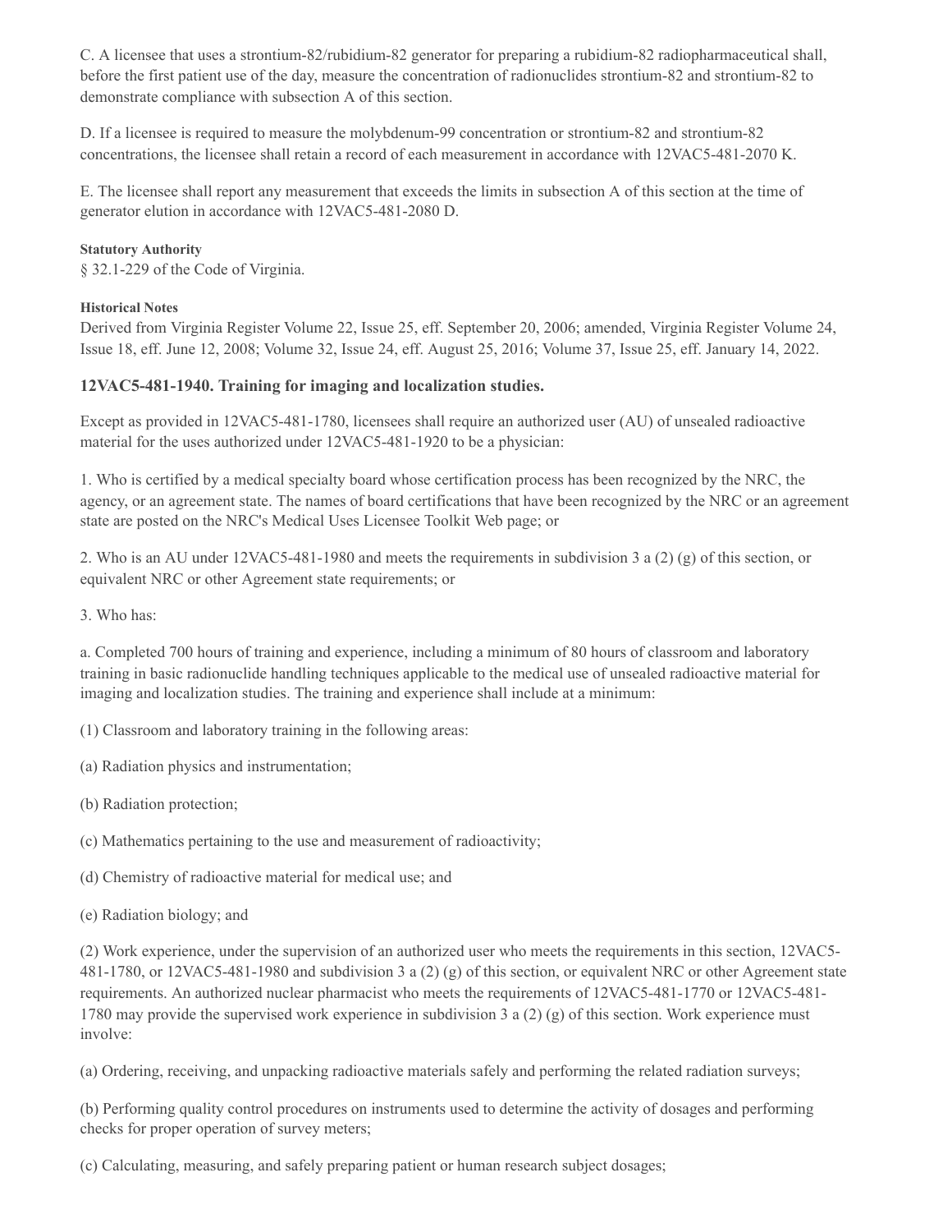C. A licensee that uses a strontium-82/rubidium-82 generator for preparing a rubidium-82 radiopharmaceutical shall, before the first patient use of the day, measure the concentration of radionuclides strontium-82 and strontium-82 to demonstrate compliance with subsection A of this section.

D. If a licensee is required to measure the molybdenum-99 concentration or strontium-82 and strontium-82 concentrations, the licensee shall retain a record of each measurement in accordance with 12VAC5-481-2070 K.

E. The licensee shall report any measurement that exceeds the limits in subsection A of this section at the time of generator elution in accordance with 12VAC5-481-2080 D.

**Statutory Authority**

§ 32.1-229 of the Code of Virginia.

**Historical Notes**

Derived from Virginia Register Volume 22, Issue 25, eff. September 20, 2006; amended, Virginia Register Volume 24, Issue 18, eff. June 12, 2008; Volume 32, Issue 24, eff. August 25, 2016; Volume 37, Issue 25, eff. January 14, 2022.

### 12VAC5-481-1940. Training for imaging and localization studies.

Except as provided in 12VAC5-481-1780, licensees shall require an authorized user (AU) of unsealed radioactive material for the uses authorized under 12VAC5-481-1920 to be a physician:

1. Who is certified by a medical specialty board whose certification process has been recognized by the NRC, the agency, or an agreement state. The names of board certifications that have been recognized by the NRC or an agreement state are posted on the NRC's Medical Uses Licensee Toolkit Web page; or

2. Who is an AU under 12VAC5-481-1980 and meets the requirements in subdivision 3 a (2) (g) of this section, or equivalent NRC or other Agreement state requirements; or

3. Who has:

a. Completed 700 hours of training and experience, including a minimum of 80 hours of classroom and laboratory training in basic radionuclide handling techniques applicable to the medical use of unsealed radioactive material for imaging and localization studies. The training and experience shall include at a minimum:

(1) Classroom and laboratory training in the following areas:

(a) Radiation physics and instrumentation;

(b) Radiation protection;

(c) Mathematics pertaining to the use and measurement of radioactivity;

(d) Chemistry of radioactive material for medical use; and

(e) Radiation biology; and

(2) Work experience, under the supervision of an authorized user who meets the requirements in this section, 12VAC5-481-1780, or 12VAC5-481-1980 and subdivision 3 a (2) (g) of this section, or equivalent NRC or other Agreement state requirements. An authorized nuclear pharmacist who meets the requirements of 12VAC5-481-1770 or 12VAC5-481-1780 may provide the supervised work experience in subdivision 3 a (2) (g) of this section. Work experience must involve:

(a) Ordering, receiving, and unpacking radioactive materials safely and performing the related radiation surveys;

(b) Performing quality control procedures on instruments used to determine the activity of dosages and performing checks for proper operation of survey meters;

(c) Calculating, measuring, and safely preparing patient or human research subject dosages;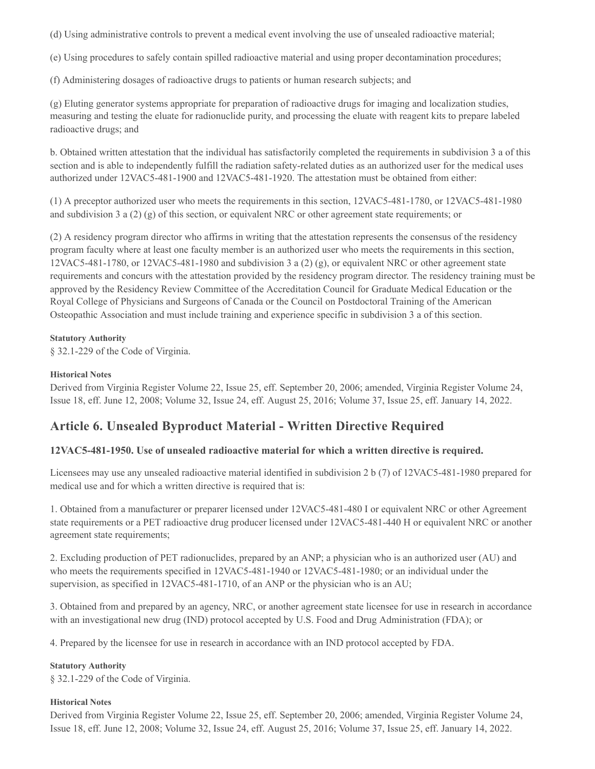(d) Using administrative controls to prevent a medical event involving the use of unsealed radioactive material;

(e) Using procedures to safely contain spilled radioactive material and using proper decontamination procedures;

(f) Administering dosages of radioactive drugs to patients or human research subjects; and

(g) Eluting generator systems appropriate for preparation of radioactive drugs for imaging and localization studies, measuring and testing the eluate for radionuclide purity, and processing the eluate with reagent kits to prepare labeled radioactive drugs; and

b. Obtained written attestation that the individual has satisfactorily completed the requirements in subdivision 3 a of this section and is able to independently fulfill the radiation safety-related duties as an authorized user for the medical uses authorized under 12VAC5-481-1900 and 12VAC5-481-1920. The attestation must be obtained from either:

(1) A preceptor authorized user who meets the requirements in this section, 12VAC5-481-1780, or 12VAC5-481-1980 and subdivision 3 a (2) (g) of this section, or equivalent NRC or other agreement state requirements; or

(2) A residency program director who affirms in writing that the attestation represents the consensus of the residency program faculty where at least one faculty member is an authorized user who meets the requirements in this section, 12VAC5-481-1780, or 12VAC5-481-1980 and subdivision 3 a (2) (g), or equivalent NRC or other agreement state requirements and concurs with the attestation provided by the residency program director. The residency training must be approved by the Residency Review Committee of the Accreditation Council for Graduate Medical Education or the Royal College of Physicians and Surgeons of Canada or the Council on Postdoctoral Training of the American Osteopathic Association and must include training and experience specific in subdivision 3 a of this section.

**Statutory Authority**

§ 32.1-229 of the Code of Virginia.

**Historical Notes**

Derived from Virginia Register Volume 22, Issue 25, eff. September 20, 2006; amended, Virginia Register Volume 24, Issue 18, eff. June 12, 2008; Volume 32, Issue 24, eff. August 25, 2016; Volume 37, Issue 25, eff. January 14, 2022.

## Article 6. Unsealed Byproduct Material - Written Directive Required

### 12VAC5-481-1950. Use of unsealed radioactive material for which a written directive is required.

Licensees may use any unsealed radioactive material identified in subdivision 2 b (7) of 12VAC5-481-1980 prepared for medical use and for which a written directive is required that is:

1. Obtained from a manufacturer or preparer licensed under 12VAC5-481-480 I or equivalent NRC or other Agreement state requirements or a PET radioactive drug producer licensed under 12VAC5-481-440 H or equivalent NRC or another agreement state requirements;

2. Excluding production of PET radionuclides, prepared by an ANP; a physician who is an authorized user (AU) and who meets the requirements specified in 12VAC5-481-1940 or 12VAC5-481-1980; or an individual under the supervision, as specified in 12VAC5-481-1710, of an ANP or the physician who is an AU;

3. Obtained from and prepared by an agency, NRC, or another agreement state licensee for use in research in accordance with an investigational new drug (IND) protocol accepted by U.S. Food and Drug Administration (FDA); or

4. Prepared by the licensee for use in research in accordance with an IND protocol accepted by FDA.

**Statutory Authority**

§ 32.1-229 of the Code of Virginia.

**Historical Notes**

Derived from Virginia Register Volume 22, Issue 25, eff. September 20, 2006; amended, Virginia Register Volume 24, Issue 18, eff. June 12, 2008; Volume 32, Issue 24, eff. August 25, 2016; Volume 37, Issue 25, eff. January 14, 2022.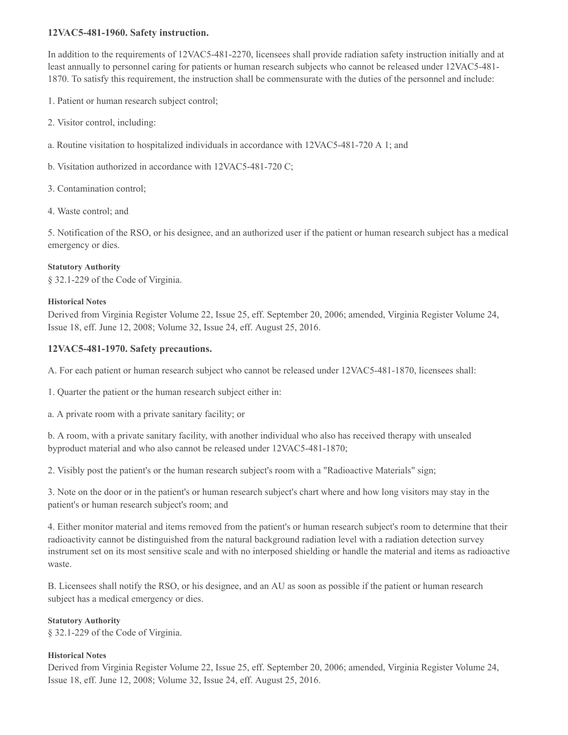### 12VAC5-481-1960. Safety instruction.

In addition to the requirements of 12VAC5-481-2270, licensees shall provide radiation safety instruction initially and at least annually to personnel caring for patients or human research subjects who cannot be released under 12VAC5-481-1870. To satisfy this requirement, the instruction shall be commensurate with the duties of the personnel and include:

1. Patient or human research subject control;

2. Visitor control, including:

a. Routine visitation to hospitalized individuals in accordance with 12VAC5-481-720 A 1; and

b. Visitation authorized in accordance with 12VAC5-481-720 C;

3. Contamination control;

4. Waste control; and

5. Notification of the RSO, or his designee, and an authorized user if the patient or human research subject has a medical emergency or dies.

**Statutory Authority**

§ 32.1-229 of the Code of Virginia.

**Historical Notes**

Derived from Virginia Register Volume 22, Issue 25, eff. September 20, 2006; amended, Virginia Register Volume 24, Issue 18, eff. June 12, 2008; Volume 32, Issue 24, eff. August 25, 2016.

### 12VAC5-481-1970. Safety precautions.

A. For each patient or human research subject who cannot be released under 12VAC5-481-1870, licensees shall:

1. Quarter the patient or the human research subject either in:

a. A private room with a private sanitary facility; or

b. A room, with a private sanitary facility, with another individual who also has received therapy with unsealed byproduct material and who also cannot be released under 12VAC5-481-1870;

2. Visibly post the patient's or the human research subject's room with a "Radioactive Materials" sign;

3. Note on the door or in the patient's or human research subject's chart where and how long visitors may stay in the patient's or human research subject's room; and

4. Either monitor material and items removed from the patient's or human research subject's room to determine that their radioactivity cannot be distinguished from the natural background radiation level with a radiation detection survey instrument set on its most sensitive scale and with no interposed shielding or handle the material and items as radioactive waste.

B. Licensees shall notify the RSO, or his designee, and an AU as soon as possible if the patient or human research subject has a medical emergency or dies.

**Statutory Authority**

§ 32.1-229 of the Code of Virginia.

**Historical Notes**

Derived from Virginia Register Volume 22, Issue 25, eff. September 20, 2006; amended, Virginia Register Volume 24, Issue 18, eff. June 12, 2008; Volume 32, Issue 24, eff. August 25, 2016.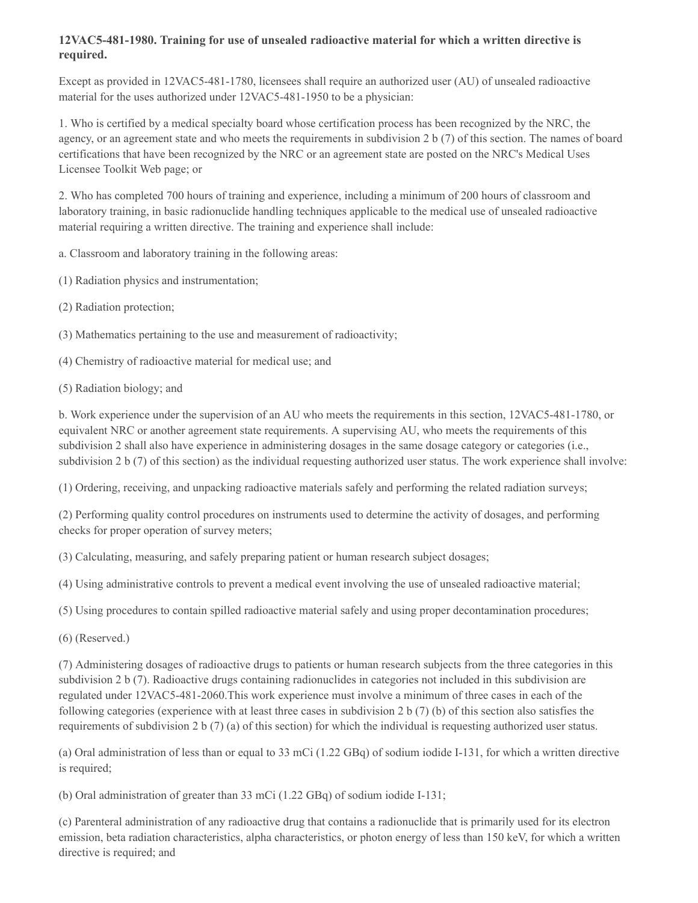**12VAC5-481-1980. Training for use of unsealed radioactive material for which a written directive is required.**

Except as provided in 12VAC5-481-1780, licensees shall require an authorized user (AU) of unsealed radioactive material for the uses authorized under 12VAC5-481-1950 to be a physician:

1. Who is certified by a medical specialty board whose certification process has been recognized by the NRC, the agency, or an agreement state and who meets the requirements in subdivision 2 b (7) of this section. The names of board certifications that have been recognized by the NRC or an agreement state are posted on the NRC's Medical Uses Licensee Toolkit Web page; or

2. Who has completed 700 hours of training and experience, including a minimum of 200 hours of classroom and laboratory training, in basic radionuclide handling techniques applicable to the medical use of unsealed radioactive material requiring a written directive. The training and experience shall include:

a. Classroom and laboratory training in the following areas:

(1) Radiation physics and instrumentation;

(2) Radiation protection;

(3) Mathematics pertaining to the use and measurement of radioactivity;

(4) Chemistry of radioactive material for medical use; and

(5) Radiation biology; and

b. Work experience under the supervision of an AU who meets the requirements in this section, 12VAC5-481-1780, or equivalent NRC or another agreement state requirements. A supervising AU, who meets the requirements of this subdivision 2 shall also have experience in administering dosages in the same dosage category or categories (i.e., subdivision 2 b (7) of this section) as the individual requesting authorized user status. The work experience shall involve:

(1) Ordering, receiving, and unpacking radioactive materials safely and performing the related radiation surveys;

(2) Performing quality control procedures on instruments used to determine the activity of dosages, and performing checks for proper operation of survey meters;

(3) Calculating, measuring, and safely preparing patient or human research subject dosages;

(4) Using administrative controls to prevent a medical event involving the use of unsealed radioactive material;

(5) Using procedures to contain spilled radioactive material safely and using proper decontamination procedures;

(6) (Reserved.)

(7) Administering dosages of radioactive drugs to patients or human research subjects from the three categories in this subdivision 2 b (7). Radioactive drugs containing radionuclides in categories not included in this subdivision are regulated under 12VAC5-481-2060.This work experience must involve a minimum of three cases in each of the following categories (experience with at least three cases in subdivision 2 b (7) (b) of this section also satisfies the requirements of subdivision 2 b (7) (a) of this section) for which the individual is requesting authorized user status.

(a) Oral administration of less than or equal to 33 mCi (1.22 GBq) of sodium iodide I-131, for which a written directive is required;

(b) Oral administration of greater than 33 mCi (1.22 GBq) of sodium iodide I-131;

(c) Parenteral administration of any radioactive drug that contains a radionuclide that is primarily used for its electron emission, beta radiation characteristics, alpha characteristics, or photon energy of less than 150 keV, for which a written directive is required; and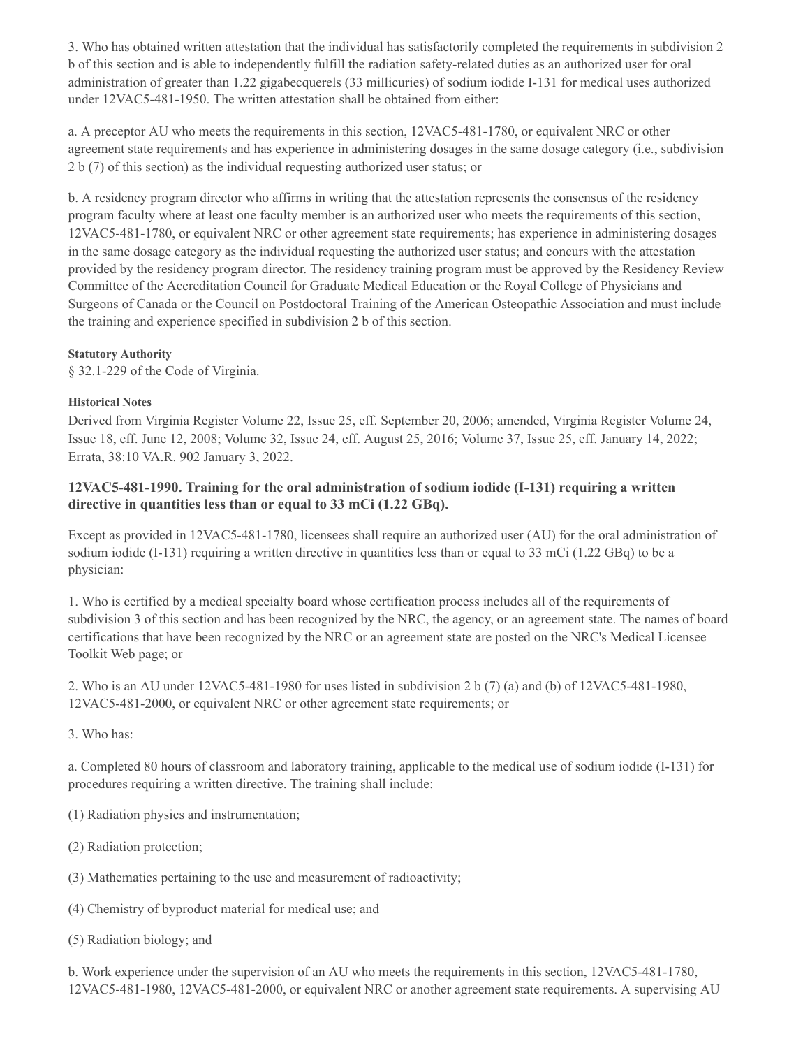3. Who has obtained written attestation that the individual has satisfactorily completed the requirements in subdivision 2 b of this section and is able to independently fulfill the radiation safety-related duties as an authorized user for oral administration of greater than 1.22 gigabecquerels (33 millicuries) of sodium iodide I-131 for medical uses authorized under 12VAC5-481-1950. The written attestation shall be obtained from either:

a. A preceptor AU who meets the requirements in this section, 12VAC5-481-1780, or equivalent NRC or other agreement state requirements and has experience in administering dosages in the same dosage category (i.e., subdivision 2 b (7) of this section) as the individual requesting authorized user status; or

b. A residency program director who affirms in writing that the attestation represents the consensus of the residency program faculty where at least one faculty member is an authorized user who meets the requirements of this section, 12VAC5-481-1780, or equivalent NRC or other agreement state requirements; has experience in administering dosages in the same dosage category as the individual requesting the authorized user status; and concurs with the attestation provided by the residency program director. The residency training program must be approved by the Residency Review Committee of the Accreditation Council for Graduate Medical Education or the Royal College of Physicians and Surgeons of Canada or the Council on Postdoctoral Training of the American Osteopathic Association and must include the training and experience specified in subdivision 2 b of this section.

**Statutory Authority**

§ 32.1-229 of the Code of Virginia.

**Historical Notes**

Derived from Virginia Register Volume 22, Issue 25, eff. September 20, 2006; amended, Virginia Register Volume 24, Issue 18, eff. June 12, 2008; Volume 32, Issue 24, eff. August 25, 2016; Volume 37, Issue 25, eff. January 14, 2022; Errata, 38:10 VA.R. 902 January 3, 2022.

### 12VAC5-481-1990. Training for the oral administration of sodium iodide (I-131) requiring a written directive in quantities less than or equal to 33 mCi (1.22 GBq).

Except as provided in 12VAC5-481-1780, licensees shall require an authorized user (AU) for the oral administration of sodium iodide (I-131) requiring a written directive in quantities less than or equal to 33 mCi (1.22 GBq) to be a physician:

1. Who is certified by a medical specialty board whose certification process includes all of the requirements of subdivision 3 of this section and has been recognized by the NRC, the agency, or an agreement state. The names of board certifications that have been recognized by the NRC or an agreement state are posted on the NRC's Medical Licensee Toolkit Web page; or

2. Who is an AU under 12VAC5-481-1980 for uses listed in subdivision 2 b (7) (a) and (b) of 12VAC5-481-1980, 12VAC5-481-2000, or equivalent NRC or other agreement state requirements; or

3. Who has:

a. Completed 80 hours of classroom and laboratory training, applicable to the medical use of sodium iodide (I-131) for procedures requiring a written directive. The training shall include:

(1) Radiation physics and instrumentation;

(2) Radiation protection;

(3) Mathematics pertaining to the use and measurement of radioactivity;

(4) Chemistry of byproduct material for medical use; and

(5) Radiation biology; and

b. Work experience under the supervision of an AU who meets the requirements in this section, 12VAC5-481-1780, 12VAC5-481-1980, 12VAC5-481-2000, or equivalent NRC or another agreement state requirements. A supervising AU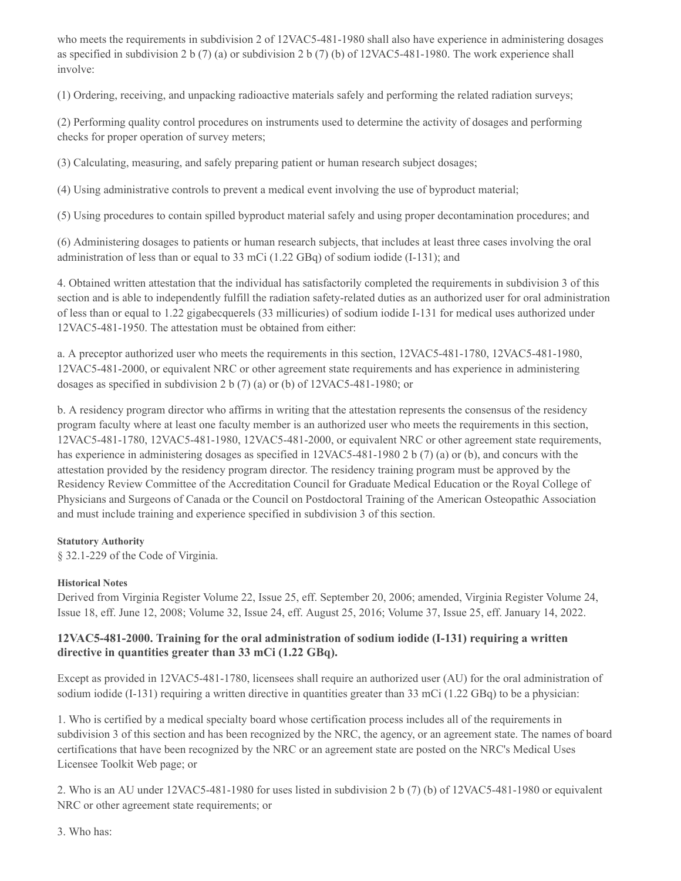who meets the requirements in subdivision 2 of 12VAC5-481-1980 shall also have experience in administering dosages as specified in subdivision 2 b (7) (a) or subdivision 2 b (7) (b) of 12VAC5-481-1980. The work experience shall involve:

(1) Ordering, receiving, and unpacking radioactive materials safely and performing the related radiation surveys;

(2) Performing quality control procedures on instruments used to determine the activity of dosages and performing checks for proper operation of survey meters;

(3) Calculating, measuring, and safely preparing patient or human research subject dosages;

(4) Using administrative controls to prevent a medical event involving the use of byproduct material;

(5) Using procedures to contain spilled byproduct material safely and using proper decontamination procedures; and

(6) Administering dosages to patients or human research subjects, that includes at least three cases involving the oral administration of less than or equal to 33 mCi (1.22 GBq) of sodium iodide (I-131); and

4. Obtained written attestation that the individual has satisfactorily completed the requirements in subdivision 3 of this section and is able to independently fulfill the radiation safety-related duties as an authorized user for oral administration of less than or equal to 1.22 gigabecquerels (33 millicuries) of sodium iodide I-131 for medical uses authorized under 12VAC5-481-1950. The attestation must be obtained from either:

a. A preceptor authorized user who meets the requirements in this section, 12VAC5-481-1780, 12VAC5-481-1980, 12VAC5-481-2000, or equivalent NRC or other agreement state requirements and has experience in administering dosages as specified in subdivision 2 b (7) (a) or (b) of 12VAC5-481-1980; or

b. A residency program director who affirms in writing that the attestation represents the consensus of the residency program faculty where at least one faculty member is an authorized user who meets the requirements in this section, 12VAC5-481-1780, 12VAC5-481-1980, 12VAC5-481-2000, or equivalent NRC or other agreement state requirements, has experience in administering dosages as specified in 12VAC5-481-1980 2 b (7) (a) or (b), and concurs with the attestation provided by the residency program director. The residency training program must be approved by the Residency Review Committee of the Accreditation Council for Graduate Medical Education or the Royal College of Physicians and Surgeons of Canada or the Council on Postdoctoral Training of the American Osteopathic Association and must include training and experience specified in subdivision 3 of this section.

**Statutory Authority**

§ 32.1-229 of the Code of Virginia.

**Historical Notes**

Derived from Virginia Register Volume 22, Issue 25, eff. September 20, 2006; amended, Virginia Register Volume 24, Issue 18, eff. June 12, 2008; Volume 32, Issue 24, eff. August 25, 2016; Volume 37, Issue 25, eff. January 14, 2022.

### 12VAC5-481-2000. Training for the oral administration of sodium iodide (I-131) requiring a written directive in quantities greater than 33 mCi (1.22 GBq).

Except as provided in 12VAC5-481-1780, licensees shall require an authorized user (AU) for the oral administration of sodium iodide (I-131) requiring a written directive in quantities greater than 33 mCi (1.22 GBq) to be a physician:

1. Who is certified by a medical specialty board whose certification process includes all of the requirements in subdivision 3 of this section and has been recognized by the NRC, the agency, or an agreement state. The names of board certifications that have been recognized by the NRC or an agreement state are posted on the NRC's Medical Uses Licensee Toolkit Web page; or

2. Who is an AU under 12VAC5-481-1980 for uses listed in subdivision 2 b (7) (b) of 12VAC5-481-1980 or equivalent NRC or other agreement state requirements; or

3. Who has: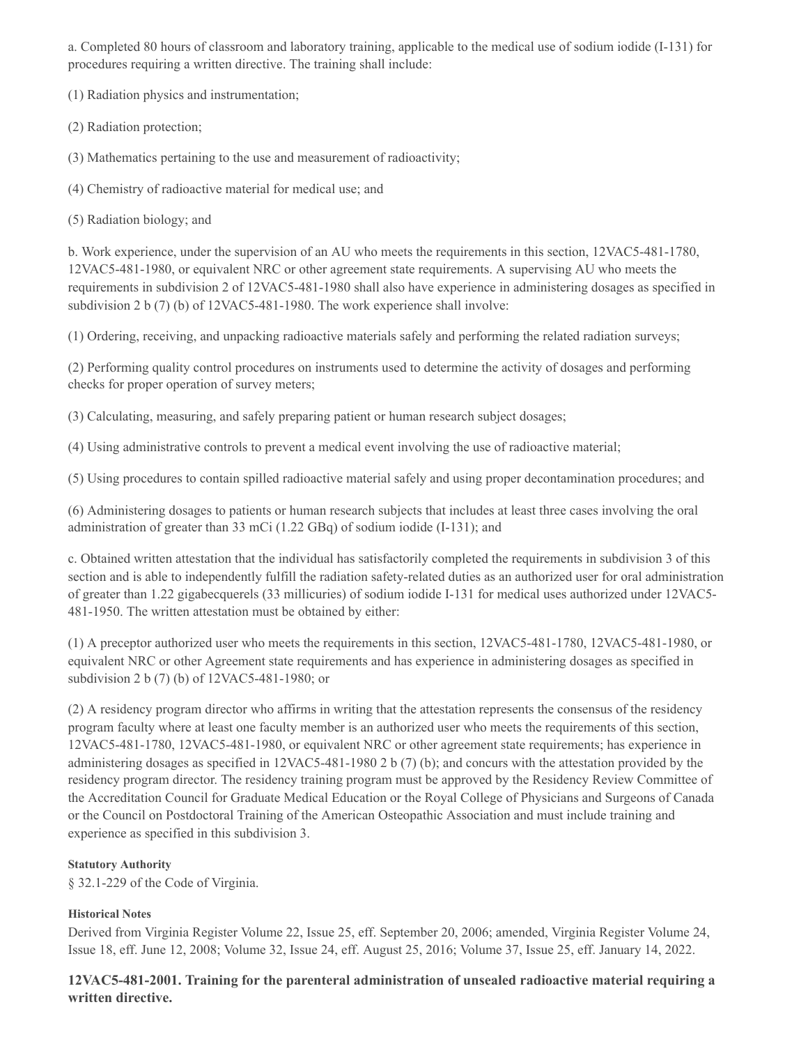a. Completed 80 hours of classroom and laboratory training, applicable to the medical use of sodium iodide (I-131) for procedures requiring a written directive. The training shall include:

(1) Radiation physics and instrumentation;

(2) Radiation protection;

(3) Mathematics pertaining to the use and measurement of radioactivity;

(4) Chemistry of radioactive material for medical use; and

(5) Radiation biology; and

b. Work experience, under the supervision of an AU who meets the requirements in this section, 12VAC5-481-1780, 12VAC5-481-1980, or equivalent NRC or other agreement state requirements. A supervising AU who meets the requirements in subdivision 2 of 12VAC5-481-1980 shall also have experience in administering dosages as specified in subdivision 2 b (7) (b) of 12VAC5-481-1980. The work experience shall involve:

(1) Ordering, receiving, and unpacking radioactive materials safely and performing the related radiation surveys;

(2) Performing quality control procedures on instruments used to determine the activity of dosages and performing checks for proper operation of survey meters;

(3) Calculating, measuring, and safely preparing patient or human research subject dosages;

(4) Using administrative controls to prevent a medical event involving the use of radioactive material;

(5) Using procedures to contain spilled radioactive material safely and using proper decontamination procedures; and

(6) Administering dosages to patients or human research subjects that includes at least three cases involving the oral administration of greater than 33 mCi (1.22 GBq) of sodium iodide (I-131); and

c. Obtained written attestation that the individual has satisfactorily completed the requirements in subdivision 3 of this section and is able to independently fulfill the radiation safety-related duties as an authorized user for oral administration of greater than 1.22 gigabecquerels (33 millicuries) of sodium iodide I-131 for medical uses authorized under 12VAC5-481-1950. The written attestation must be obtained by either:

(1) A preceptor authorized user who meets the requirements in this section, 12VAC5-481-1780, 12VAC5-481-1980, or equivalent NRC or other Agreement state requirements and has experience in administering dosages as specified in subdivision 2 b (7) (b) of 12VAC5-481-1980; or

(2) A residency program director who affirms in writing that the attestation represents the consensus of the residency program faculty where at least one faculty member is an authorized user who meets the requirements of this section, 12VAC5-481-1780, 12VAC5-481-1980, or equivalent NRC or other agreement state requirements; has experience in administering dosages as specified in 12VAC5-481-1980 2 b (7) (b); and concurs with the attestation provided by the residency program director. The residency training program must be approved by the Residency Review Committee of the Accreditation Council for Graduate Medical Education or the Royal College of Physicians and Surgeons of Canada or the Council on Postdoctoral Training of the American Osteopathic Association and must include training and experience as specified in this subdivision 3.

**Statutory Authority**

§ 32.1-229 of the Code of Virginia.

**Historical Notes**

Derived from Virginia Register Volume 22, Issue 25, eff. September 20, 2006; amended, Virginia Register Volume 24, Issue 18, eff. June 12, 2008; Volume 32, Issue 24, eff. August 25, 2016; Volume 37, Issue 25, eff. January 14, 2022.

### 12VAC5-481-2001. Training for the parenteral administration of unsealed radioactive material requiring a written directive.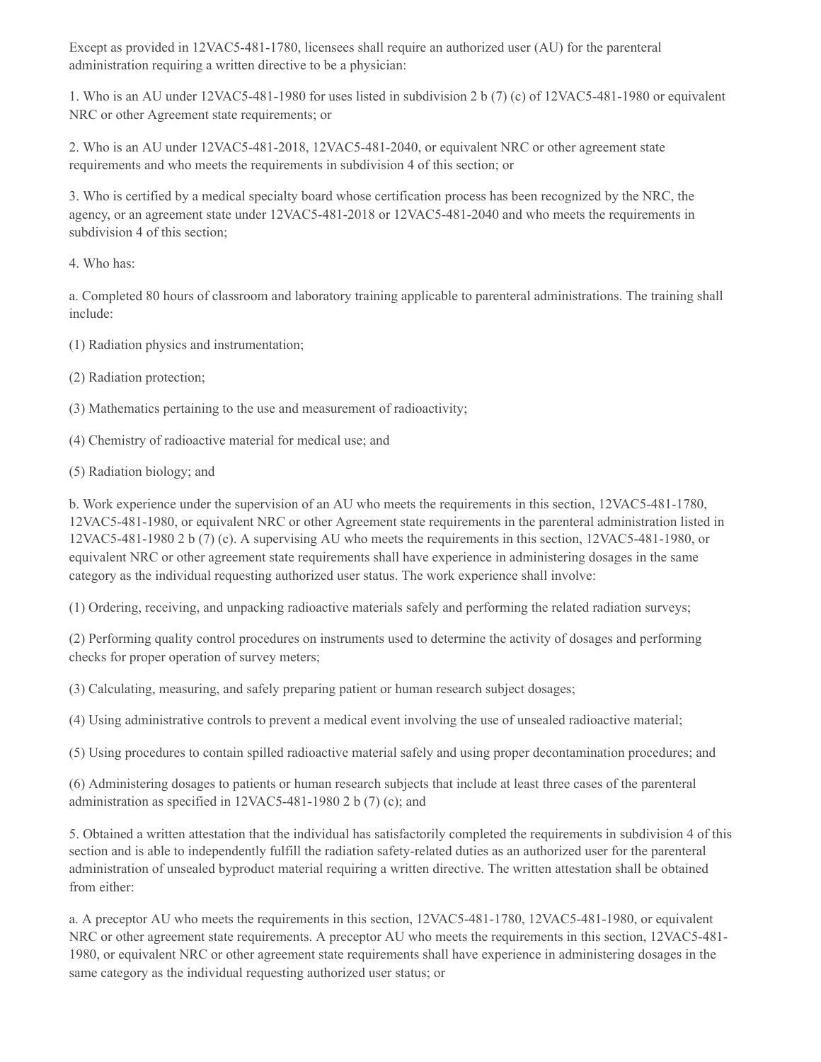Except as provided in 12VAC5-481-1780, licensees shall require an authorized user (AU) for the parenteral administration requiring a written directive to be a physician:

1. Who is an AU under 12VAC5-481-1980 for uses listed in subdivision 2 b (7) (c) of 12VAC5-481-1980 or equivalent NRC or other Agreement state requirements; or

2. Who is an AU under 12VAC5-481-2018, 12VAC5-481-2040, or equivalent NRC or other agreement state requirements and who meets the requirements in subdivision 4 of this section; or

3. Who is certified by a medical specialty board whose certification process has been recognized by the NRC, the agency, or an agreement state under 12VAC5-481-2018 or 12VAC5-481-2040 and who meets the requirements in subdivision 4 of this section;

4. Who has:

a. Completed 80 hours of classroom and laboratory training applicable to parenteral administrations. The training shall include:

(1) Radiation physics and instrumentation;

(2) Radiation protection;

(3) Mathematics pertaining to the use and measurement of radioactivity;

(4) Chemistry of radioactive material for medical use; and

(5) Radiation biology; and

b. Work experience under the supervision of an AU who meets the requirements in this section, 12VAC5-481-1780, 12VAC5-481-1980, or equivalent NRC or other Agreement state requirements in the parenteral administration listed in 12VAC5-481-1980 2 b (7) (c). A supervising AU who meets the requirements in this section, 12VAC5-481-1980, or equivalent NRC or other agreement state requirements shall have experience in administering dosages in the same category as the individual requesting authorized user status. The work experience shall involve:

(1) Ordering, receiving, and unpacking radioactive materials safely and performing the related radiation surveys;

(2) Performing quality control procedures on instruments used to determine the activity of dosages and performing checks for proper operation of survey meters;

(3) Calculating, measuring, and safely preparing patient or human research subject dosages;

(4) Using administrative controls to prevent a medical event involving the use of unsealed radioactive material;

(5) Using procedures to contain spilled radioactive material safely and using proper decontamination procedures; and

(6) Administering dosages to patients or human research subjects that include at least three cases of the parenteral administration as specified in 12VAC5-481-1980 2 b (7) (c); and

5. Obtained a written attestation that the individual has satisfactorily completed the requirements in subdivision 4 of this section and is able to independently fulfill the radiation safety-related duties as an authorized user for the parenteral administration of unsealed byproduct material requiring a written directive. The written attestation shall be obtained from either:

a. A preceptor AU who meets the requirements in this section, 12VAC5-481-1780, 12VAC5-481-1980, or equivalent NRC or other agreement state requirements. A preceptor AU who meets the requirements in this section, 12VAC5-481-1980, or equivalent NRC or other agreement state requirements shall have experience in administering dosages in the same category as the individual requesting authorized user status; or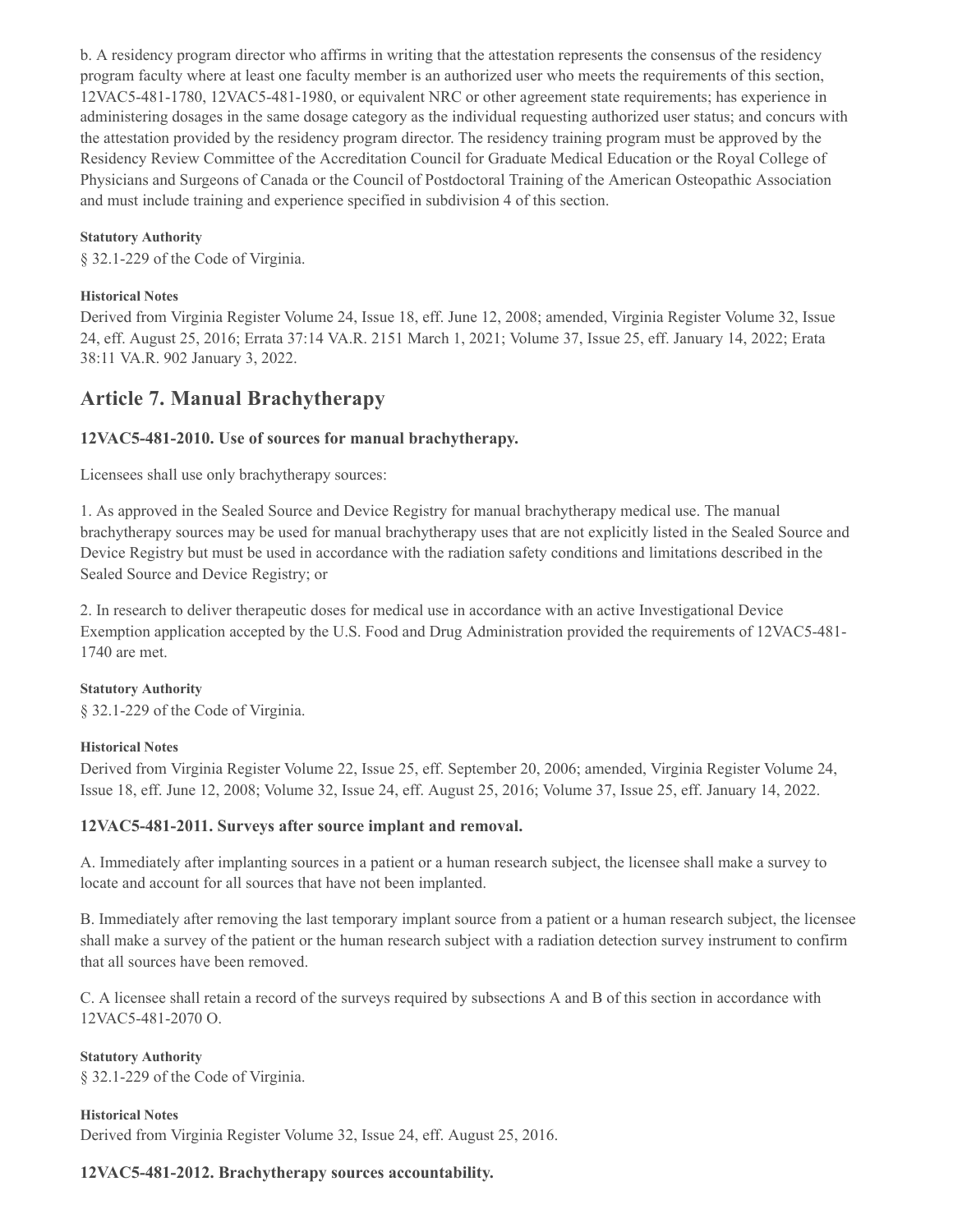b. A residency program director who affirms in writing that the attestation represents the consensus of the residency program faculty where at least one faculty member is an authorized user who meets the requirements of this section, 12VAC5-481-1780, 12VAC5-481-1980, or equivalent NRC or other agreement state requirements; has experience in administering dosages in the same dosage category as the individual requesting authorized user status; and concurs with the attestation provided by the residency program director. The residency training program must be approved by the Residency Review Committee of the Accreditation Council for Graduate Medical Education or the Royal College of Physicians and Surgeons of Canada or the Council of Postdoctoral Training of the American Osteopathic Association and must include training and experience specified in subdivision 4 of this section.

**Statutory Authority**

§ 32.1-229 of the Code of Virginia.

**Historical Notes**

Derived from Virginia Register Volume 24, Issue 18, eff. June 12, 2008; amended, Virginia Register Volume 32, Issue 24, eff. August 25, 2016; Errata 37:14 VA.R. 2151 March 1, 2021; Volume 37, Issue 25, eff. January 14, 2022; Erata 38:11 VA.R. 902 January 3, 2022.

## Article 7. Manual Brachytherapy

### 12VAC5-481-2010. Use of sources for manual brachytherapy.

Licensees shall use only brachytherapy sources:

1. As approved in the Sealed Source and Device Registry for manual brachytherapy medical use. The manual brachytherapy sources may be used for manual brachytherapy uses that are not explicitly listed in the Sealed Source and Device Registry but must be used in accordance with the radiation safety conditions and limitations described in the Sealed Source and Device Registry; or

2. In research to deliver therapeutic doses for medical use in accordance with an active Investigational Device Exemption application accepted by the U.S. Food and Drug Administration provided the requirements of 12VAC5-481-1740 are met.

**Statutory Authority**

§ 32.1-229 of the Code of Virginia.

**Historical Notes**

Derived from Virginia Register Volume 22, Issue 25, eff. September 20, 2006; amended, Virginia Register Volume 24, Issue 18, eff. June 12, 2008; Volume 32, Issue 24, eff. August 25, 2016; Volume 37, Issue 25, eff. January 14, 2022.

### 12VAC5-481-2011. Surveys after source implant and removal.

A. Immediately after implanting sources in a patient or a human research subject, the licensee shall make a survey to locate and account for all sources that have not been implanted.

B. Immediately after removing the last temporary implant source from a patient or a human research subject, the licensee shall make a survey of the patient or the human research subject with a radiation detection survey instrument to confirm that all sources have been removed.

C. A licensee shall retain a record of the surveys required by subsections A and B of this section in accordance with 12VAC5-481-2070 O.

**Statutory Authority**

§ 32.1-229 of the Code of Virginia.

**Historical Notes**

Derived from Virginia Register Volume 32, Issue 24, eff. August 25, 2016.

### 12VAC5-481-2012. Brachytherapy sources accountability.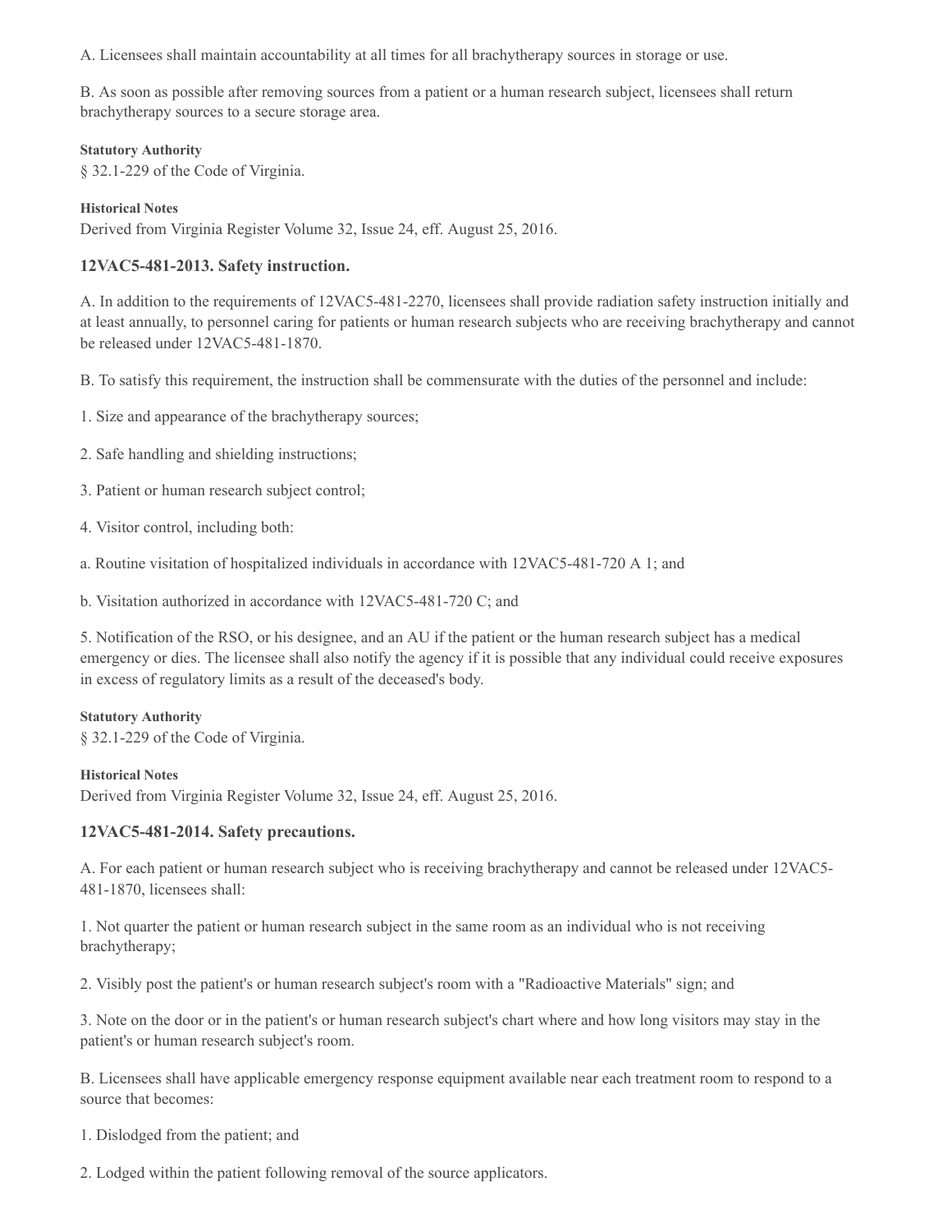A. Licensees shall maintain accountability at all times for all brachytherapy sources in storage or use.

B. As soon as possible after removing sources from a patient or a human research subject, licensees shall return brachytherapy sources to a secure storage area.

**Statutory Authority**

§ 32.1-229 of the Code of Virginia.

**Historical Notes**

Derived from Virginia Register Volume 32, Issue 24, eff. August 25, 2016.

### 12VAC5-481-2013. Safety instruction.

A. In addition to the requirements of 12VAC5-481-2270, licensees shall provide radiation safety instruction initially and at least annually, to personnel caring for patients or human research subjects who are receiving brachytherapy and cannot be released under 12VAC5-481-1870.

B. To satisfy this requirement, the instruction shall be commensurate with the duties of the personnel and include:

1. Size and appearance of the brachytherapy sources;

2. Safe handling and shielding instructions;

3. Patient or human research subject control;

4. Visitor control, including both:

a. Routine visitation of hospitalized individuals in accordance with 12VAC5-481-720 A 1; and

b. Visitation authorized in accordance with 12VAC5-481-720 C; and

5. Notification of the RSO, or his designee, and an AU if the patient or the human research subject has a medical emergency or dies. The licensee shall also notify the agency if it is possible that any individual could receive exposures in excess of regulatory limits as a result of the deceased's body.

**Statutory Authority**

§ 32.1-229 of the Code of Virginia.

**Historical Notes**

Derived from Virginia Register Volume 32, Issue 24, eff. August 25, 2016.

### 12VAC5-481-2014. Safety precautions.

A. For each patient or human research subject who is receiving brachytherapy and cannot be released under 12VAC5-481-1870, licensees shall:

1. Not quarter the patient or human research subject in the same room as an individual who is not receiving brachytherapy;

2. Visibly post the patient's or human research subject's room with a "Radioactive Materials" sign; and

3. Note on the door or in the patient's or human research subject's chart where and how long visitors may stay in the patient's or human research subject's room.

B. Licensees shall have applicable emergency response equipment available near each treatment room to respond to a source that becomes:

1. Dislodged from the patient; and

2. Lodged within the patient following removal of the source applicators.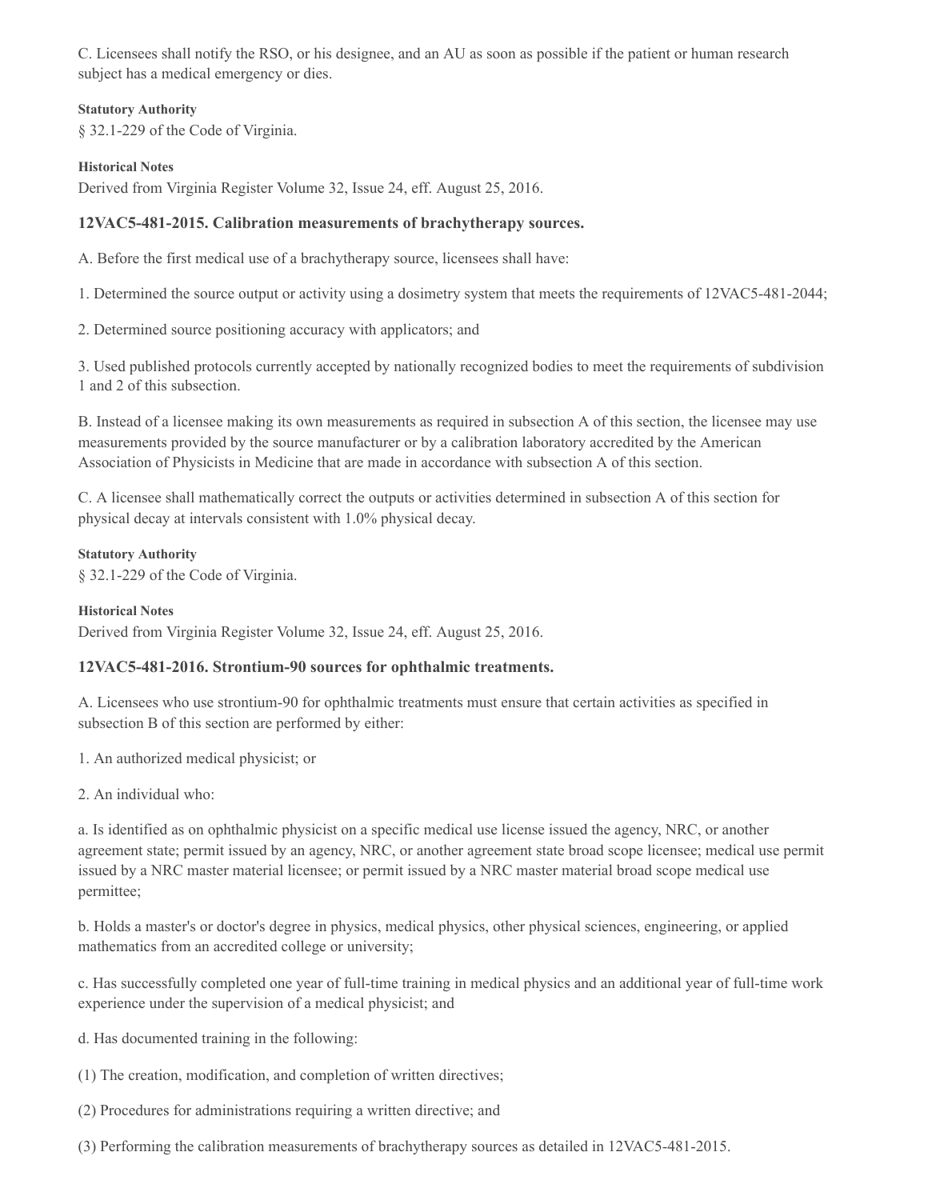C. Licensees shall notify the RSO, or his designee, and an AU as soon as possible if the patient or human research subject has a medical emergency or dies.

**Statutory Authority**

§ 32.1-229 of the Code of Virginia.

**Historical Notes**

Derived from Virginia Register Volume 32, Issue 24, eff. August 25, 2016.

### 12VAC5-481-2015. Calibration measurements of brachytherapy sources.

A. Before the first medical use of a brachytherapy source, licensees shall have:

1. Determined the source output or activity using a dosimetry system that meets the requirements of 12VAC5-481-2044;

2. Determined source positioning accuracy with applicators; and

3. Used published protocols currently accepted by nationally recognized bodies to meet the requirements of subdivision 1 and 2 of this subsection.

B. Instead of a licensee making its own measurements as required in subsection A of this section, the licensee may use measurements provided by the source manufacturer or by a calibration laboratory accredited by the American Association of Physicists in Medicine that are made in accordance with subsection A of this section.

C. A licensee shall mathematically correct the outputs or activities determined in subsection A of this section for physical decay at intervals consistent with 1.0% physical decay.

**Statutory Authority**

§ 32.1-229 of the Code of Virginia.

**Historical Notes**

Derived from Virginia Register Volume 32, Issue 24, eff. August 25, 2016.

### 12VAC5-481-2016. Strontium-90 sources for ophthalmic treatments.

A. Licensees who use strontium-90 for ophthalmic treatments must ensure that certain activities as specified in subsection B of this section are performed by either:

1. An authorized medical physicist; or

2. An individual who:

a. Is identified as on ophthalmic physicist on a specific medical use license issued the agency, NRC, or another agreement state; permit issued by an agency, NRC, or another agreement state broad scope licensee; medical use permit issued by a NRC master material licensee; or permit issued by a NRC master material broad scope medical use permittee;

b. Holds a master's or doctor's degree in physics, medical physics, other physical sciences, engineering, or applied mathematics from an accredited college or university;

c. Has successfully completed one year of full-time training in medical physics and an additional year of full-time work experience under the supervision of a medical physicist; and

d. Has documented training in the following:

(1) The creation, modification, and completion of written directives;

(2) Procedures for administrations requiring a written directive; and

(3) Performing the calibration measurements of brachytherapy sources as detailed in 12VAC5-481-2015.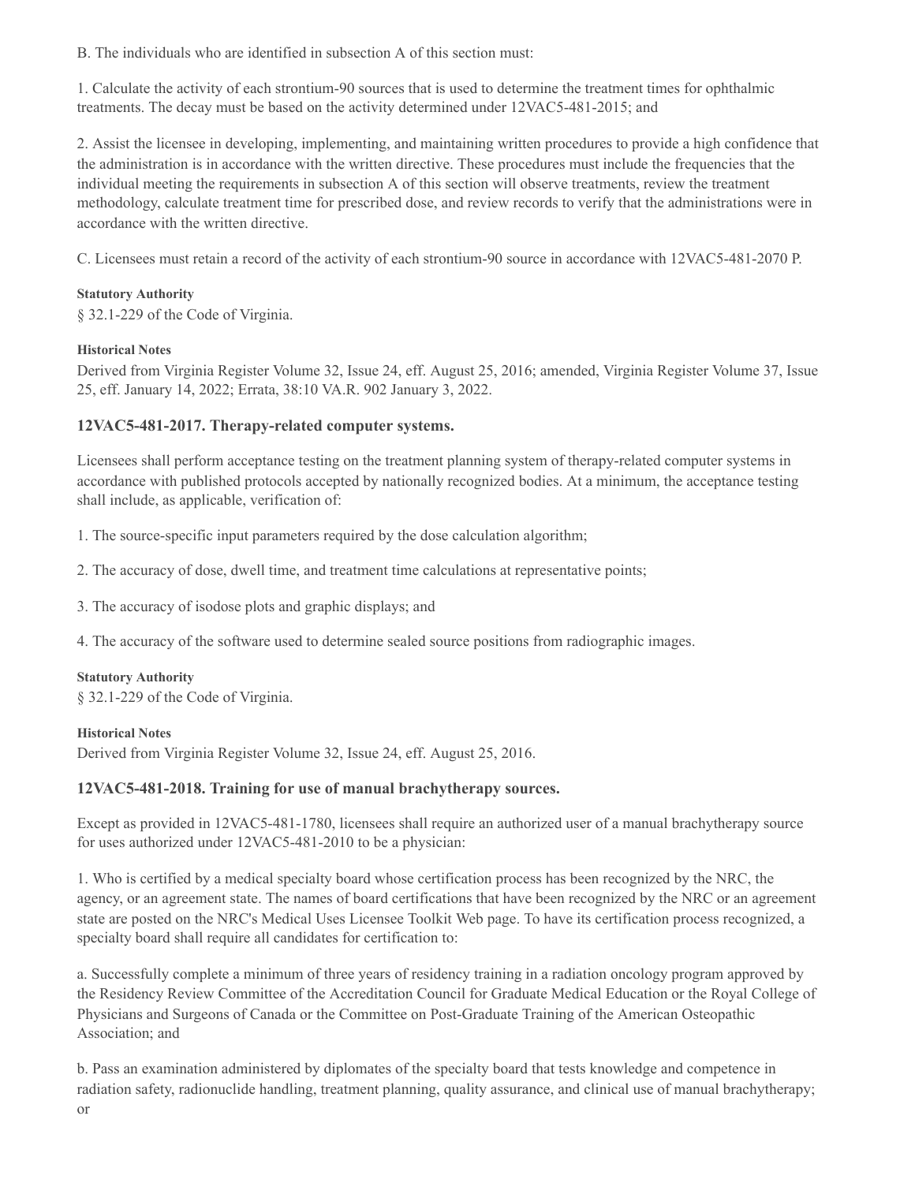B. The individuals who are identified in subsection A of this section must:

1. Calculate the activity of each strontium-90 sources that is used to determine the treatment times for ophthalmic treatments. The decay must be based on the activity determined under 12VAC5-481-2015; and

2. Assist the licensee in developing, implementing, and maintaining written procedures to provide a high confidence that the administration is in accordance with the written directive. These procedures must include the frequencies that the individual meeting the requirements in subsection A of this section will observe treatments, review the treatment methodology, calculate treatment time for prescribed dose, and review records to verify that the administrations were in accordance with the written directive.

C. Licensees must retain a record of the activity of each strontium-90 source in accordance with 12VAC5-481-2070 P.

**Statutory Authority**

§ 32.1-229 of the Code of Virginia.

**Historical Notes**

Derived from Virginia Register Volume 32, Issue 24, eff. August 25, 2016; amended, Virginia Register Volume 37, Issue 25, eff. January 14, 2022; Errata, 38:10 VA.R. 902 January 3, 2022.

### 12VAC5-481-2017. Therapy-related computer systems.

Licensees shall perform acceptance testing on the treatment planning system of therapy-related computer systems in accordance with published protocols accepted by nationally recognized bodies. At a minimum, the acceptance testing shall include, as applicable, verification of:

1. The source-specific input parameters required by the dose calculation algorithm;

2. The accuracy of dose, dwell time, and treatment time calculations at representative points;

3. The accuracy of isodose plots and graphic displays; and

4. The accuracy of the software used to determine sealed source positions from radiographic images.

**Statutory Authority**

§ 32.1-229 of the Code of Virginia.

**Historical Notes**

Derived from Virginia Register Volume 32, Issue 24, eff. August 25, 2016.

### 12VAC5-481-2018. Training for use of manual brachytherapy sources.

Except as provided in 12VAC5-481-1780, licensees shall require an authorized user of a manual brachytherapy source for uses authorized under 12VAC5-481-2010 to be a physician:

1. Who is certified by a medical specialty board whose certification process has been recognized by the NRC, the agency, or an agreement state. The names of board certifications that have been recognized by the NRC or an agreement state are posted on the NRC's Medical Uses Licensee Toolkit Web page. To have its certification process recognized, a specialty board shall require all candidates for certification to:

a. Successfully complete a minimum of three years of residency training in a radiation oncology program approved by the Residency Review Committee of the Accreditation Council for Graduate Medical Education or the Royal College of Physicians and Surgeons of Canada or the Committee on Post-Graduate Training of the American Osteopathic Association; and

b. Pass an examination administered by diplomates of the specialty board that tests knowledge and competence in radiation safety, radionuclide handling, treatment planning, quality assurance, and clinical use of manual brachytherapy; or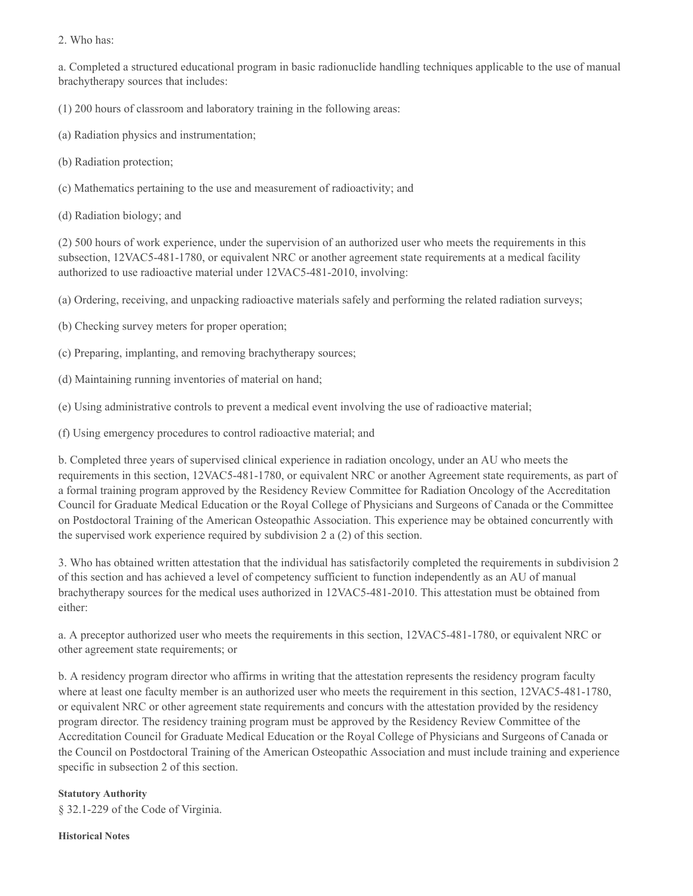2. Who has:

a. Completed a structured educational program in basic radionuclide handling techniques applicable to the use of manual brachytherapy sources that includes:

(1) 200 hours of classroom and laboratory training in the following areas:

(a) Radiation physics and instrumentation;

(b) Radiation protection;

(c) Mathematics pertaining to the use and measurement of radioactivity; and

(d) Radiation biology; and

(2) 500 hours of work experience, under the supervision of an authorized user who meets the requirements in this subsection, 12VAC5-481-1780, or equivalent NRC or another agreement state requirements at a medical facility authorized to use radioactive material under 12VAC5-481-2010, involving:

(a) Ordering, receiving, and unpacking radioactive materials safely and performing the related radiation surveys;

(b) Checking survey meters for proper operation;

(c) Preparing, implanting, and removing brachytherapy sources;

(d) Maintaining running inventories of material on hand;

(e) Using administrative controls to prevent a medical event involving the use of radioactive material;

(f) Using emergency procedures to control radioactive material; and

b. Completed three years of supervised clinical experience in radiation oncology, under an AU who meets the requirements in this section, 12VAC5-481-1780, or equivalent NRC or another Agreement state requirements, as part of a formal training program approved by the Residency Review Committee for Radiation Oncology of the Accreditation Council for Graduate Medical Education or the Royal College of Physicians and Surgeons of Canada or the Committee on Postdoctoral Training of the American Osteopathic Association. This experience may be obtained concurrently with the supervised work experience required by subdivision 2 a (2) of this section.

3. Who has obtained written attestation that the individual has satisfactorily completed the requirements in subdivision 2 of this section and has achieved a level of competency sufficient to function independently as an AU of manual brachytherapy sources for the medical uses authorized in 12VAC5-481-2010. This attestation must be obtained from either:

a. A preceptor authorized user who meets the requirements in this section, 12VAC5-481-1780, or equivalent NRC or other agreement state requirements; or

b. A residency program director who affirms in writing that the attestation represents the residency program faculty where at least one faculty member is an authorized user who meets the requirement in this section, 12VAC5-481-1780, or equivalent NRC or other agreement state requirements and concurs with the attestation provided by the residency program director. The residency training program must be approved by the Residency Review Committee of the Accreditation Council for Graduate Medical Education or the Royal College of Physicians and Surgeons of Canada or the Council on Postdoctoral Training of the American Osteopathic Association and must include training and experience specific in subsection 2 of this section.

**Statutory Authority**

§ 32.1-229 of the Code of Virginia.

**Historical Notes**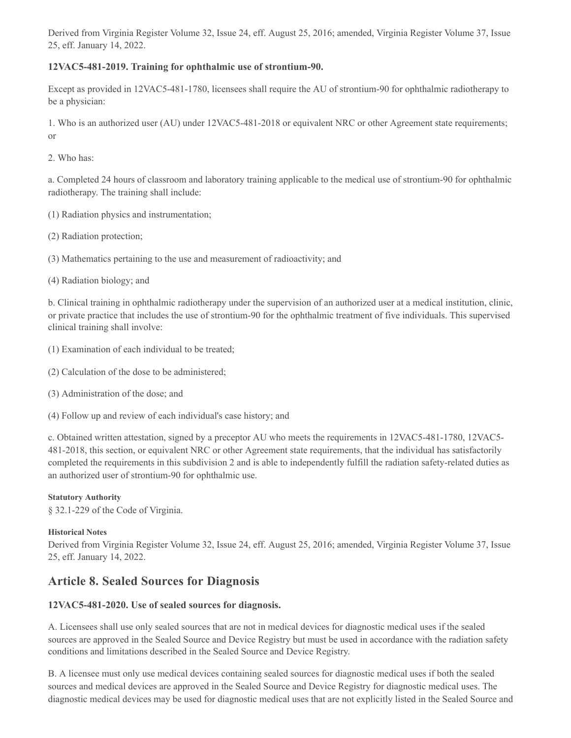Derived from Virginia Register Volume 32, Issue 24, eff. August 25, 2016; amended, Virginia Register Volume 37, Issue 25, eff. January 14, 2022.

### 12VAC5-481-2019. Training for ophthalmic use of strontium-90.

Except as provided in 12VAC5-481-1780, licensees shall require the AU of strontium-90 for ophthalmic radiotherapy to be a physician:

1. Who is an authorized user (AU) under 12VAC5-481-2018 or equivalent NRC or other Agreement state requirements; or

2. Who has:

a. Completed 24 hours of classroom and laboratory training applicable to the medical use of strontium-90 for ophthalmic radiotherapy. The training shall include:

(1) Radiation physics and instrumentation;

(2) Radiation protection;

(3) Mathematics pertaining to the use and measurement of radioactivity; and

(4) Radiation biology; and

b. Clinical training in ophthalmic radiotherapy under the supervision of an authorized user at a medical institution, clinic, or private practice that includes the use of strontium-90 for the ophthalmic treatment of five individuals. This supervised clinical training shall involve:

(1) Examination of each individual to be treated;

(2) Calculation of the dose to be administered;

(3) Administration of the dose; and

(4) Follow up and review of each individual's case history; and

c. Obtained written attestation, signed by a preceptor AU who meets the requirements in 12VAC5-481-1780, 12VAC5-481-2018, this section, or equivalent NRC or other Agreement state requirements, that the individual has satisfactorily completed the requirements in this subdivision 2 and is able to independently fulfill the radiation safety-related duties as an authorized user of strontium-90 for ophthalmic use.

**Statutory Authority**

§ 32.1-229 of the Code of Virginia.

**Historical Notes**

Derived from Virginia Register Volume 32, Issue 24, eff. August 25, 2016; amended, Virginia Register Volume 37, Issue 25, eff. January 14, 2022.

## Article 8. Sealed Sources for Diagnosis

### 12VAC5-481-2020. Use of sealed sources for diagnosis.

A. Licensees shall use only sealed sources that are not in medical devices for diagnostic medical uses if the sealed sources are approved in the Sealed Source and Device Registry but must be used in accordance with the radiation safety conditions and limitations described in the Sealed Source and Device Registry.

B. A licensee must only use medical devices containing sealed sources for diagnostic medical uses if both the sealed sources and medical devices are approved in the Sealed Source and Device Registry for diagnostic medical uses. The diagnostic medical devices may be used for diagnostic medical uses that are not explicitly listed in the Sealed Source and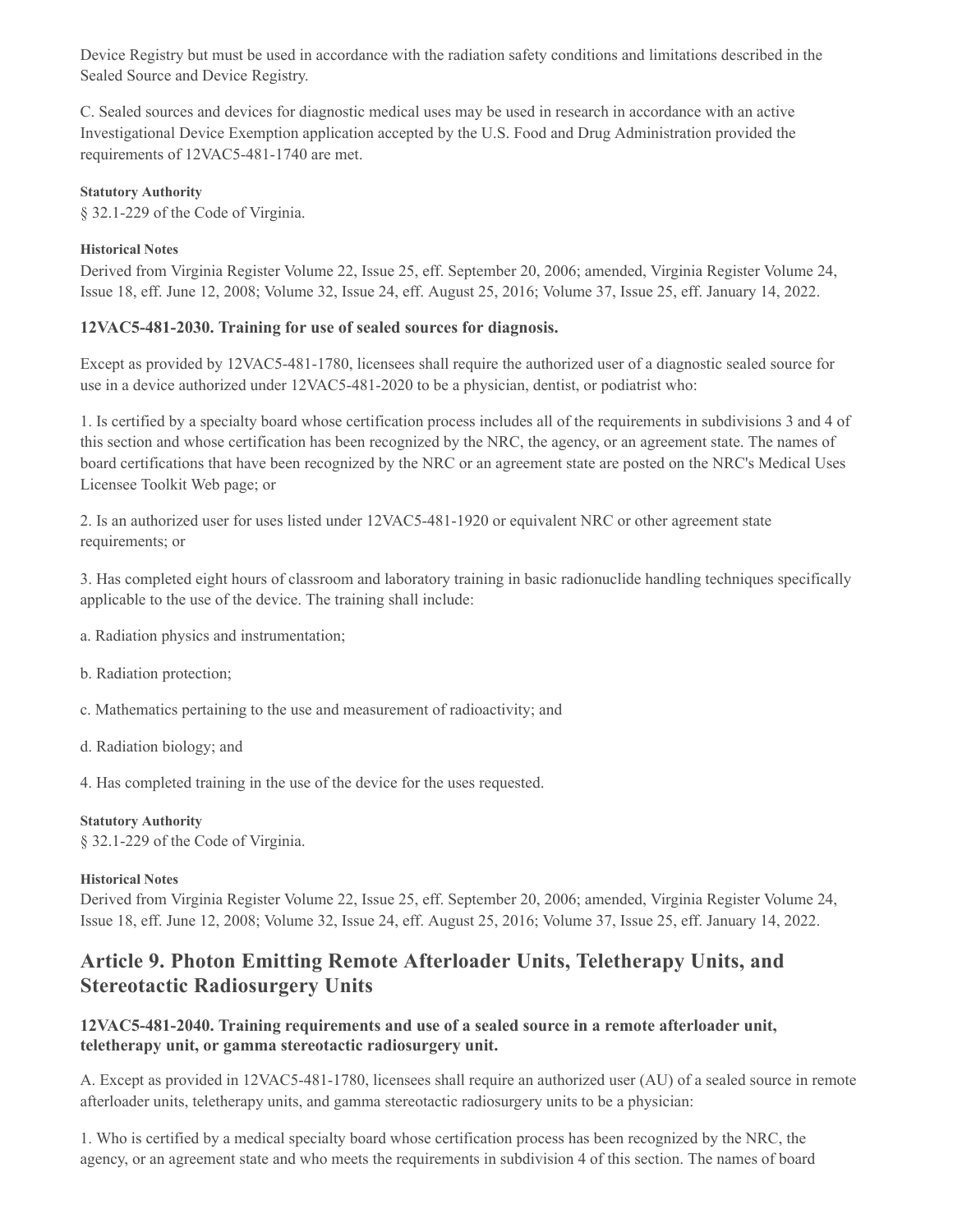Device Registry but must be used in accordance with the radiation safety conditions and limitations described in the Sealed Source and Device Registry.

C. Sealed sources and devices for diagnostic medical uses may be used in research in accordance with an active Investigational Device Exemption application accepted by the U.S. Food and Drug Administration provided the requirements of 12VAC5-481-1740 are met.

**Statutory Authority**

§ 32.1-229 of the Code of Virginia.

**Historical Notes**

Derived from Virginia Register Volume 22, Issue 25, eff. September 20, 2006; amended, Virginia Register Volume 24, Issue 18, eff. June 12, 2008; Volume 32, Issue 24, eff. August 25, 2016; Volume 37, Issue 25, eff. January 14, 2022.

### 12VAC5-481-2030. Training for use of sealed sources for diagnosis.

Except as provided by 12VAC5-481-1780, licensees shall require the authorized user of a diagnostic sealed source for use in a device authorized under 12VAC5-481-2020 to be a physician, dentist, or podiatrist who:

1. Is certified by a specialty board whose certification process includes all of the requirements in subdivisions 3 and 4 of this section and whose certification has been recognized by the NRC, the agency, or an agreement state. The names of board certifications that have been recognized by the NRC or an agreement state are posted on the NRC's Medical Uses Licensee Toolkit Web page; or

2. Is an authorized user for uses listed under 12VAC5-481-1920 or equivalent NRC or other agreement state requirements; or

3. Has completed eight hours of classroom and laboratory training in basic radionuclide handling techniques specifically applicable to the use of the device. The training shall include:

a. Radiation physics and instrumentation;

b. Radiation protection;

c. Mathematics pertaining to the use and measurement of radioactivity; and

d. Radiation biology; and

4. Has completed training in the use of the device for the uses requested.

**Statutory Authority**

§ 32.1-229 of the Code of Virginia.

**Historical Notes**

Derived from Virginia Register Volume 22, Issue 25, eff. September 20, 2006; amended, Virginia Register Volume 24, Issue 18, eff. June 12, 2008; Volume 32, Issue 24, eff. August 25, 2016; Volume 37, Issue 25, eff. January 14, 2022.

## Article 9. Photon Emitting Remote Afterloader Units, Teletherapy Units, and Stereotactic Radiosurgery Units

### 12VAC5-481-2040. Training requirements and use of a sealed source in a remote afterloader unit, teletherapy unit, or gamma stereotactic radiosurgery unit.

A. Except as provided in 12VAC5-481-1780, licensees shall require an authorized user (AU) of a sealed source in remote afterloader units, teletherapy units, and gamma stereotactic radiosurgery units to be a physician:

1. Who is certified by a medical specialty board whose certification process has been recognized by the NRC, the agency, or an agreement state and who meets the requirements in subdivision 4 of this section. The names of board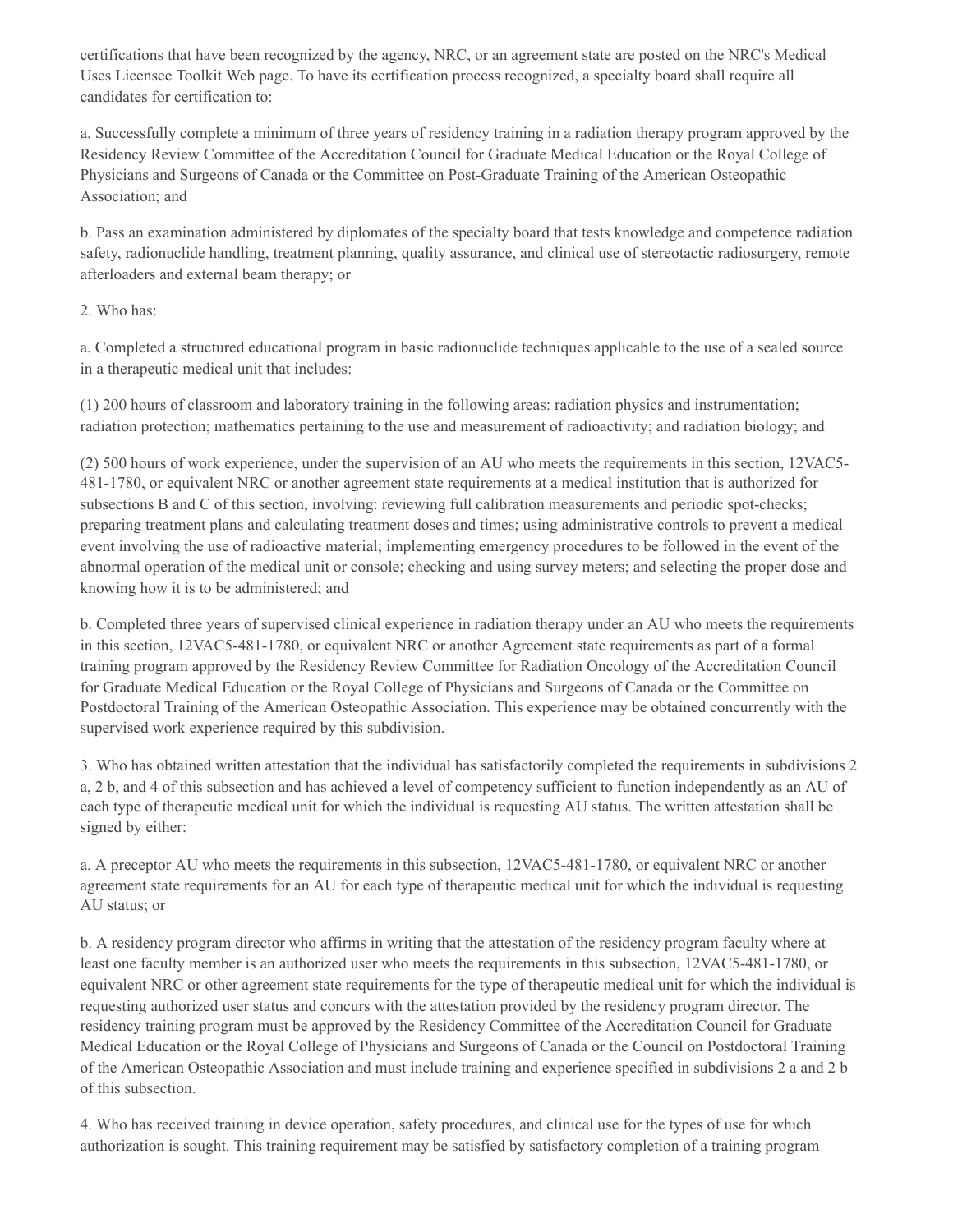certifications that have been recognized by the agency, NRC, or an agreement state are posted on the NRC's Medical Uses Licensee Toolkit Web page. To have its certification process recognized, a specialty board shall require all candidates for certification to:

a. Successfully complete a minimum of three years of residency training in a radiation therapy program approved by the Residency Review Committee of the Accreditation Council for Graduate Medical Education or the Royal College of Physicians and Surgeons of Canada or the Committee on Post-Graduate Training of the American Osteopathic Association; and

b. Pass an examination administered by diplomates of the specialty board that tests knowledge and competence radiation safety, radionuclide handling, treatment planning, quality assurance, and clinical use of stereotactic radiosurgery, remote afterloaders and external beam therapy; or

2. Who has:

a. Completed a structured educational program in basic radionuclide techniques applicable to the use of a sealed source in a therapeutic medical unit that includes:

(1) 200 hours of classroom and laboratory training in the following areas: radiation physics and instrumentation; radiation protection; mathematics pertaining to the use and measurement of radioactivity; and radiation biology; and

(2) 500 hours of work experience, under the supervision of an AU who meets the requirements in this section, 12VAC5-481-1780, or equivalent NRC or another agreement state requirements at a medical institution that is authorized for subsections B and C of this section, involving: reviewing full calibration measurements and periodic spot-checks; preparing treatment plans and calculating treatment doses and times; using administrative controls to prevent a medical event involving the use of radioactive material; implementing emergency procedures to be followed in the event of the abnormal operation of the medical unit or console; checking and using survey meters; and selecting the proper dose and knowing how it is to be administered; and

b. Completed three years of supervised clinical experience in radiation therapy under an AU who meets the requirements in this section, 12VAC5-481-1780, or equivalent NRC or another Agreement state requirements as part of a formal training program approved by the Residency Review Committee for Radiation Oncology of the Accreditation Council for Graduate Medical Education or the Royal College of Physicians and Surgeons of Canada or the Committee on Postdoctoral Training of the American Osteopathic Association. This experience may be obtained concurrently with the supervised work experience required by this subdivision.

3. Who has obtained written attestation that the individual has satisfactorily completed the requirements in subdivisions 2 a, 2 b, and 4 of this subsection and has achieved a level of competency sufficient to function independently as an AU of each type of therapeutic medical unit for which the individual is requesting AU status. The written attestation shall be signed by either:

a. A preceptor AU who meets the requirements in this subsection, 12VAC5-481-1780, or equivalent NRC or another agreement state requirements for an AU for each type of therapeutic medical unit for which the individual is requesting AU status; or

b. A residency program director who affirms in writing that the attestation of the residency program faculty where at least one faculty member is an authorized user who meets the requirements in this subsection, 12VAC5-481-1780, or equivalent NRC or other agreement state requirements for the type of therapeutic medical unit for which the individual is requesting authorized user status and concurs with the attestation provided by the residency program director. The residency training program must be approved by the Residency Committee of the Accreditation Council for Graduate Medical Education or the Royal College of Physicians and Surgeons of Canada or the Council on Postdoctoral Training of the American Osteopathic Association and must include training and experience specified in subdivisions 2 a and 2 b of this subsection.

4. Who has received training in device operation, safety procedures, and clinical use for the types of use for which authorization is sought. This training requirement may be satisfied by satisfactory completion of a training program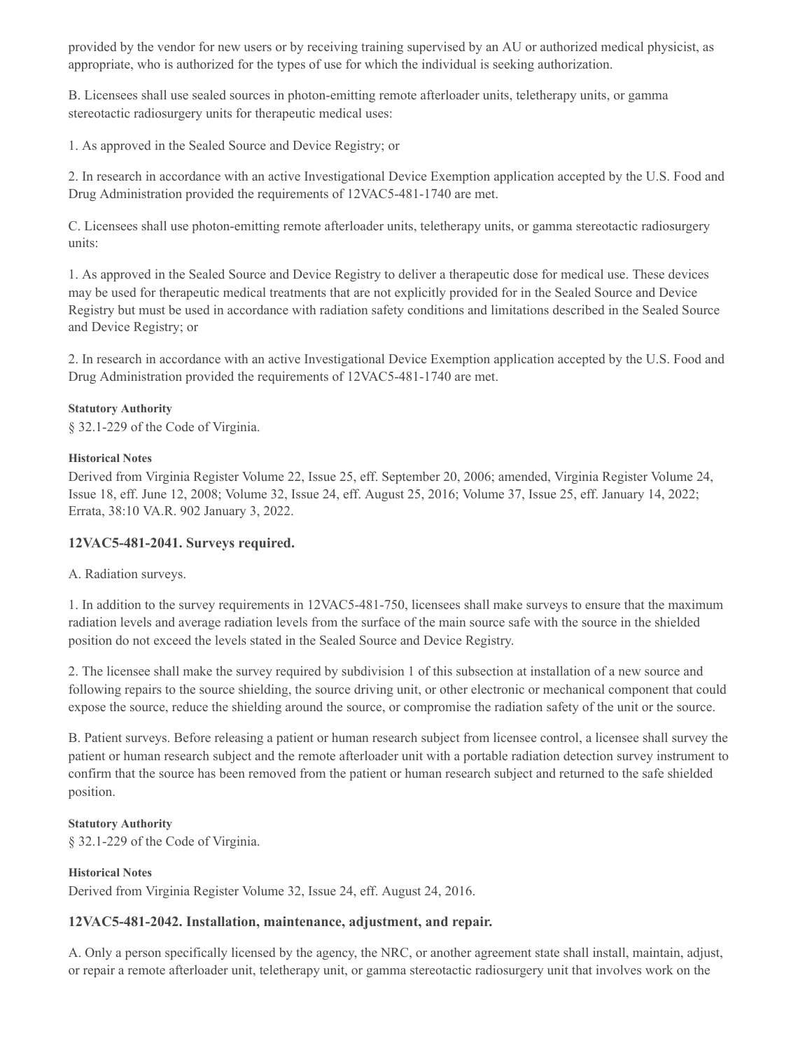provided by the vendor for new users or by receiving training supervised by an AU or authorized medical physicist, as appropriate, who is authorized for the types of use for which the individual is seeking authorization.

B. Licensees shall use sealed sources in photon-emitting remote afterloader units, teletherapy units, or gamma stereotactic radiosurgery units for therapeutic medical uses:

1. As approved in the Sealed Source and Device Registry; or

2. In research in accordance with an active Investigational Device Exemption application accepted by the U.S. Food and Drug Administration provided the requirements of 12VAC5-481-1740 are met.

C. Licensees shall use photon-emitting remote afterloader units, teletherapy units, or gamma stereotactic radiosurgery units:

1. As approved in the Sealed Source and Device Registry to deliver a therapeutic dose for medical use. These devices may be used for therapeutic medical treatments that are not explicitly provided for in the Sealed Source and Device Registry but must be used in accordance with radiation safety conditions and limitations described in the Sealed Source and Device Registry; or

2. In research in accordance with an active Investigational Device Exemption application accepted by the U.S. Food and Drug Administration provided the requirements of 12VAC5-481-1740 are met.

**Statutory Authority**

§ 32.1-229 of the Code of Virginia.

**Historical Notes**

Derived from Virginia Register Volume 22, Issue 25, eff. September 20, 2006; amended, Virginia Register Volume 24, Issue 18, eff. June 12, 2008; Volume 32, Issue 24, eff. August 25, 2016; Volume 37, Issue 25, eff. January 14, 2022; Errata, 38:10 VA.R. 902 January 3, 2022.

### 12VAC5-481-2041. Surveys required.

A. Radiation surveys.

1. In addition to the survey requirements in 12VAC5-481-750, licensees shall make surveys to ensure that the maximum radiation levels and average radiation levels from the surface of the main source safe with the source in the shielded position do not exceed the levels stated in the Sealed Source and Device Registry.

2. The licensee shall make the survey required by subdivision 1 of this subsection at installation of a new source and following repairs to the source shielding, the source driving unit, or other electronic or mechanical component that could expose the source, reduce the shielding around the source, or compromise the radiation safety of the unit or the source.

B. Patient surveys. Before releasing a patient or human research subject from licensee control, a licensee shall survey the patient or human research subject and the remote afterloader unit with a portable radiation detection survey instrument to confirm that the source has been removed from the patient or human research subject and returned to the safe shielded position.

**Statutory Authority**

§ 32.1-229 of the Code of Virginia.

**Historical Notes**

Derived from Virginia Register Volume 32, Issue 24, eff. August 24, 2016.

### 12VAC5-481-2042. Installation, maintenance, adjustment, and repair.

A. Only a person specifically licensed by the agency, the NRC, or another agreement state shall install, maintain, adjust, or repair a remote afterloader unit, teletherapy unit, or gamma stereotactic radiosurgery unit that involves work on the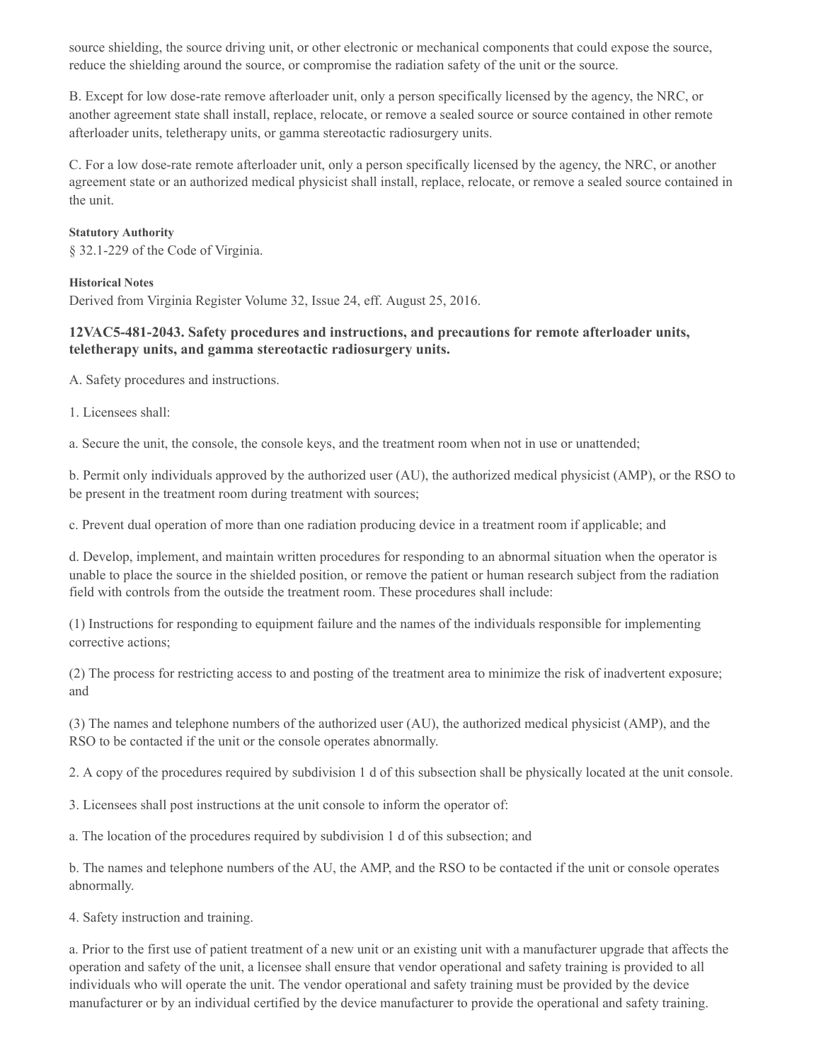source shielding, the source driving unit, or other electronic or mechanical components that could expose the source, reduce the shielding around the source, or compromise the radiation safety of the unit or the source.

B. Except for low dose-rate remove afterloader unit, only a person specifically licensed by the agency, the NRC, or another agreement state shall install, replace, relocate, or remove a sealed source or source contained in other remote afterloader units, teletherapy units, or gamma stereotactic radiosurgery units.

C. For a low dose-rate remote afterloader unit, only a person specifically licensed by the agency, the NRC, or another agreement state or an authorized medical physicist shall install, replace, relocate, or remove a sealed source contained in the unit.

**Statutory Authority**

§ 32.1-229 of the Code of Virginia.

**Historical Notes**

Derived from Virginia Register Volume 32, Issue 24, eff. August 25, 2016.

### 12VAC5-481-2043. Safety procedures and instructions, and precautions for remote afterloader units, teletherapy units, and gamma stereotactic radiosurgery units.

A. Safety procedures and instructions.

1. Licensees shall:

a. Secure the unit, the console, the console keys, and the treatment room when not in use or unattended;

b. Permit only individuals approved by the authorized user (AU), the authorized medical physicist (AMP), or the RSO to be present in the treatment room during treatment with sources;

c. Prevent dual operation of more than one radiation producing device in a treatment room if applicable; and

d. Develop, implement, and maintain written procedures for responding to an abnormal situation when the operator is unable to place the source in the shielded position, or remove the patient or human research subject from the radiation field with controls from the outside the treatment room. These procedures shall include:

(1) Instructions for responding to equipment failure and the names of the individuals responsible for implementing corrective actions;

(2) The process for restricting access to and posting of the treatment area to minimize the risk of inadvertent exposure; and

(3) The names and telephone numbers of the authorized user (AU), the authorized medical physicist (AMP), and the RSO to be contacted if the unit or the console operates abnormally.

2. A copy of the procedures required by subdivision 1 d of this subsection shall be physically located at the unit console.

3. Licensees shall post instructions at the unit console to inform the operator of:

a. The location of the procedures required by subdivision 1 d of this subsection; and

b. The names and telephone numbers of the AU, the AMP, and the RSO to be contacted if the unit or console operates abnormally.

4. Safety instruction and training.

a. Prior to the first use of patient treatment of a new unit or an existing unit with a manufacturer upgrade that affects the operation and safety of the unit, a licensee shall ensure that vendor operational and safety training is provided to all individuals who will operate the unit. The vendor operational and safety training must be provided by the device manufacturer or by an individual certified by the device manufacturer to provide the operational and safety training.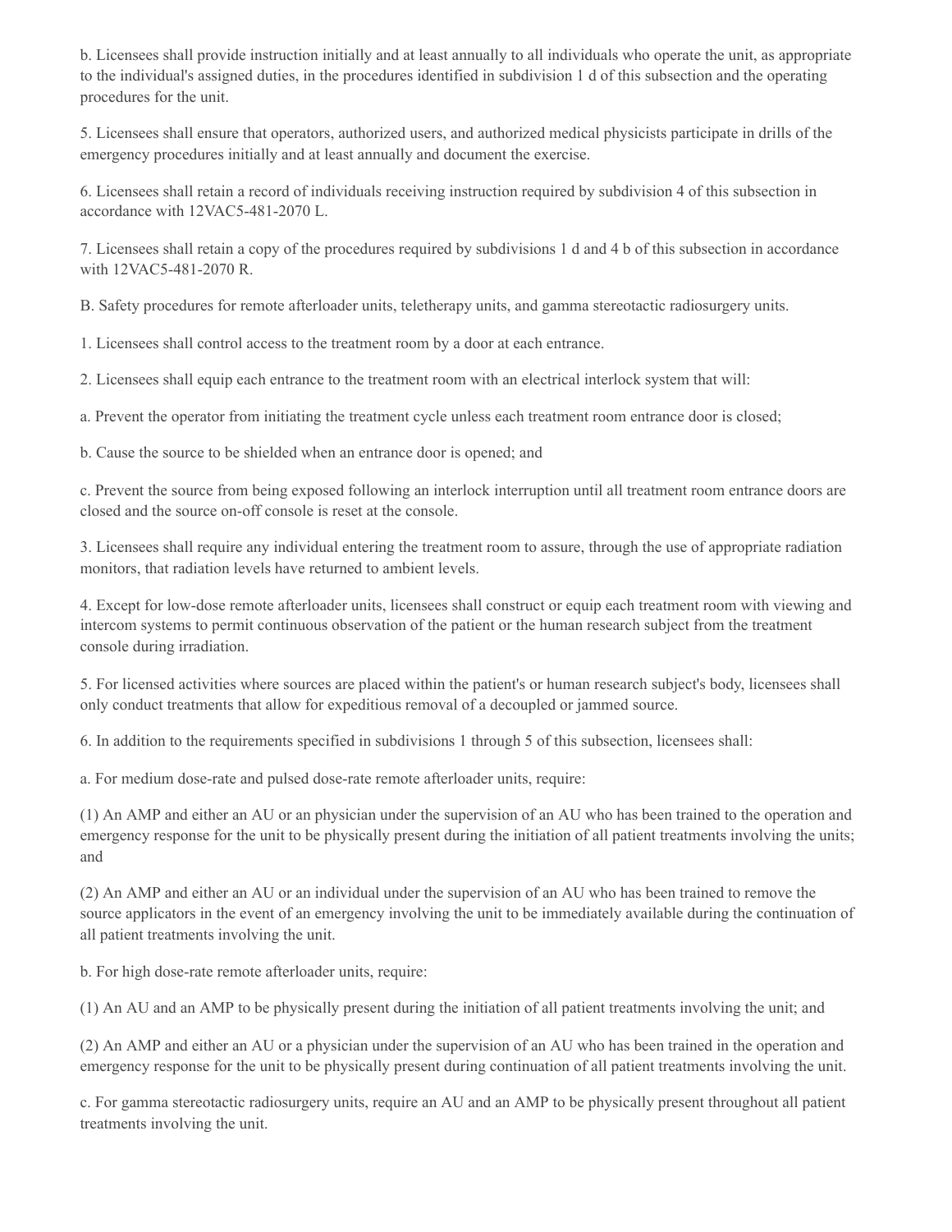b. Licensees shall provide instruction initially and at least annually to all individuals who operate the unit, as appropriate to the individual's assigned duties, in the procedures identified in subdivision 1 d of this subsection and the operating procedures for the unit.

5. Licensees shall ensure that operators, authorized users, and authorized medical physicists participate in drills of the emergency procedures initially and at least annually and document the exercise.

6. Licensees shall retain a record of individuals receiving instruction required by subdivision 4 of this subsection in accordance with 12VAC5-481-2070 L.

7. Licensees shall retain a copy of the procedures required by subdivisions 1 d and 4 b of this subsection in accordance with 12VAC5-481-2070 R.

B. Safety procedures for remote afterloader units, teletherapy units, and gamma stereotactic radiosurgery units.

1. Licensees shall control access to the treatment room by a door at each entrance.

2. Licensees shall equip each entrance to the treatment room with an electrical interlock system that will:

a. Prevent the operator from initiating the treatment cycle unless each treatment room entrance door is closed;

b. Cause the source to be shielded when an entrance door is opened; and

c. Prevent the source from being exposed following an interlock interruption until all treatment room entrance doors are closed and the source on-off console is reset at the console.

3. Licensees shall require any individual entering the treatment room to assure, through the use of appropriate radiation monitors, that radiation levels have returned to ambient levels.

4. Except for low-dose remote afterloader units, licensees shall construct or equip each treatment room with viewing and intercom systems to permit continuous observation of the patient or the human research subject from the treatment console during irradiation.

5. For licensed activities where sources are placed within the patient's or human research subject's body, licensees shall only conduct treatments that allow for expeditious removal of a decoupled or jammed source.

6. In addition to the requirements specified in subdivisions 1 through 5 of this subsection, licensees shall:

a. For medium dose-rate and pulsed dose-rate remote afterloader units, require:

(1) An AMP and either an AU or an physician under the supervision of an AU who has been trained to the operation and emergency response for the unit to be physically present during the initiation of all patient treatments involving the units; and

(2) An AMP and either an AU or an individual under the supervision of an AU who has been trained to remove the source applicators in the event of an emergency involving the unit to be immediately available during the continuation of all patient treatments involving the unit.

b. For high dose-rate remote afterloader units, require:

(1) An AU and an AMP to be physically present during the initiation of all patient treatments involving the unit; and

(2) An AMP and either an AU or a physician under the supervision of an AU who has been trained in the operation and emergency response for the unit to be physically present during continuation of all patient treatments involving the unit.

c. For gamma stereotactic radiosurgery units, require an AU and an AMP to be physically present throughout all patient treatments involving the unit.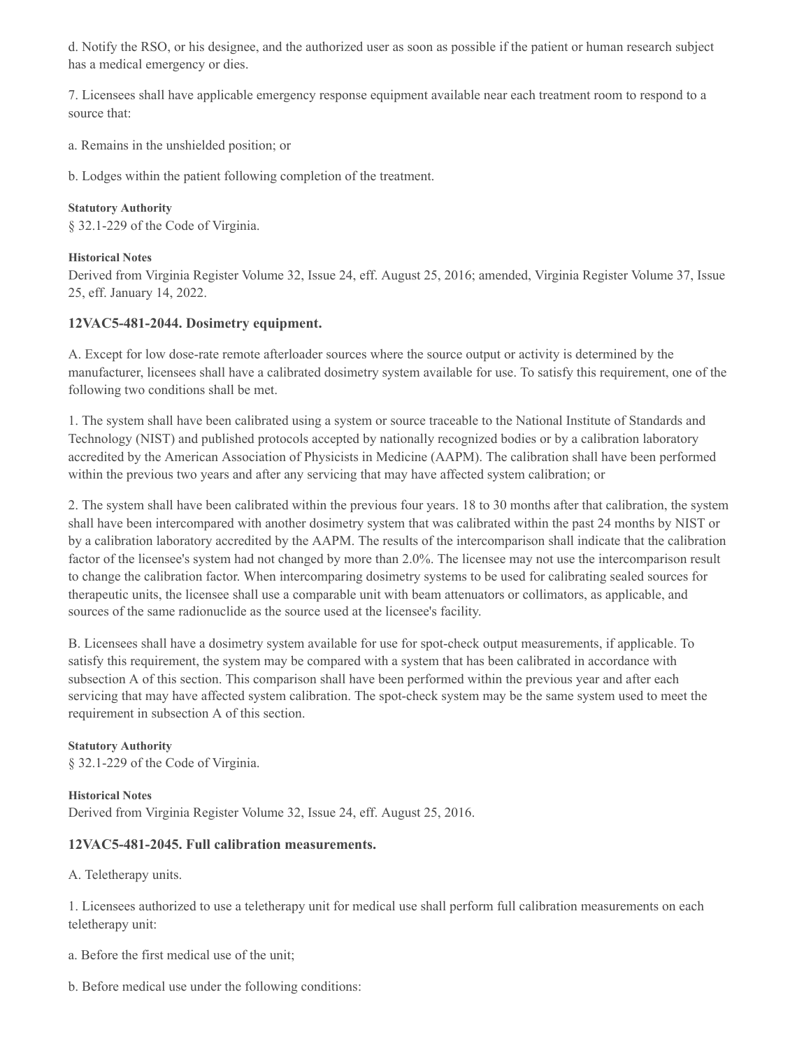d. Notify the RSO, or his designee, and the authorized user as soon as possible if the patient or human research subject has a medical emergency or dies.

7. Licensees shall have applicable emergency response equipment available near each treatment room to respond to a source that:

a. Remains in the unshielded position; or

b. Lodges within the patient following completion of the treatment.

**Statutory Authority**

§ 32.1-229 of the Code of Virginia.

**Historical Notes**

Derived from Virginia Register Volume 32, Issue 24, eff. August 25, 2016; amended, Virginia Register Volume 37, Issue 25, eff. January 14, 2022.

### 12VAC5-481-2044. Dosimetry equipment.

A. Except for low dose-rate remote afterloader sources where the source output or activity is determined by the manufacturer, licensees shall have a calibrated dosimetry system available for use. To satisfy this requirement, one of the following two conditions shall be met.

1. The system shall have been calibrated using a system or source traceable to the National Institute of Standards and Technology (NIST) and published protocols accepted by nationally recognized bodies or by a calibration laboratory accredited by the American Association of Physicists in Medicine (AAPM). The calibration shall have been performed within the previous two years and after any servicing that may have affected system calibration; or

2. The system shall have been calibrated within the previous four years. 18 to 30 months after that calibration, the system shall have been intercompared with another dosimetry system that was calibrated within the past 24 months by NIST or by a calibration laboratory accredited by the AAPM. The results of the intercomparison shall indicate that the calibration factor of the licensee's system had not changed by more than 2.0%. The licensee may not use the intercomparison result to change the calibration factor. When intercomparing dosimetry systems to be used for calibrating sealed sources for therapeutic units, the licensee shall use a comparable unit with beam attenuators or collimators, as applicable, and sources of the same radionuclide as the source used at the licensee's facility.

B. Licensees shall have a dosimetry system available for use for spot-check output measurements, if applicable. To satisfy this requirement, the system may be compared with a system that has been calibrated in accordance with subsection A of this section. This comparison shall have been performed within the previous year and after each servicing that may have affected system calibration. The spot-check system may be the same system used to meet the requirement in subsection A of this section.

**Statutory Authority**

§ 32.1-229 of the Code of Virginia.

**Historical Notes**

Derived from Virginia Register Volume 32, Issue 24, eff. August 25, 2016.

### 12VAC5-481-2045. Full calibration measurements.

A. Teletherapy units.

1. Licensees authorized to use a teletherapy unit for medical use shall perform full calibration measurements on each teletherapy unit:

a. Before the first medical use of the unit;

b. Before medical use under the following conditions: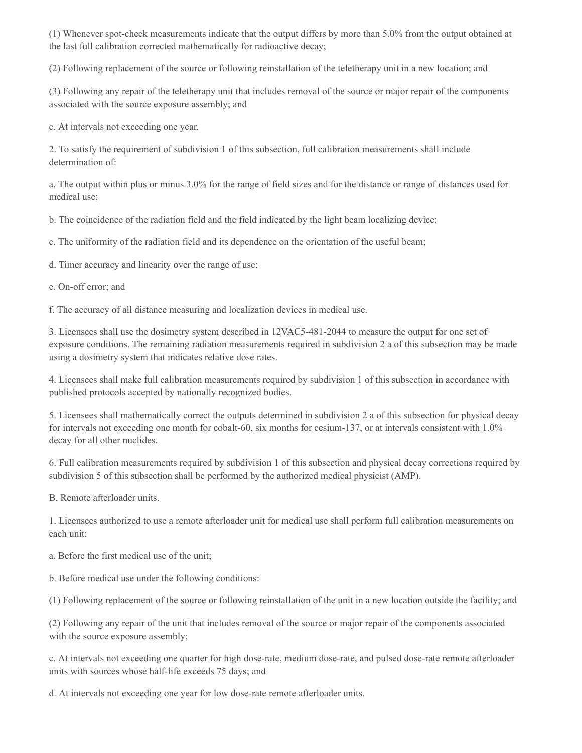(1) Whenever spot-check measurements indicate that the output differs by more than 5.0% from the output obtained at the last full calibration corrected mathematically for radioactive decay;

(2) Following replacement of the source or following reinstallation of the teletherapy unit in a new location; and

(3) Following any repair of the teletherapy unit that includes removal of the source or major repair of the components associated with the source exposure assembly; and

c. At intervals not exceeding one year.

2. To satisfy the requirement of subdivision 1 of this subsection, full calibration measurements shall include determination of:

a. The output within plus or minus 3.0% for the range of field sizes and for the distance or range of distances used for medical use;

b. The coincidence of the radiation field and the field indicated by the light beam localizing device;

c. The uniformity of the radiation field and its dependence on the orientation of the useful beam;

d. Timer accuracy and linearity over the range of use;

e. On-off error; and

f. The accuracy of all distance measuring and localization devices in medical use.

3. Licensees shall use the dosimetry system described in 12VAC5-481-2044 to measure the output for one set of exposure conditions. The remaining radiation measurements required in subdivision 2 a of this subsection may be made using a dosimetry system that indicates relative dose rates.

4. Licensees shall make full calibration measurements required by subdivision 1 of this subsection in accordance with published protocols accepted by nationally recognized bodies.

5. Licensees shall mathematically correct the outputs determined in subdivision 2 a of this subsection for physical decay for intervals not exceeding one month for cobalt-60, six months for cesium-137, or at intervals consistent with 1.0% decay for all other nuclides.

6. Full calibration measurements required by subdivision 1 of this subsection and physical decay corrections required by subdivision 5 of this subsection shall be performed by the authorized medical physicist (AMP).

B. Remote afterloader units.

1. Licensees authorized to use a remote afterloader unit for medical use shall perform full calibration measurements on each unit:

a. Before the first medical use of the unit;

b. Before medical use under the following conditions:

(1) Following replacement of the source or following reinstallation of the unit in a new location outside the facility; and

(2) Following any repair of the unit that includes removal of the source or major repair of the components associated with the source exposure assembly;

c. At intervals not exceeding one quarter for high dose-rate, medium dose-rate, and pulsed dose-rate remote afterloader units with sources whose half-life exceeds 75 days; and

d. At intervals not exceeding one year for low dose-rate remote afterloader units.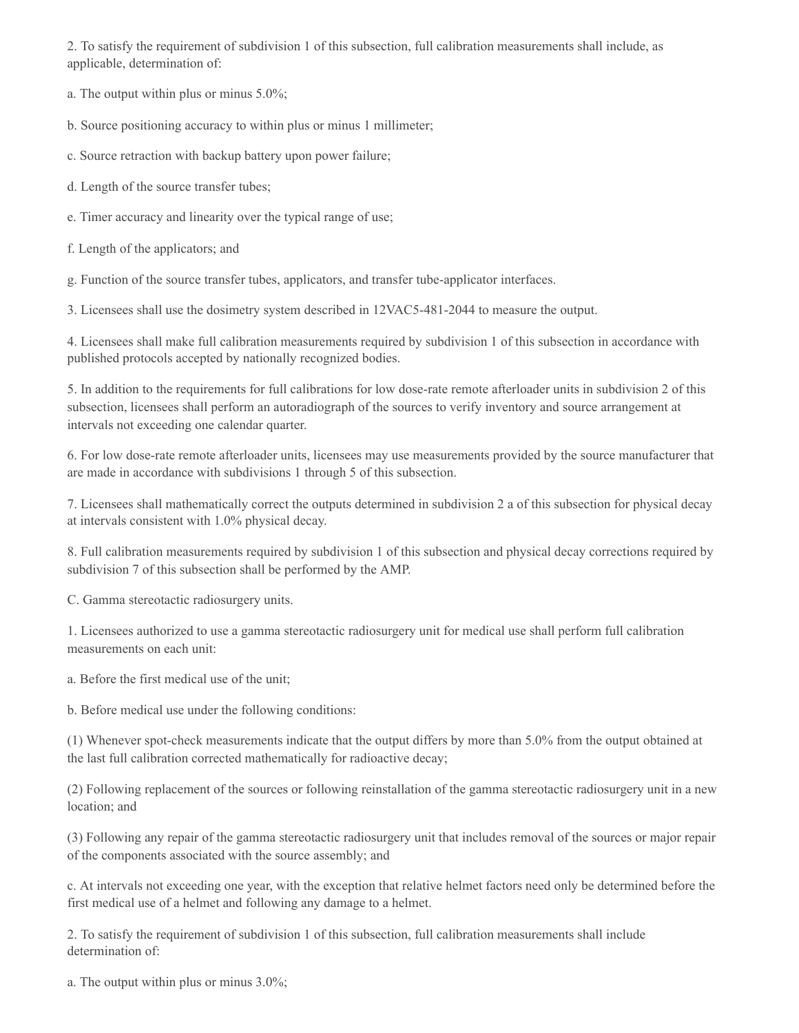2. To satisfy the requirement of subdivision 1 of this subsection, full calibration measurements shall include, as applicable, determination of:

a. The output within plus or minus 5.0%;

b. Source positioning accuracy to within plus or minus 1 millimeter;

c. Source retraction with backup battery upon power failure;

d. Length of the source transfer tubes;

e. Timer accuracy and linearity over the typical range of use;

f. Length of the applicators; and

g. Function of the source transfer tubes, applicators, and transfer tube-applicator interfaces.

3. Licensees shall use the dosimetry system described in 12VAC5-481-2044 to measure the output.

4. Licensees shall make full calibration measurements required by subdivision 1 of this subsection in accordance with published protocols accepted by nationally recognized bodies.

5. In addition to the requirements for full calibrations for low dose-rate remote afterloader units in subdivision 2 of this subsection, licensees shall perform an autoradiograph of the sources to verify inventory and source arrangement at intervals not exceeding one calendar quarter.

6. For low dose-rate remote afterloader units, licensees may use measurements provided by the source manufacturer that are made in accordance with subdivisions 1 through 5 of this subsection.

7. Licensees shall mathematically correct the outputs determined in subdivision 2 a of this subsection for physical decay at intervals consistent with 1.0% physical decay.

8. Full calibration measurements required by subdivision 1 of this subsection and physical decay corrections required by subdivision 7 of this subsection shall be performed by the AMP.

C. Gamma stereotactic radiosurgery units.

1. Licensees authorized to use a gamma stereotactic radiosurgery unit for medical use shall perform full calibration measurements on each unit:

a. Before the first medical use of the unit;

b. Before medical use under the following conditions:

(1) Whenever spot-check measurements indicate that the output differs by more than 5.0% from the output obtained at the last full calibration corrected mathematically for radioactive decay;

(2) Following replacement of the sources or following reinstallation of the gamma stereotactic radiosurgery unit in a new location; and

(3) Following any repair of the gamma stereotactic radiosurgery unit that includes removal of the sources or major repair of the components associated with the source assembly; and

c. At intervals not exceeding one year, with the exception that relative helmet factors need only be determined before the first medical use of a helmet and following any damage to a helmet.

2. To satisfy the requirement of subdivision 1 of this subsection, full calibration measurements shall include determination of:

a. The output within plus or minus 3.0%;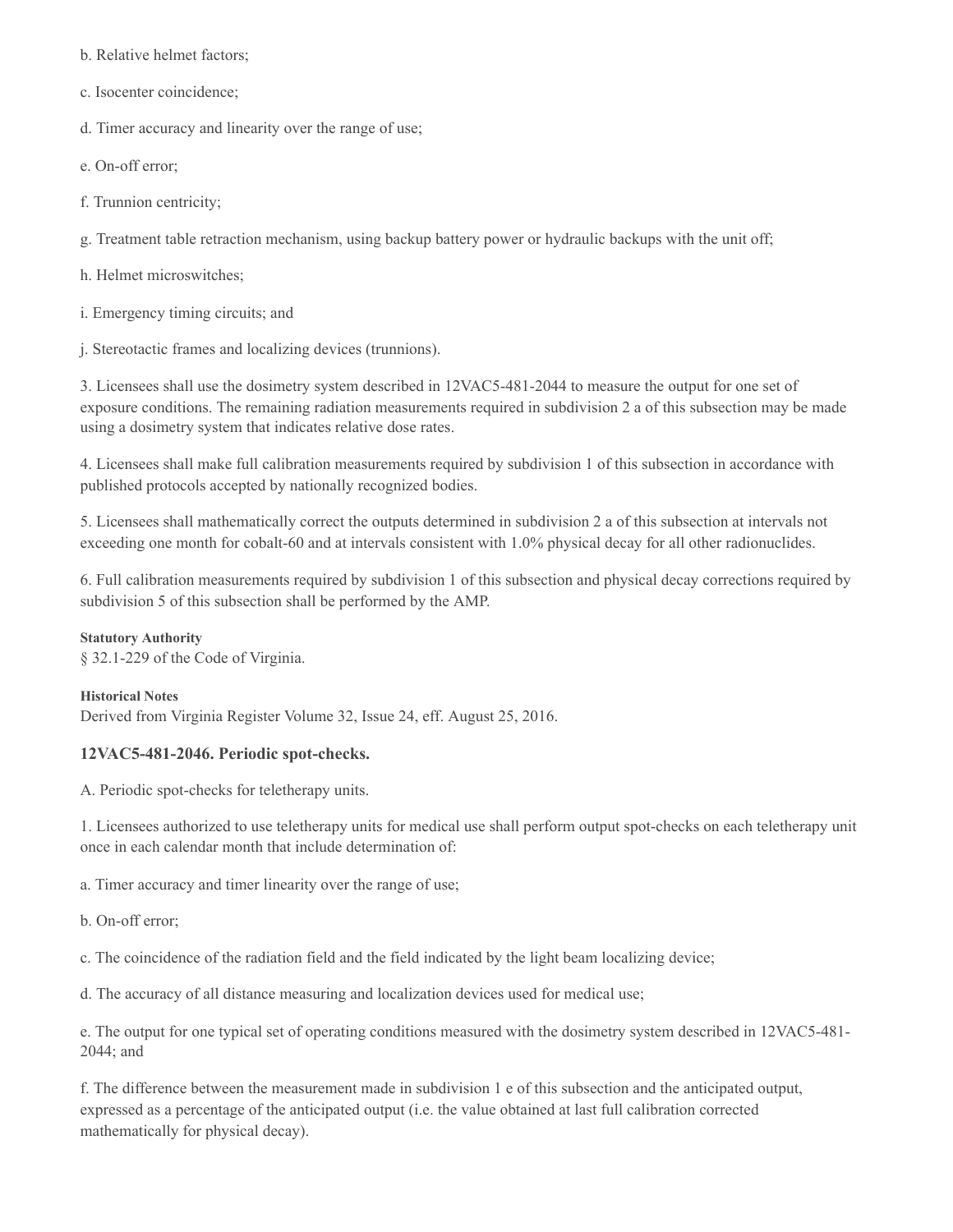b. Relative helmet factors;

c. Isocenter coincidence;

d. Timer accuracy and linearity over the range of use;

e. On-off error;

f. Trunnion centricity;

g. Treatment table retraction mechanism, using backup battery power or hydraulic backups with the unit off;

h. Helmet microswitches;

i. Emergency timing circuits; and

j. Stereotactic frames and localizing devices (trunnions).

3. Licensees shall use the dosimetry system described in 12VAC5-481-2044 to measure the output for one set of exposure conditions. The remaining radiation measurements required in subdivision 2 a of this subsection may be made using a dosimetry system that indicates relative dose rates.

4. Licensees shall make full calibration measurements required by subdivision 1 of this subsection in accordance with published protocols accepted by nationally recognized bodies.

5. Licensees shall mathematically correct the outputs determined in subdivision 2 a of this subsection at intervals not exceeding one month for cobalt-60 and at intervals consistent with 1.0% physical decay for all other radionuclides.

6. Full calibration measurements required by subdivision 1 of this subsection and physical decay corrections required by subdivision 5 of this subsection shall be performed by the AMP.

**Statutory Authority**

§ 32.1-229 of the Code of Virginia.

**Historical Notes**

Derived from Virginia Register Volume 32, Issue 24, eff. August 25, 2016.

### 12VAC5-481-2046. Periodic spot-checks.

A. Periodic spot-checks for teletherapy units.

1. Licensees authorized to use teletherapy units for medical use shall perform output spot-checks on each teletherapy unit once in each calendar month that include determination of:

a. Timer accuracy and timer linearity over the range of use;

b. On-off error;

c. The coincidence of the radiation field and the field indicated by the light beam localizing device;

d. The accuracy of all distance measuring and localization devices used for medical use;

e. The output for one typical set of operating conditions measured with the dosimetry system described in 12VAC5-481-2044; and

f. The difference between the measurement made in subdivision 1 e of this subsection and the anticipated output, expressed as a percentage of the anticipated output (i.e. the value obtained at last full calibration corrected mathematically for physical decay).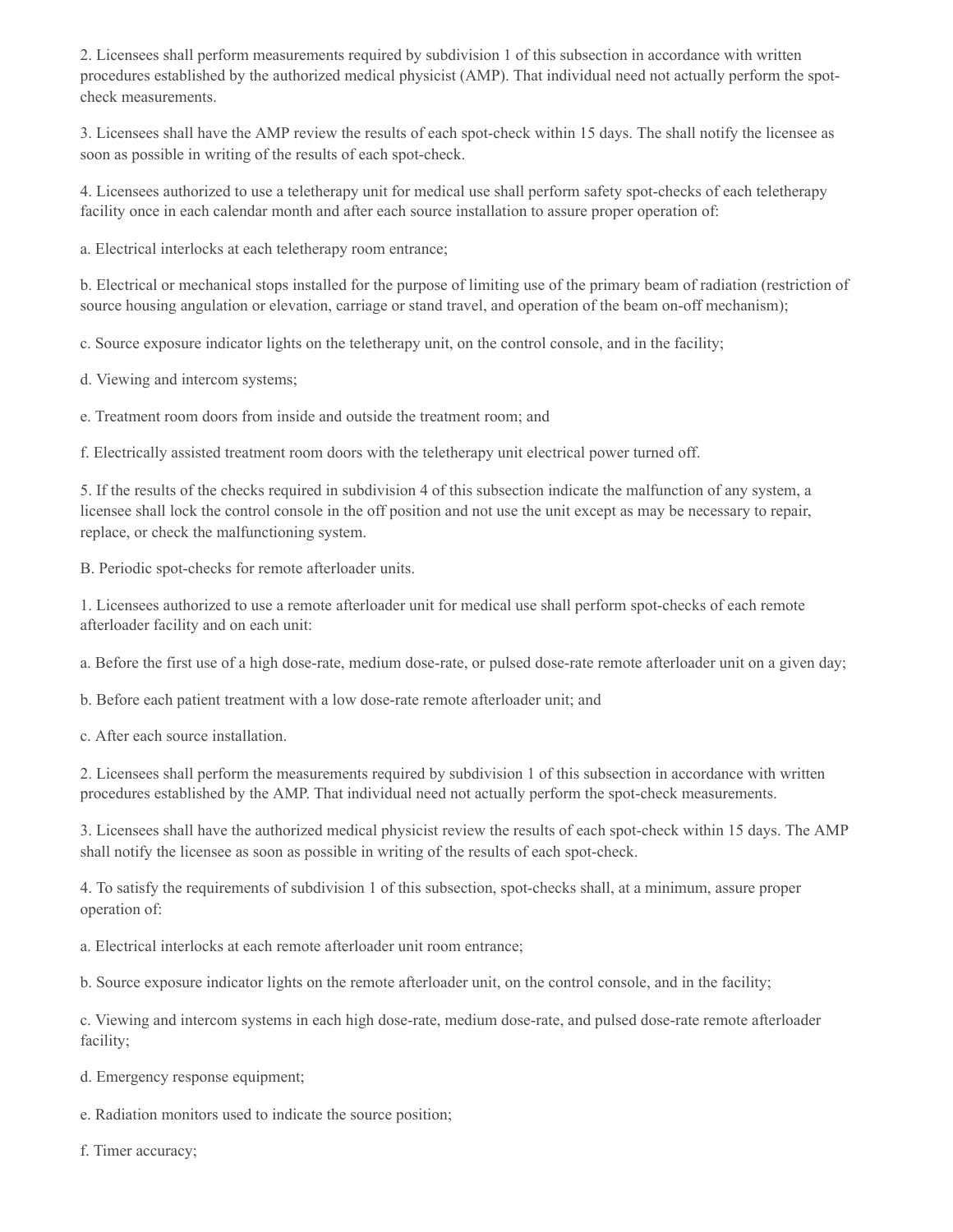2. Licensees shall perform measurements required by subdivision 1 of this subsection in accordance with written procedures established by the authorized medical physicist (AMP). That individual need not actually perform the spot-check measurements.

3. Licensees shall have the AMP review the results of each spot-check within 15 days. The shall notify the licensee as soon as possible in writing of the results of each spot-check.

4. Licensees authorized to use a teletherapy unit for medical use shall perform safety spot-checks of each teletherapy facility once in each calendar month and after each source installation to assure proper operation of:

a. Electrical interlocks at each teletherapy room entrance;

b. Electrical or mechanical stops installed for the purpose of limiting use of the primary beam of radiation (restriction of source housing angulation or elevation, carriage or stand travel, and operation of the beam on-off mechanism);

c. Source exposure indicator lights on the teletherapy unit, on the control console, and in the facility;

d. Viewing and intercom systems;

e. Treatment room doors from inside and outside the treatment room; and

f. Electrically assisted treatment room doors with the teletherapy unit electrical power turned off.

5. If the results of the checks required in subdivision 4 of this subsection indicate the malfunction of any system, a licensee shall lock the control console in the off position and not use the unit except as may be necessary to repair, replace, or check the malfunctioning system.

B. Periodic spot-checks for remote afterloader units.

1. Licensees authorized to use a remote afterloader unit for medical use shall perform spot-checks of each remote afterloader facility and on each unit:

a. Before the first use of a high dose-rate, medium dose-rate, or pulsed dose-rate remote afterloader unit on a given day;

b. Before each patient treatment with a low dose-rate remote afterloader unit; and

c. After each source installation.

2. Licensees shall perform the measurements required by subdivision 1 of this subsection in accordance with written procedures established by the AMP. That individual need not actually perform the spot-check measurements.

3. Licensees shall have the authorized medical physicist review the results of each spot-check within 15 days. The AMP shall notify the licensee as soon as possible in writing of the results of each spot-check.

4. To satisfy the requirements of subdivision 1 of this subsection, spot-checks shall, at a minimum, assure proper operation of:

a. Electrical interlocks at each remote afterloader unit room entrance;

b. Source exposure indicator lights on the remote afterloader unit, on the control console, and in the facility;

c. Viewing and intercom systems in each high dose-rate, medium dose-rate, and pulsed dose-rate remote afterloader facility;

d. Emergency response equipment;

e. Radiation monitors used to indicate the source position;

f. Timer accuracy;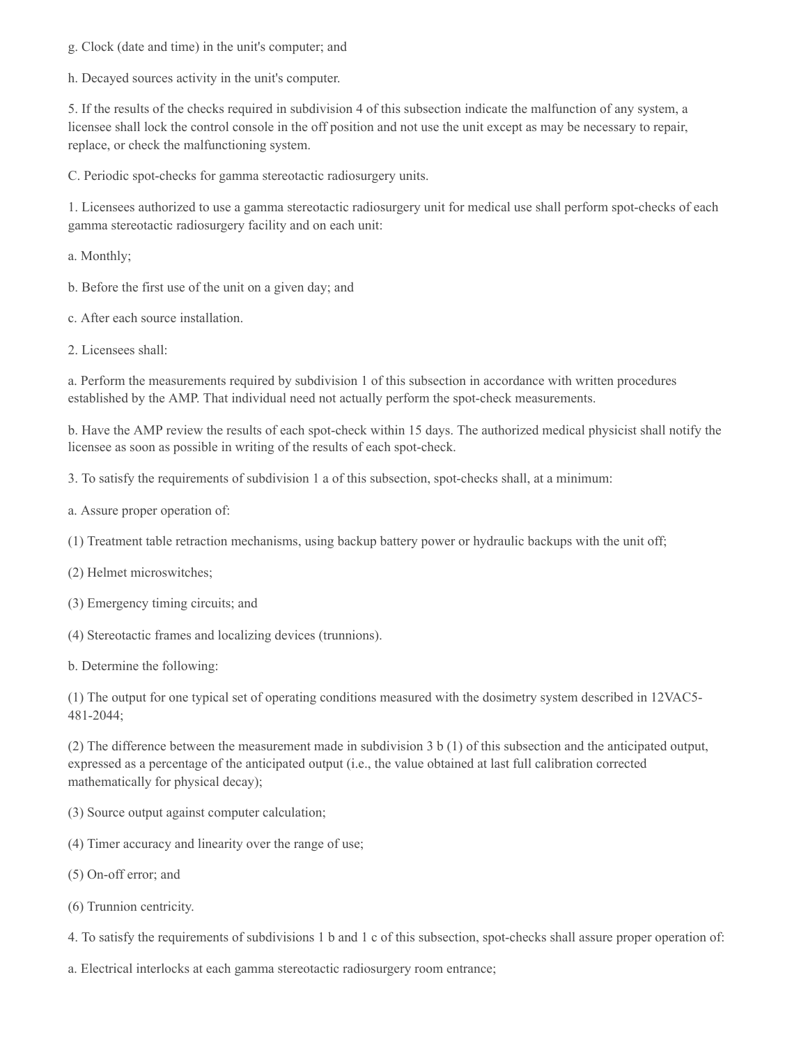g. Clock (date and time) in the unit's computer; and

h. Decayed sources activity in the unit's computer.

5. If the results of the checks required in subdivision 4 of this subsection indicate the malfunction of any system, a licensee shall lock the control console in the off position and not use the unit except as may be necessary to repair, replace, or check the malfunctioning system.

C. Periodic spot-checks for gamma stereotactic radiosurgery units.

1. Licensees authorized to use a gamma stereotactic radiosurgery unit for medical use shall perform spot-checks of each gamma stereotactic radiosurgery facility and on each unit:

a. Monthly;

b. Before the first use of the unit on a given day; and

c. After each source installation.

2. Licensees shall:

a. Perform the measurements required by subdivision 1 of this subsection in accordance with written procedures established by the AMP. That individual need not actually perform the spot-check measurements.

b. Have the AMP review the results of each spot-check within 15 days. The authorized medical physicist shall notify the licensee as soon as possible in writing of the results of each spot-check.

3. To satisfy the requirements of subdivision 1 a of this subsection, spot-checks shall, at a minimum:

a. Assure proper operation of:

(1) Treatment table retraction mechanisms, using backup battery power or hydraulic backups with the unit off;

(2) Helmet microswitches;

(3) Emergency timing circuits; and

(4) Stereotactic frames and localizing devices (trunnions).

b. Determine the following:

(1) The output for one typical set of operating conditions measured with the dosimetry system described in 12VAC5-481-2044;

(2) The difference between the measurement made in subdivision 3 b (1) of this subsection and the anticipated output, expressed as a percentage of the anticipated output (i.e., the value obtained at last full calibration corrected mathematically for physical decay);

(3) Source output against computer calculation;

(4) Timer accuracy and linearity over the range of use;

(5) On-off error; and

(6) Trunnion centricity.

4. To satisfy the requirements of subdivisions 1 b and 1 c of this subsection, spot-checks shall assure proper operation of:

a. Electrical interlocks at each gamma stereotactic radiosurgery room entrance;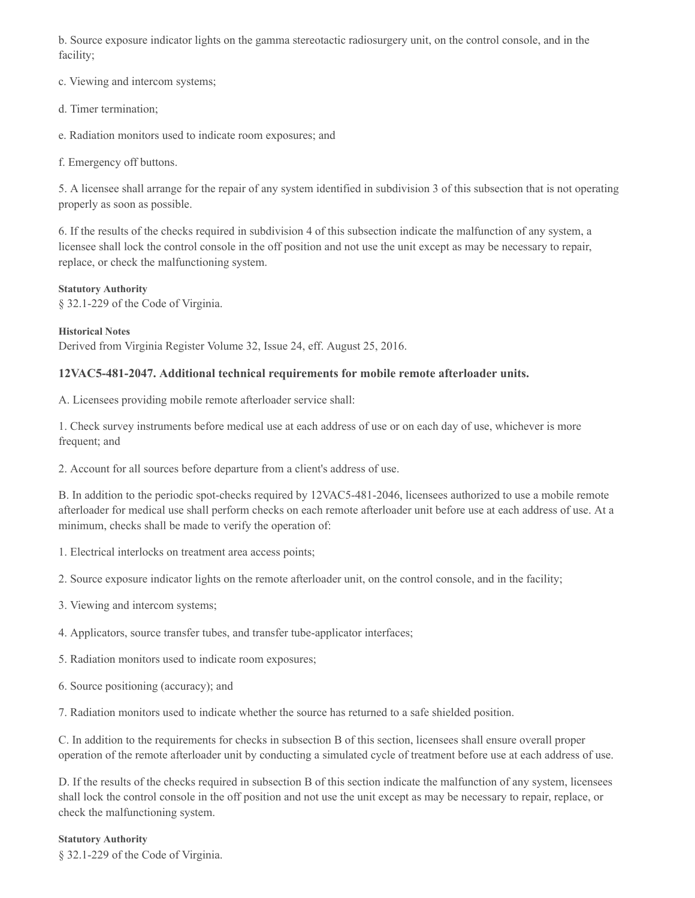b. Source exposure indicator lights on the gamma stereotactic radiosurgery unit, on the control console, and in the facility;

c. Viewing and intercom systems;

d. Timer termination;

e. Radiation monitors used to indicate room exposures; and

f. Emergency off buttons.

5. A licensee shall arrange for the repair of any system identified in subdivision 3 of this subsection that is not operating properly as soon as possible.

6. If the results of the checks required in subdivision 4 of this subsection indicate the malfunction of any system, a licensee shall lock the control console in the off position and not use the unit except as may be necessary to repair, replace, or check the malfunctioning system.

**Statutory Authority**

§ 32.1-229 of the Code of Virginia.

**Historical Notes**

Derived from Virginia Register Volume 32, Issue 24, eff. August 25, 2016.

### 12VAC5-481-2047. Additional technical requirements for mobile remote afterloader units.

A. Licensees providing mobile remote afterloader service shall:

1. Check survey instruments before medical use at each address of use or on each day of use, whichever is more frequent; and

2. Account for all sources before departure from a client's address of use.

B. In addition to the periodic spot-checks required by 12VAC5-481-2046, licensees authorized to use a mobile remote afterloader for medical use shall perform checks on each remote afterloader unit before use at each address of use. At a minimum, checks shall be made to verify the operation of:

1. Electrical interlocks on treatment area access points;

2. Source exposure indicator lights on the remote afterloader unit, on the control console, and in the facility;

3. Viewing and intercom systems;

4. Applicators, source transfer tubes, and transfer tube-applicator interfaces;

5. Radiation monitors used to indicate room exposures;

6. Source positioning (accuracy); and

7. Radiation monitors used to indicate whether the source has returned to a safe shielded position.

C. In addition to the requirements for checks in subsection B of this section, licensees shall ensure overall proper operation of the remote afterloader unit by conducting a simulated cycle of treatment before use at each address of use.

D. If the results of the checks required in subsection B of this section indicate the malfunction of any system, licensees shall lock the control console in the off position and not use the unit except as may be necessary to repair, replace, or check the malfunctioning system.

**Statutory Authority**

§ 32.1-229 of the Code of Virginia.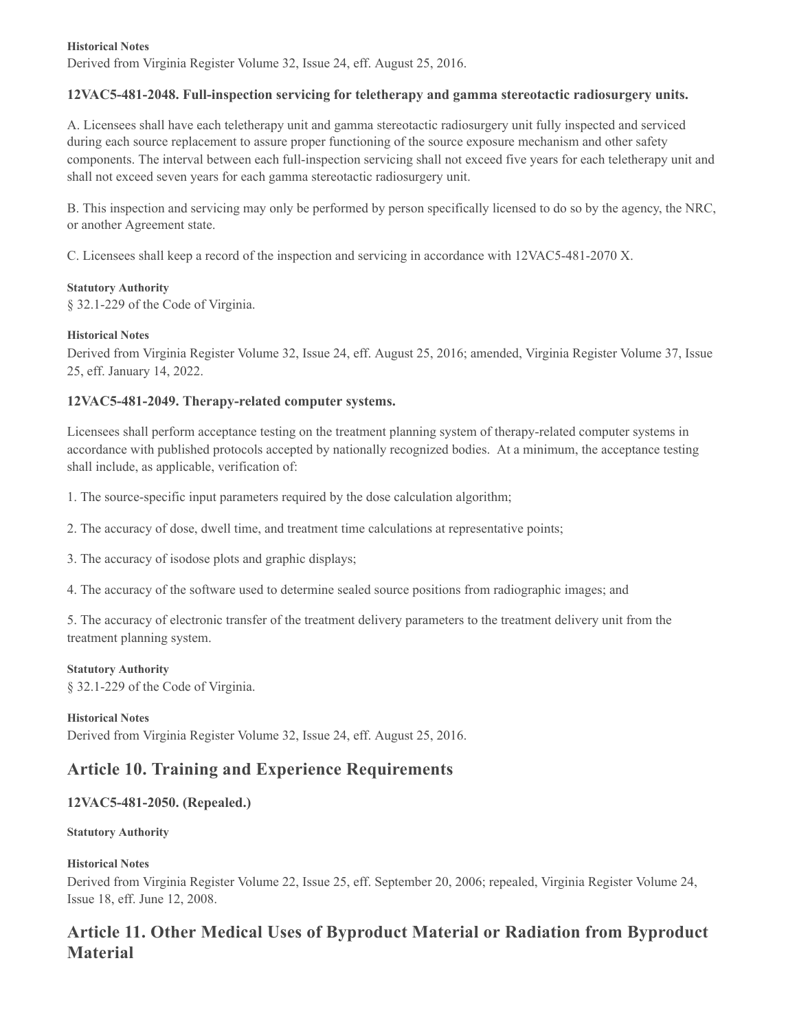**Historical Notes**

Derived from Virginia Register Volume 32, Issue 24, eff. August 25, 2016.

### 12VAC5-481-2048. Full-inspection servicing for teletherapy and gamma stereotactic radiosurgery units.

A. Licensees shall have each teletherapy unit and gamma stereotactic radiosurgery unit fully inspected and serviced during each source replacement to assure proper functioning of the source exposure mechanism and other safety components. The interval between each full-inspection servicing shall not exceed five years for each teletherapy unit and shall not exceed seven years for each gamma stereotactic radiosurgery unit.

B. This inspection and servicing may only be performed by person specifically licensed to do so by the agency, the NRC, or another Agreement state.

C. Licensees shall keep a record of the inspection and servicing in accordance with 12VAC5-481-2070 X.

**Statutory Authority**

§ 32.1-229 of the Code of Virginia.

**Historical Notes**

Derived from Virginia Register Volume 32, Issue 24, eff. August 25, 2016; amended, Virginia Register Volume 37, Issue 25, eff. January 14, 2022.

### 12VAC5-481-2049. Therapy-related computer systems.

Licensees shall perform acceptance testing on the treatment planning system of therapy-related computer systems in accordance with published protocols accepted by nationally recognized bodies. At a minimum, the acceptance testing shall include, as applicable, verification of:

1. The source-specific input parameters required by the dose calculation algorithm;

2. The accuracy of dose, dwell time, and treatment time calculations at representative points;

3. The accuracy of isodose plots and graphic displays;

4. The accuracy of the software used to determine sealed source positions from radiographic images; and

5. The accuracy of electronic transfer of the treatment delivery parameters to the treatment delivery unit from the treatment planning system.

**Statutory Authority**

§ 32.1-229 of the Code of Virginia.

**Historical Notes**

Derived from Virginia Register Volume 32, Issue 24, eff. August 25, 2016.

## Article 10. Training and Experience Requirements

### 12VAC5-481-2050. (Repealed.)

**Statutory Authority**

**Historical Notes**

Derived from Virginia Register Volume 22, Issue 25, eff. September 20, 2006; repealed, Virginia Register Volume 24, Issue 18, eff. June 12, 2008.

## Article 11. Other Medical Uses of Byproduct Material or Radiation from Byproduct Material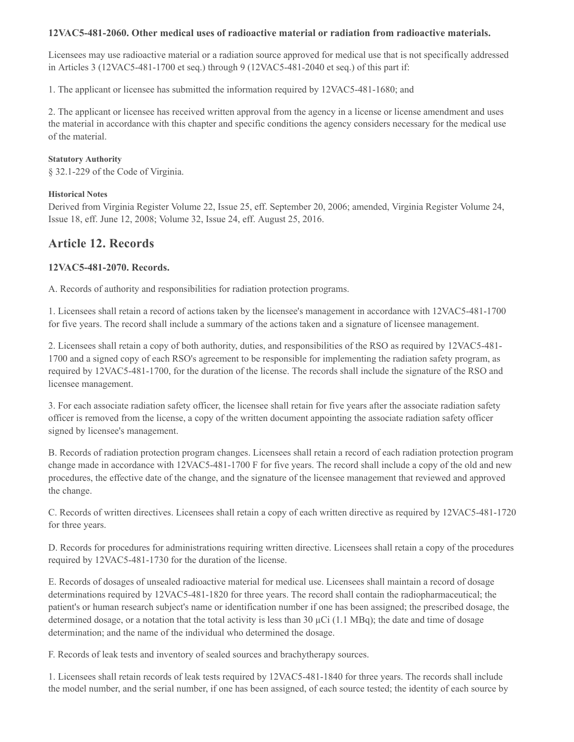**12VAC5-481-2060. Other medical uses of radioactive material or radiation from radioactive materials.**

Licensees may use radioactive material or a radiation source approved for medical use that is not specifically addressed in Articles 3 (12VAC5-481-1700 et seq.) through 9 (12VAC5-481-2040 et seq.) of this part if:

1. The applicant or licensee has submitted the information required by 12VAC5-481-1680; and

2. The applicant or licensee has received written approval from the agency in a license or license amendment and uses the material in accordance with this chapter and specific conditions the agency considers necessary for the medical use of the material.

**Statutory Authority**

§ 32.1-229 of the Code of Virginia.

**Historical Notes**

Derived from Virginia Register Volume 22, Issue 25, eff. September 20, 2006; amended, Virginia Register Volume 24, Issue 18, eff. June 12, 2008; Volume 32, Issue 24, eff. August 25, 2016.

## Article 12. Records

### 12VAC5-481-2070. Records.

A. Records of authority and responsibilities for radiation protection programs.

1. Licensees shall retain a record of actions taken by the licensee's management in accordance with 12VAC5-481-1700 for five years. The record shall include a summary of the actions taken and a signature of licensee management.

2. Licensees shall retain a copy of both authority, duties, and responsibilities of the RSO as required by 12VAC5-481-1700 and a signed copy of each RSO's agreement to be responsible for implementing the radiation safety program, as required by 12VAC5-481-1700, for the duration of the license. The records shall include the signature of the RSO and licensee management.

3. For each associate radiation safety officer, the licensee shall retain for five years after the associate radiation safety officer is removed from the license, a copy of the written document appointing the associate radiation safety officer signed by licensee's management.

B. Records of radiation protection program changes. Licensees shall retain a record of each radiation protection program change made in accordance with 12VAC5-481-1700 F for five years. The record shall include a copy of the old and new procedures, the effective date of the change, and the signature of the licensee management that reviewed and approved the change.

C. Records of written directives. Licensees shall retain a copy of each written directive as required by 12VAC5-481-1720 for three years.

D. Records for procedures for administrations requiring written directive. Licensees shall retain a copy of the procedures required by 12VAC5-481-1730 for the duration of the license.

E. Records of dosages of unsealed radioactive material for medical use. Licensees shall maintain a record of dosage determinations required by 12VAC5-481-1820 for three years. The record shall contain the radiopharmaceutical; the patient's or human research subject's name or identification number if one has been assigned; the prescribed dosage, the determined dosage, or a notation that the total activity is less than 30 μCi (1.1 MBq); the date and time of dosage determination; and the name of the individual who determined the dosage.

F. Records of leak tests and inventory of sealed sources and brachytherapy sources.

1. Licensees shall retain records of leak tests required by 12VAC5-481-1840 for three years. The records shall include the model number, and the serial number, if one has been assigned, of each source tested; the identity of each source by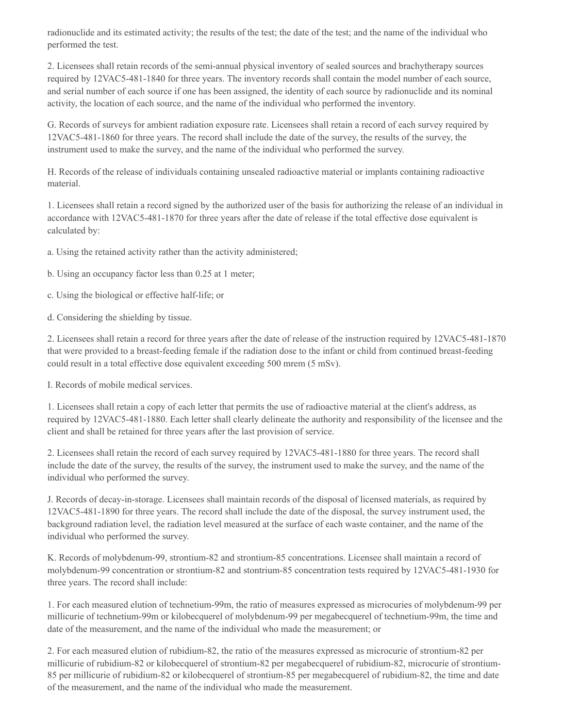radionuclide and its estimated activity; the results of the test; the date of the test; and the name of the individual who performed the test.

2. Licensees shall retain records of the semi-annual physical inventory of sealed sources and brachytherapy sources required by 12VAC5-481-1840 for three years. The inventory records shall contain the model number of each source, and serial number of each source if one has been assigned, the identity of each source by radionuclide and its nominal activity, the location of each source, and the name of the individual who performed the inventory.

G. Records of surveys for ambient radiation exposure rate. Licensees shall retain a record of each survey required by 12VAC5-481-1860 for three years. The record shall include the date of the survey, the results of the survey, the instrument used to make the survey, and the name of the individual who performed the survey.

H. Records of the release of individuals containing unsealed radioactive material or implants containing radioactive material.

1. Licensees shall retain a record signed by the authorized user of the basis for authorizing the release of an individual in accordance with 12VAC5-481-1870 for three years after the date of release if the total effective dose equivalent is calculated by:

a. Using the retained activity rather than the activity administered;

b. Using an occupancy factor less than 0.25 at 1 meter;

c. Using the biological or effective half-life; or

d. Considering the shielding by tissue.

2. Licensees shall retain a record for three years after the date of release of the instruction required by 12VAC5-481-1870 that were provided to a breast-feeding female if the radiation dose to the infant or child from continued breast-feeding could result in a total effective dose equivalent exceeding 500 mrem (5 mSv).

I. Records of mobile medical services.

1. Licensees shall retain a copy of each letter that permits the use of radioactive material at the client's address, as required by 12VAC5-481-1880. Each letter shall clearly delineate the authority and responsibility of the licensee and the client and shall be retained for three years after the last provision of service.

2. Licensees shall retain the record of each survey required by 12VAC5-481-1880 for three years. The record shall include the date of the survey, the results of the survey, the instrument used to make the survey, and the name of the individual who performed the survey.

J. Records of decay-in-storage. Licensees shall maintain records of the disposal of licensed materials, as required by 12VAC5-481-1890 for three years. The record shall include the date of the disposal, the survey instrument used, the background radiation level, the radiation level measured at the surface of each waste container, and the name of the individual who performed the survey.

K. Records of molybdenum-99, strontium-82 and strontium-85 concentrations. Licensee shall maintain a record of molybdenum-99 concentration or strontium-82 and stontrium-85 concentration tests required by 12VAC5-481-1930 for three years. The record shall include:

1. For each measured elution of technetium-99m, the ratio of measures expressed as microcuries of molybdenum-99 per millicurie of technetium-99m or kilobecquerel of molybdenum-99 per megabecquerel of technetium-99m, the time and date of the measurement, and the name of the individual who made the measurement; or

2. For each measured elution of rubidium-82, the ratio of the measures expressed as microcurie of strontium-82 per millicurie of rubidium-82 or kilobecquerel of strontium-82 per megabecquerel of rubidium-82, microcurie of strontium-85 per millicurie of rubidium-82 or kilobecquerel of strontium-85 per megabecquerel of rubidium-82, the time and date of the measurement, and the name of the individual who made the measurement.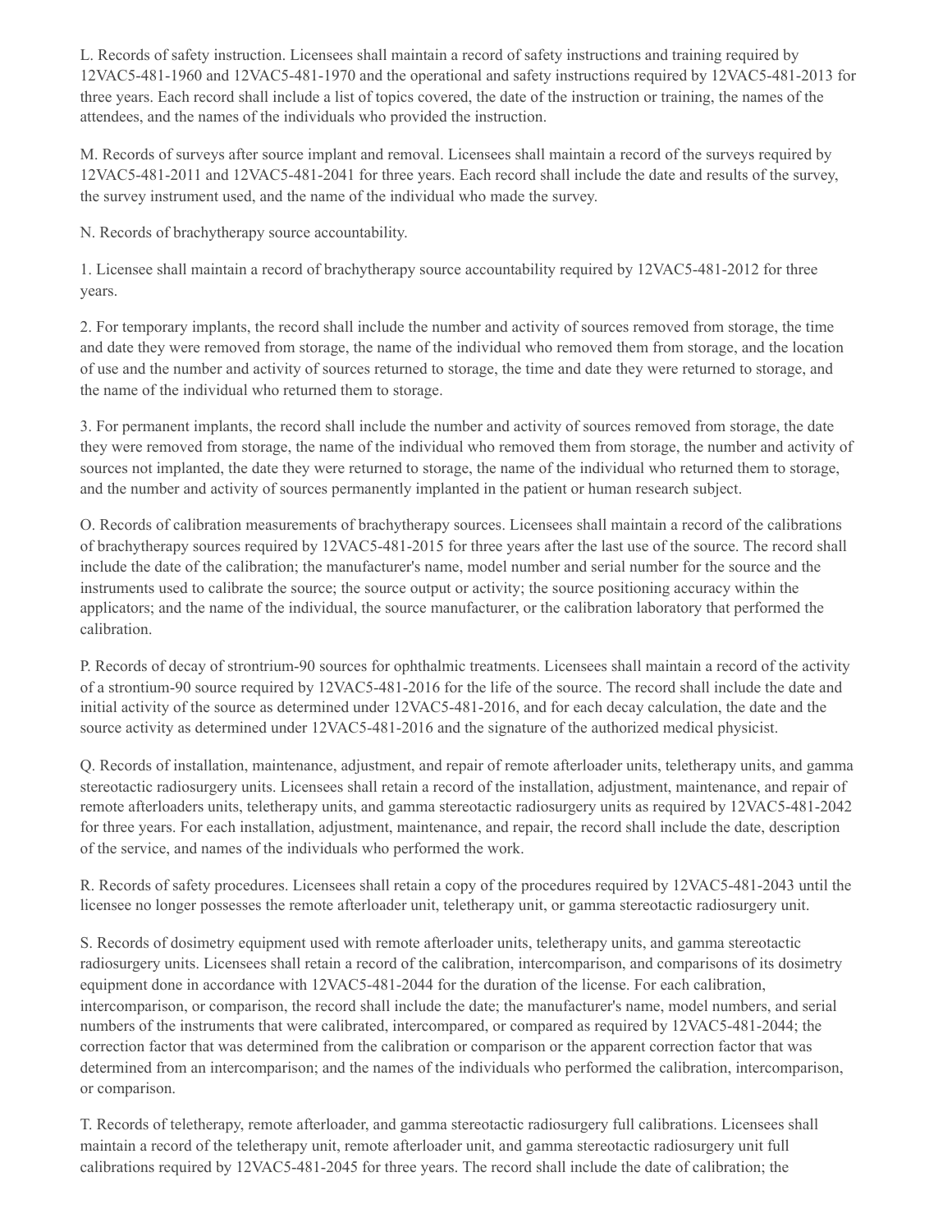L. Records of safety instruction. Licensees shall maintain a record of safety instructions and training required by 12VAC5-481-1960 and 12VAC5-481-1970 and the operational and safety instructions required by 12VAC5-481-2013 for three years. Each record shall include a list of topics covered, the date of the instruction or training, the names of the attendees, and the names of the individuals who provided the instruction.

M. Records of surveys after source implant and removal. Licensees shall maintain a record of the surveys required by 12VAC5-481-2011 and 12VAC5-481-2041 for three years. Each record shall include the date and results of the survey, the survey instrument used, and the name of the individual who made the survey.

N. Records of brachytherapy source accountability.

1. Licensee shall maintain a record of brachytherapy source accountability required by 12VAC5-481-2012 for three years.

2. For temporary implants, the record shall include the number and activity of sources removed from storage, the time and date they were removed from storage, the name of the individual who removed them from storage, and the location of use and the number and activity of sources returned to storage, the time and date they were returned to storage, and the name of the individual who returned them to storage.

3. For permanent implants, the record shall include the number and activity of sources removed from storage, the date they were removed from storage, the name of the individual who removed them from storage, the number and activity of sources not implanted, the date they were returned to storage, the name of the individual who returned them to storage, and the number and activity of sources permanently implanted in the patient or human research subject.

O. Records of calibration measurements of brachytherapy sources. Licensees shall maintain a record of the calibrations of brachytherapy sources required by 12VAC5-481-2015 for three years after the last use of the source. The record shall include the date of the calibration; the manufacturer's name, model number and serial number for the source and the instruments used to calibrate the source; the source output or activity; the source positioning accuracy within the applicators; and the name of the individual, the source manufacturer, or the calibration laboratory that performed the calibration.

P. Records of decay of strontium-90 sources for ophthalmic treatments. Licensees shall maintain a record of the activity of a strontium-90 source required by 12VAC5-481-2016 for the life of the source. The record shall include the date and initial activity of the source as determined under 12VAC5-481-2016, and for each decay calculation, the date and the source activity as determined under 12VAC5-481-2016 and the signature of the authorized medical physicist.

Q. Records of installation, maintenance, adjustment, and repair of remote afterloader units, teletherapy units, and gamma stereotactic radiosurgery units. Licensees shall retain a record of the installation, adjustment, maintenance, and repair of remote afterloaders units, teletherapy units, and gamma stereotactic radiosurgery units as required by 12VAC5-481-2042 for three years. For each installation, adjustment, maintenance, and repair, the record shall include the date, description of the service, and names of the individuals who performed the work.

R. Records of safety procedures. Licensees shall retain a copy of the procedures required by 12VAC5-481-2043 until the licensee no longer possesses the remote afterloader unit, teletherapy unit, or gamma stereotactic radiosurgery unit.

S. Records of dosimetry equipment used with remote afterloader units, teletherapy units, and gamma stereotactic radiosurgery units. Licensees shall retain a record of the calibration, intercomparison, and comparisons of its dosimetry equipment done in accordance with 12VAC5-481-2044 for the duration of the license. For each calibration, intercomparison, or comparison, the record shall include the date; the manufacturer's name, model numbers, and serial numbers of the instruments that were calibrated, intercompared, or compared as required by 12VAC5-481-2044; the correction factor that was determined from the calibration or comparison or the apparent correction factor that was determined from an intercomparison; and the names of the individuals who performed the calibration, intercomparison, or comparison.

T. Records of teletherapy, remote afterloader, and gamma stereotactic radiosurgery full calibrations. Licensees shall maintain a record of the teletherapy unit, remote afterloader unit, and gamma stereotactic radiosurgery unit full calibrations required by 12VAC5-481-2045 for three years. The record shall include the date of calibration; the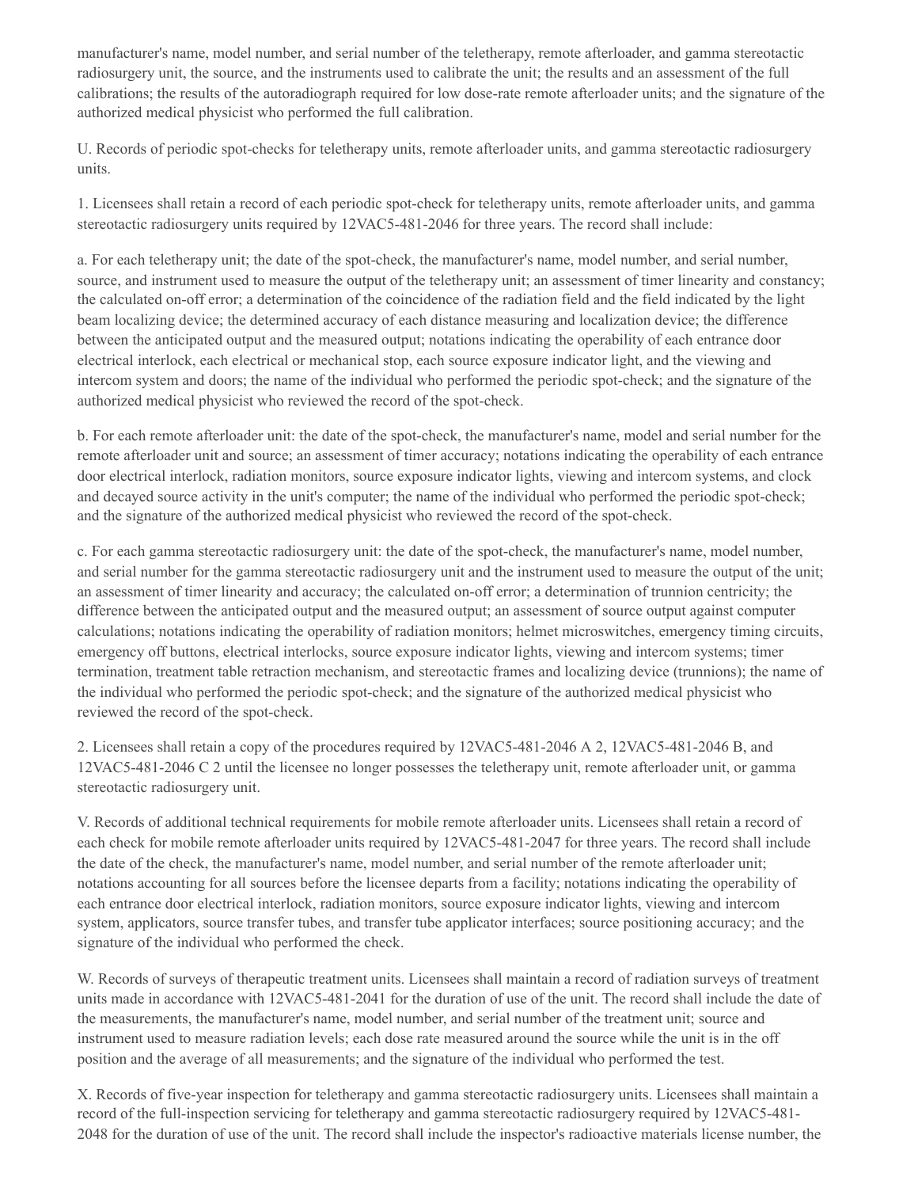manufacturer's name, model number, and serial number of the teletherapy, remote afterloader, and gamma stereotactic radiosurgery unit, the source, and the instruments used to calibrate the unit; the results and an assessment of the full calibrations; the results of the autoradiograph required for low dose-rate remote afterloader units; and the signature of the authorized medical physicist who performed the full calibration.

U. Records of periodic spot-checks for teletherapy units, remote afterloader units, and gamma stereotactic radiosurgery units.

1. Licensees shall retain a record of each periodic spot-check for teletherapy units, remote afterloader units, and gamma stereotactic radiosurgery units required by 12VAC5-481-2046 for three years. The record shall include:

a. For each teletherapy unit; the date of the spot-check, the manufacturer's name, model number, and serial number, source, and instrument used to measure the output of the teletherapy unit; an assessment of timer linearity and constancy; the calculated on-off error; a determination of the coincidence of the radiation field and the field indicated by the light beam localizing device; the determined accuracy of each distance measuring and localization device; the difference between the anticipated output and the measured output; notations indicating the operability of each entrance door electrical interlock, each electrical or mechanical stop, each source exposure indicator light, and the viewing and intercom system and doors; the name of the individual who performed the periodic spot-check; and the signature of the authorized medical physicist who reviewed the record of the spot-check.

b. For each remote afterloader unit: the date of the spot-check, the manufacturer's name, model and serial number for the remote afterloader unit and source; an assessment of timer accuracy; notations indicating the operability of each entrance door electrical interlock, radiation monitors, source exposure indicator lights, viewing and intercom systems, and clock and decayed source activity in the unit's computer; the name of the individual who performed the periodic spot-check; and the signature of the authorized medical physicist who reviewed the record of the spot-check.

c. For each gamma stereotactic radiosurgery unit: the date of the spot-check, the manufacturer's name, model number, and serial number for the gamma stereotactic radiosurgery unit and the instrument used to measure the output of the unit; an assessment of timer linearity and accuracy; the calculated on-off error; a determination of trunnion centricity; the difference between the anticipated output and the measured output; an assessment of source output against computer calculations; notations indicating the operability of radiation monitors; helmet microswitches, emergency timing circuits, emergency off buttons, electrical interlocks, source exposure indicator lights, viewing and intercom systems; timer termination, treatment table retraction mechanism, and stereotactic frames and localizing device (trunnions); the name of the individual who performed the periodic spot-check; and the signature of the authorized medical physicist who reviewed the record of the spot-check.

2. Licensees shall retain a copy of the procedures required by 12VAC5-481-2046 A 2, 12VAC5-481-2046 B, and 12VAC5-481-2046 C 2 until the licensee no longer possesses the teletherapy unit, remote afterloader unit, or gamma stereotactic radiosurgery unit.

V. Records of additional technical requirements for mobile remote afterloader units. Licensees shall retain a record of each check for mobile remote afterloader units required by 12VAC5-481-2047 for three years. The record shall include the date of the check, the manufacturer's name, model number, and serial number of the remote afterloader unit; notations accounting for all sources before the licensee departs from a facility; notations indicating the operability of each entrance door electrical interlock, radiation monitors, source exposure indicator lights, viewing and intercom system, applicators, source transfer tubes, and transfer tube applicator interfaces; source positioning accuracy; and the signature of the individual who performed the check.

W. Records of surveys of therapeutic treatment units. Licensees shall maintain a record of radiation surveys of treatment units made in accordance with 12VAC5-481-2041 for the duration of use of the unit. The record shall include the date of the measurements, the manufacturer's name, model number, and serial number of the treatment unit; source and instrument used to measure radiation levels; each dose rate measured around the source while the unit is in the off position and the average of all measurements; and the signature of the individual who performed the test.

X. Records of five-year inspection for teletherapy and gamma stereotactic radiosurgery units. Licensees shall maintain a record of the full-inspection servicing for teletherapy and gamma stereotactic radiosurgery required by 12VAC5-481-2048 for the duration of use of the unit. The record shall include the inspector's radioactive materials license number, the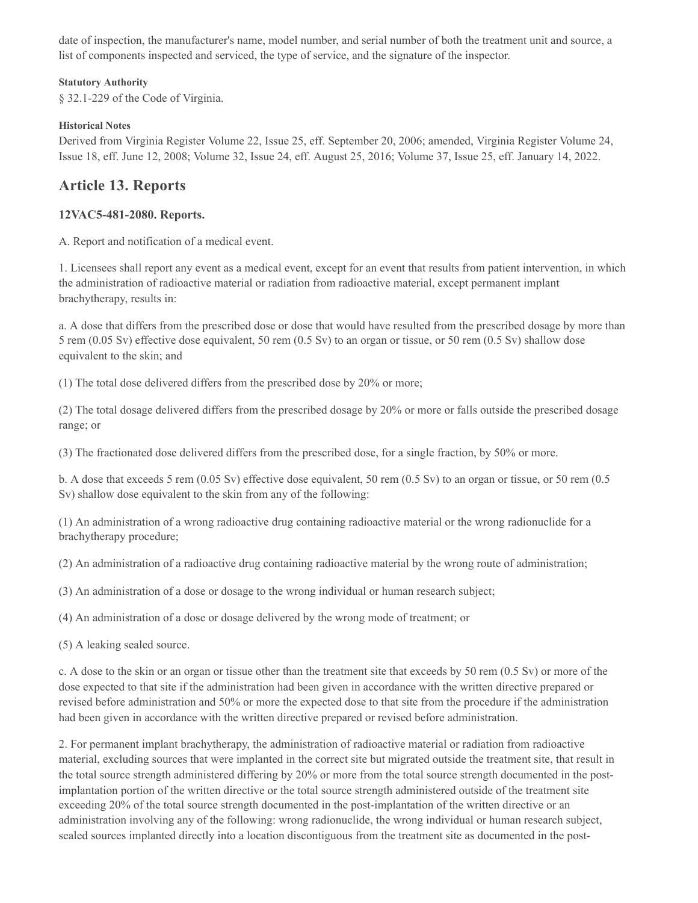date of inspection, the manufacturer's name, model number, and serial number of both the treatment unit and source, a list of components inspected and serviced, the type of service, and the signature of the inspector.

**Statutory Authority**

§ 32.1-229 of the Code of Virginia.

**Historical Notes**

Derived from Virginia Register Volume 22, Issue 25, eff. September 20, 2006; amended, Virginia Register Volume 24, Issue 18, eff. June 12, 2008; Volume 32, Issue 24, eff. August 25, 2016; Volume 37, Issue 25, eff. January 14, 2022.

## Article 13. Reports

### 12VAC5-481-2080. Reports.

A. Report and notification of a medical event.

1. Licensees shall report any event as a medical event, except for an event that results from patient intervention, in which the administration of radioactive material or radiation from radioactive material, except permanent implant brachytherapy, results in:

a. A dose that differs from the prescribed dose or dose that would have resulted from the prescribed dosage by more than 5 rem (0.05 Sv) effective dose equivalent, 50 rem (0.5 Sv) to an organ or tissue, or 50 rem (0.5 Sv) shallow dose equivalent to the skin; and

(1) The total dose delivered differs from the prescribed dose by 20% or more;

(2) The total dosage delivered differs from the prescribed dosage by 20% or more or falls outside the prescribed dosage range; or

(3) The fractionated dose delivered differs from the prescribed dose, for a single fraction, by 50% or more.

b. A dose that exceeds 5 rem (0.05 Sv) effective dose equivalent, 50 rem (0.5 Sv) to an organ or tissue, or 50 rem (0.5 Sv) shallow dose equivalent to the skin from any of the following:

(1) An administration of a wrong radioactive drug containing radioactive material or the wrong radionuclide for a brachytherapy procedure;

(2) An administration of a radioactive drug containing radioactive material by the wrong route of administration;

(3) An administration of a dose or dosage to the wrong individual or human research subject;

(4) An administration of a dose or dosage delivered by the wrong mode of treatment; or

(5) A leaking sealed source.

c. A dose to the skin or an organ or tissue other than the treatment site that exceeds by 50 rem (0.5 Sv) or more of the dose expected to that site if the administration had been given in accordance with the written directive prepared or revised before administration and 50% or more the expected dose to that site from the procedure if the administration had been given in accordance with the written directive prepared or revised before administration.

2. For permanent implant brachytherapy, the administration of radioactive material or radiation from radioactive material, excluding sources that were implanted in the correct site but migrated outside the treatment site, that result in the total source strength administered differing by 20% or more from the total source strength documented in the post-implantation portion of the written directive or the total source strength administered outside of the treatment site exceeding 20% of the total source strength documented in the post-implantation of the written directive or an administration involving any of the following: wrong radionuclide, the wrong individual or human research subject, sealed sources implanted directly into a location discontiguous from the treatment site as documented in the post-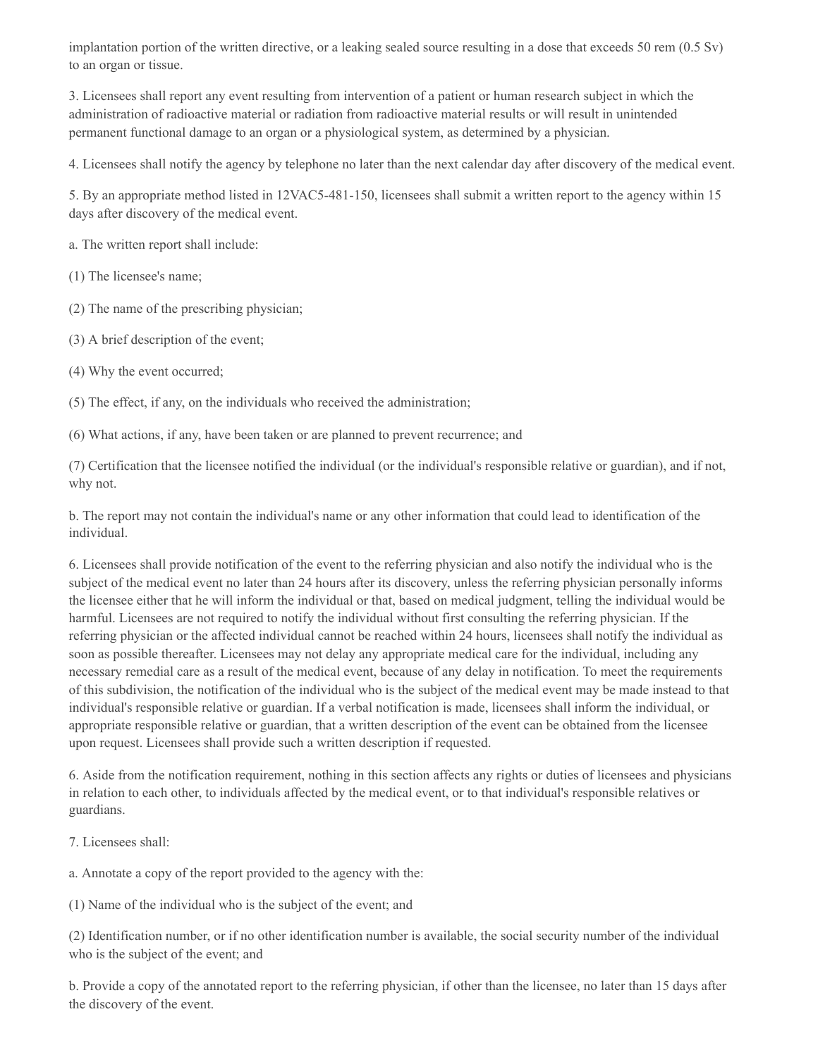implantation portion of the written directive, or a leaking sealed source resulting in a dose that exceeds 50 rem (0.5 Sv) to an organ or tissue.

3. Licensees shall report any event resulting from intervention of a patient or human research subject in which the administration of radioactive material or radiation from radioactive material results or will result in unintended permanent functional damage to an organ or a physiological system, as determined by a physician.

4. Licensees shall notify the agency by telephone no later than the next calendar day after discovery of the medical event.

5. By an appropriate method listed in 12VAC5-481-150, licensees shall submit a written report to the agency within 15 days after discovery of the medical event.

a. The written report shall include:

(1) The licensee's name;

(2) The name of the prescribing physician;

(3) A brief description of the event;

(4) Why the event occurred;

(5) The effect, if any, on the individuals who received the administration;

(6) What actions, if any, have been taken or are planned to prevent recurrence; and

(7) Certification that the licensee notified the individual (or the individual's responsible relative or guardian), and if not, why not.

b. The report may not contain the individual's name or any other information that could lead to identification of the individual.

6. Licensees shall provide notification of the event to the referring physician and also notify the individual who is the subject of the medical event no later than 24 hours after its discovery, unless the referring physician personally informs the licensee either that he will inform the individual or that, based on medical judgment, telling the individual would be harmful. Licensees are not required to notify the individual without first consulting the referring physician. If the referring physician or the affected individual cannot be reached within 24 hours, licensees shall notify the individual as soon as possible thereafter. Licensees may not delay any appropriate medical care for the individual, including any necessary remedial care as a result of the medical event, because of any delay in notification. To meet the requirements of this subdivision, the notification of the individual who is the subject of the medical event may be made instead to that individual's responsible relative or guardian. If a verbal notification is made, licensees shall inform the individual, or appropriate responsible relative or guardian, that a written description of the event can be obtained from the licensee upon request. Licensees shall provide such a written description if requested.

6. Aside from the notification requirement, nothing in this section affects any rights or duties of licensees and physicians in relation to each other, to individuals affected by the medical event, or to that individual's responsible relatives or guardians.

7. Licensees shall:

a. Annotate a copy of the report provided to the agency with the:

(1) Name of the individual who is the subject of the event; and

(2) Identification number, or if no other identification number is available, the social security number of the individual who is the subject of the event; and

b. Provide a copy of the annotated report to the referring physician, if other than the licensee, no later than 15 days after the discovery of the event.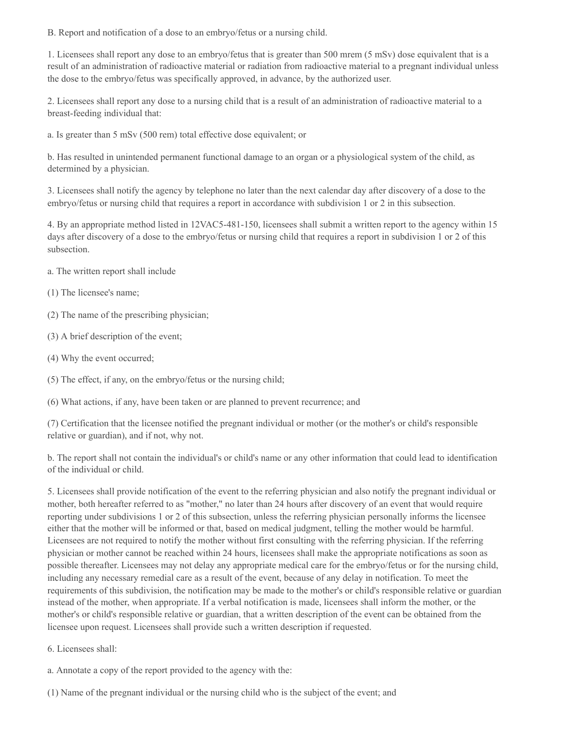B. Report and notification of a dose to an embryo/fetus or a nursing child.

1. Licensees shall report any dose to an embryo/fetus that is greater than 500 mrem (5 mSv) dose equivalent that is a result of an administration of radioactive material or radiation from radioactive material to a pregnant individual unless the dose to the embryo/fetus was specifically approved, in advance, by the authorized user.

2. Licensees shall report any dose to a nursing child that is a result of an administration of radioactive material to a breast-feeding individual that:

a. Is greater than 5 mSv (500 rem) total effective dose equivalent; or

b. Has resulted in unintended permanent functional damage to an organ or a physiological system of the child, as determined by a physician.

3. Licensees shall notify the agency by telephone no later than the next calendar day after discovery of a dose to the embryo/fetus or nursing child that requires a report in accordance with subdivision 1 or 2 in this subsection.

4. By an appropriate method listed in 12VAC5-481-150, licensees shall submit a written report to the agency within 15 days after discovery of a dose to the embryo/fetus or nursing child that requires a report in subdivision 1 or 2 of this subsection.

a. The written report shall include

(1) The licensee's name;

(2) The name of the prescribing physician;

(3) A brief description of the event;

(4) Why the event occurred;

(5) The effect, if any, on the embryo/fetus or the nursing child;

(6) What actions, if any, have been taken or are planned to prevent recurrence; and

(7) Certification that the licensee notified the pregnant individual or mother (or the mother's or child's responsible relative or guardian), and if not, why not.

b. The report shall not contain the individual's or child's name or any other information that could lead to identification of the individual or child.

5. Licensees shall provide notification of the event to the referring physician and also notify the pregnant individual or mother, both hereafter referred to as "mother," no later than 24 hours after discovery of an event that would require reporting under subdivisions 1 or 2 of this subsection, unless the referring physician personally informs the licensee either that the mother will be informed or that, based on medical judgment, telling the mother would be harmful. Licensees are not required to notify the mother without first consulting with the referring physician. If the referring physician or mother cannot be reached within 24 hours, licensees shall make the appropriate notifications as soon as possible thereafter. Licensees may not delay any appropriate medical care for the embryo/fetus or for the nursing child, including any necessary remedial care as a result of the event, because of any delay in notification. To meet the requirements of this subdivision, the notification may be made to the mother's or child's responsible relative or guardian instead of the mother, when appropriate. If a verbal notification is made, licensees shall inform the mother, or the mother's or child's responsible relative or guardian, that a written description of the event can be obtained from the licensee upon request. Licensees shall provide such a written description if requested.

6. Licensees shall:

a. Annotate a copy of the report provided to the agency with the:

(1) Name of the pregnant individual or the nursing child who is the subject of the event; and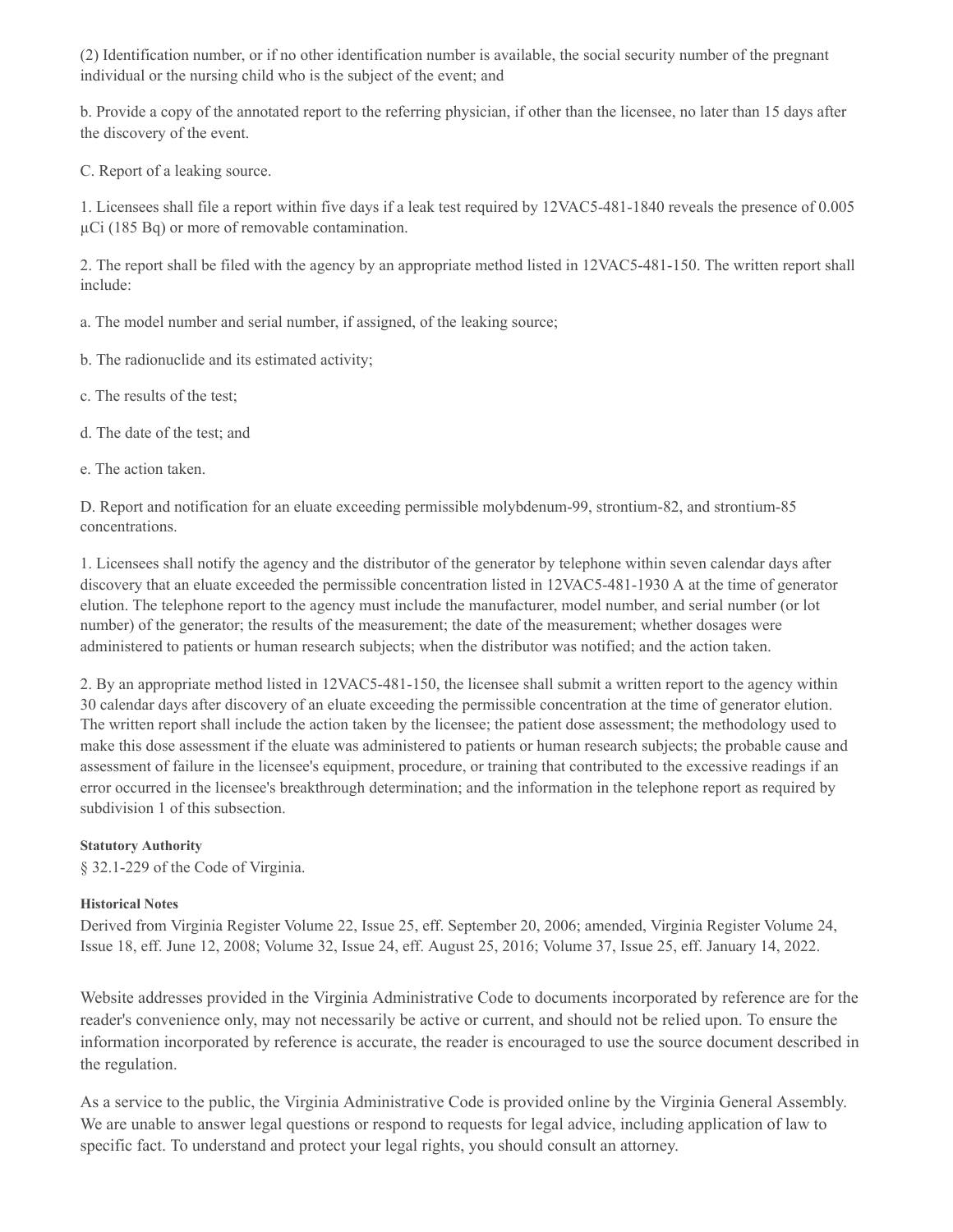(2) Identification number, or if no other identification number is available, the social security number of the pregnant individual or the nursing child who is the subject of the event; and

b. Provide a copy of the annotated report to the referring physician, if other than the licensee, no later than 15 days after the discovery of the event.

C. Report of a leaking source.

1. Licensees shall file a report within five days if a leak test required by 12VAC5-481-1840 reveals the presence of 0.005 μCi (185 Bq) or more of removable contamination.

2. The report shall be filed with the agency by an appropriate method listed in 12VAC5-481-150. The written report shall include:

a. The model number and serial number, if assigned, of the leaking source;

b. The radionuclide and its estimated activity;

c. The results of the test;

d. The date of the test; and

e. The action taken.

D. Report and notification for an eluate exceeding permissible molybdenum-99, strontium-82, and strontium-85 concentrations.

1. Licensees shall notify the agency and the distributor of the generator by telephone within seven calendar days after discovery that an eluate exceeded the permissible concentration listed in 12VAC5-481-1930 A at the time of generator elution. The telephone report to the agency must include the manufacturer, model number, and serial number (or lot number) of the generator; the results of the measurement; the date of the measurement; whether dosages were administered to patients or human research subjects; when the distributor was notified; and the action taken.

2. By an appropriate method listed in 12VAC5-481-150, the licensee shall submit a written report to the agency within 30 calendar days after discovery of an eluate exceeding the permissible concentration at the time of generator elution. The written report shall include the action taken by the licensee; the patient dose assessment; the methodology used to make this dose assessment if the eluate was administered to patients or human research subjects; the probable cause and assessment of failure in the licensee's equipment, procedure, or training that contributed to the excessive readings if an error occurred in the licensee's breakthrough determination; and the information in the telephone report as required by subdivision 1 of this subsection.

**Statutory Authority**

§ 32.1-229 of the Code of Virginia.

**Historical Notes**

Derived from Virginia Register Volume 22, Issue 25, eff. September 20, 2006; amended, Virginia Register Volume 24, Issue 18, eff. June 12, 2008; Volume 32, Issue 24, eff. August 25, 2016; Volume 37, Issue 25, eff. January 14, 2022.

Website addresses provided in the Virginia Administrative Code to documents incorporated by reference are for the reader's convenience only, may not necessarily be active or current, and should not be relied upon. To ensure the information incorporated by reference is accurate, the reader is encouraged to use the source document described in the regulation.

As a service to the public, the Virginia Administrative Code is provided online by the Virginia General Assembly. We are unable to answer legal questions or respond to requests for legal advice, including application of law to specific fact. To understand and protect your legal rights, you should consult an attorney.